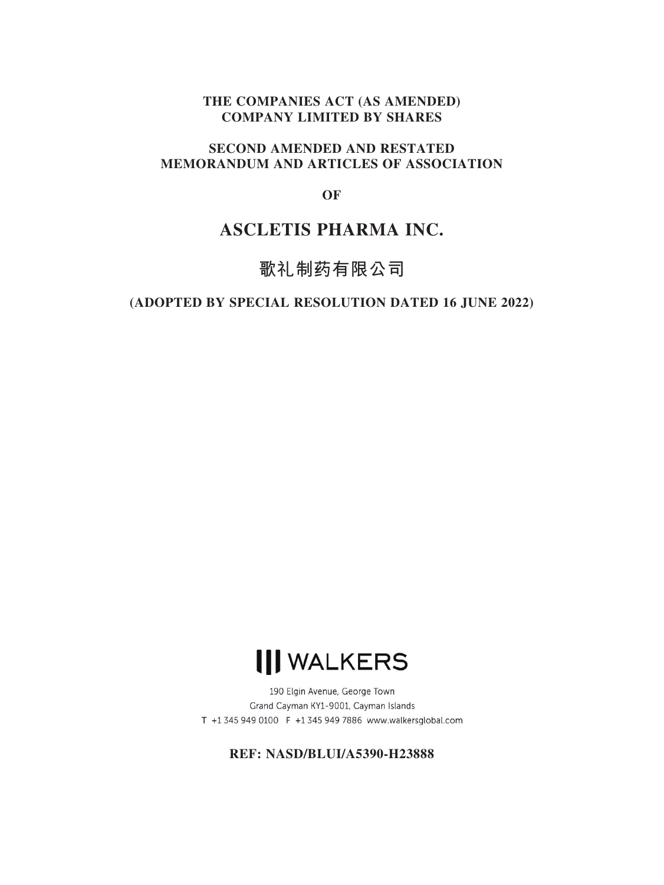**THE COMPANIES ACT (AS AMENDED)**
**COMPANY LIMITED BY SHARES**

**SECOND AMENDED AND RESTATED**
**MEMORANDUM AND ARTICLES OF ASSOCIATION**

**OF**

# ASCLETIS PHARMA INC.

# 歌礼制药有限公司

**(ADOPTED BY SPECIAL RESOLUTION DATED 16 JUNE 2022)**

WALKERS

190 Elgin Avenue, George Town
Grand Cayman KY1-9001, Cayman Islands
T +1 345 949 0100 F +1 345 949 7886 www.walkersglobal.com

**REF: NASD/BLUI/A5390-H23888**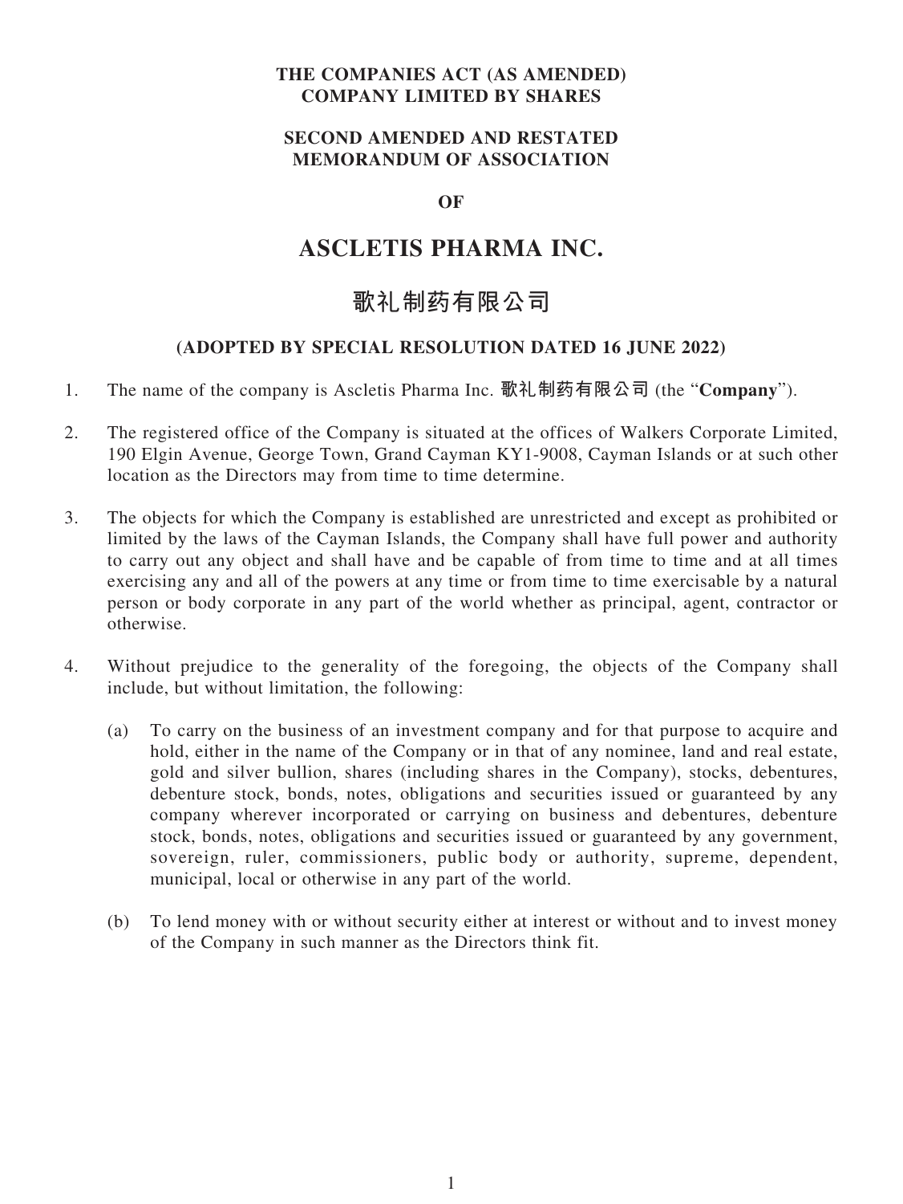**THE COMPANIES ACT (AS AMENDED)**
**COMPANY LIMITED BY SHARES**

**SECOND AMENDED AND RESTATED**
**MEMORANDUM OF ASSOCIATION**

**OF**

# ASCLETIS PHARMA INC.

# 歌礼制药有限公司

**(ADOPTED BY SPECIAL RESOLUTION DATED 16 JUNE 2022)**

1. The name of the company is Ascletis Pharma Inc. 歌礼制药有限公司 (the "**Company**").

2. The registered office of the Company is situated at the offices of Walkers Corporate Limited, 190 Elgin Avenue, George Town, Grand Cayman KY1-9008, Cayman Islands or at such other location as the Directors may from time to time determine.

3. The objects for which the Company is established are unrestricted and except as prohibited or limited by the laws of the Cayman Islands, the Company shall have full power and authority to carry out any object and shall have and be capable of from time to time and at all times exercising any and all of the powers at any time or from time to time exercisable by a natural person or body corporate in any part of the world whether as principal, agent, contractor or otherwise.

4. Without prejudice to the generality of the foregoing, the objects of the Company shall include, but without limitation, the following:

   (a) To carry on the business of an investment company and for that purpose to acquire and hold, either in the name of the Company or in that of any nominee, land and real estate, gold and silver bullion, shares (including shares in the Company), stocks, debentures, debenture stock, bonds, notes, obligations and securities issued or guaranteed by any company wherever incorporated or carrying on business and debentures, debenture stock, bonds, notes, obligations and securities issued or guaranteed by any government, sovereign, ruler, commissioners, public body or authority, supreme, dependent, municipal, local or otherwise in any part of the world.

   (b) To lend money with or without security either at interest or without and to invest money of the Company in such manner as the Directors think fit.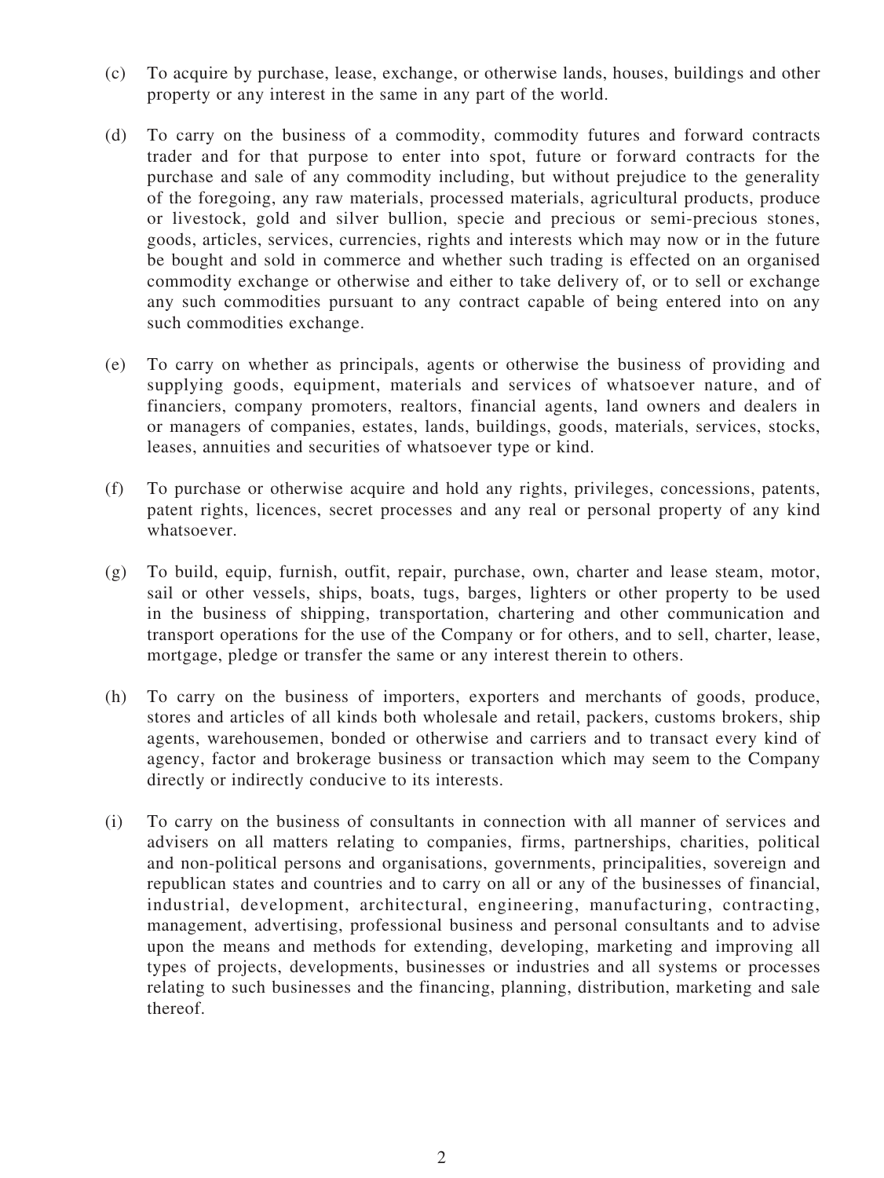(c) To acquire by purchase, lease, exchange, or otherwise lands, houses, buildings and other property or any interest in the same in any part of the world.

(d) To carry on the business of a commodity, commodity futures and forward contracts trader and for that purpose to enter into spot, future or forward contracts for the purchase and sale of any commodity including, but without prejudice to the generality of the foregoing, any raw materials, processed materials, agricultural products, produce or livestock, gold and silver bullion, specie and precious or semi-precious stones, goods, articles, services, currencies, rights and interests which may now or in the future be bought and sold in commerce and whether such trading is effected on an organised commodity exchange or otherwise and either to take delivery of, or to sell or exchange any such commodities pursuant to any contract capable of being entered into on any such commodities exchange.

(e) To carry on whether as principals, agents or otherwise the business of providing and supplying goods, equipment, materials and services of whatsoever nature, and of financiers, company promoters, realtors, financial agents, land owners and dealers in or managers of companies, estates, lands, buildings, goods, materials, services, stocks, leases, annuities and securities of whatsoever type or kind.

(f) To purchase or otherwise acquire and hold any rights, privileges, concessions, patents, patent rights, licences, secret processes and any real or personal property of any kind whatsoever.

(g) To build, equip, furnish, outfit, repair, purchase, own, charter and lease steam, motor, sail or other vessels, ships, boats, tugs, barges, lighters or other property to be used in the business of shipping, transportation, chartering and other communication and transport operations for the use of the Company or for others, and to sell, charter, lease, mortgage, pledge or transfer the same or any interest therein to others.

(h) To carry on the business of importers, exporters and merchants of goods, produce, stores and articles of all kinds both wholesale and retail, packers, customs brokers, ship agents, warehousemen, bonded or otherwise and carriers and to transact every kind of agency, factor and brokerage business or transaction which may seem to the Company directly or indirectly conducive to its interests.

(i) To carry on the business of consultants in connection with all manner of services and advisers on all matters relating to companies, firms, partnerships, charities, political and non-political persons and organisations, governments, principalities, sovereign and republican states and countries and to carry on all or any of the businesses of financial, industrial, development, architectural, engineering, manufacturing, contracting, management, advertising, professional business and personal consultants and to advise upon the means and methods for extending, developing, marketing and improving all types of projects, developments, businesses or industries and all systems or processes relating to such businesses and the financing, planning, distribution, marketing and sale thereof.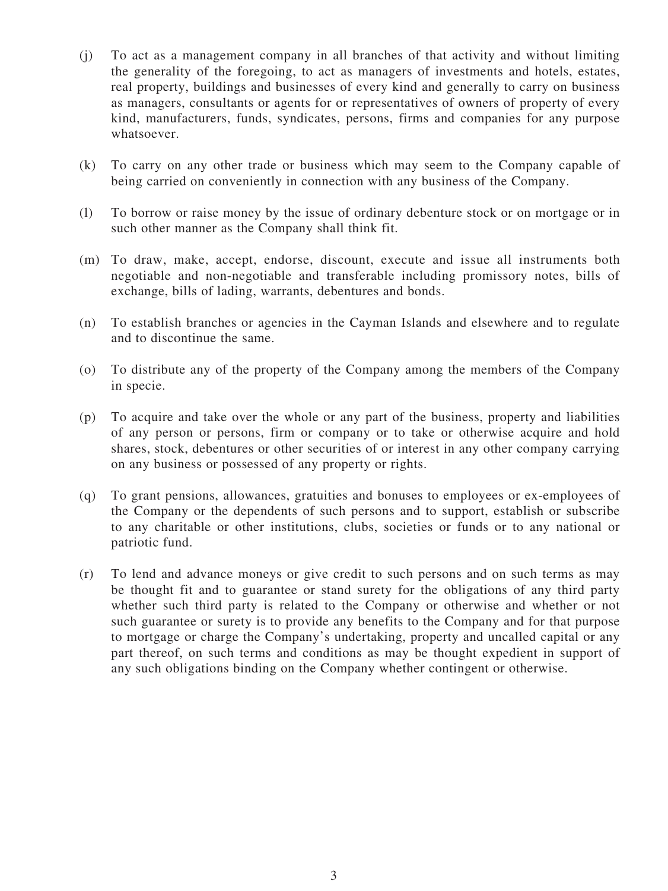(j) To act as a management company in all branches of that activity and without limiting the generality of the foregoing, to act as managers of investments and hotels, estates, real property, buildings and businesses of every kind and generally to carry on business as managers, consultants or agents for or representatives of owners of property of every kind, manufacturers, funds, syndicates, persons, firms and companies for any purpose whatsoever.

(k) To carry on any other trade or business which may seem to the Company capable of being carried on conveniently in connection with any business of the Company.

(l) To borrow or raise money by the issue of ordinary debenture stock or on mortgage or in such other manner as the Company shall think fit.

(m) To draw, make, accept, endorse, discount, execute and issue all instruments both negotiable and non-negotiable and transferable including promissory notes, bills of exchange, bills of lading, warrants, debentures and bonds.

(n) To establish branches or agencies in the Cayman Islands and elsewhere and to regulate and to discontinue the same.

(o) To distribute any of the property of the Company among the members of the Company in specie.

(p) To acquire and take over the whole or any part of the business, property and liabilities of any person or persons, firm or company or to take or otherwise acquire and hold shares, stock, debentures or other securities of or interest in any other company carrying on any business or possessed of any property or rights.

(q) To grant pensions, allowances, gratuities and bonuses to employees or ex-employees of the Company or the dependents of such persons and to support, establish or subscribe to any charitable or other institutions, clubs, societies or funds or to any national or patriotic fund.

(r) To lend and advance moneys or give credit to such persons and on such terms as may be thought fit and to guarantee or stand surety for the obligations of any third party whether such third party is related to the Company or otherwise and whether or not such guarantee or surety is to provide any benefits to the Company and for that purpose to mortgage or charge the Company's undertaking, property and uncalled capital or any part thereof, on such terms and conditions as may be thought expedient in support of any such obligations binding on the Company whether contingent or otherwise.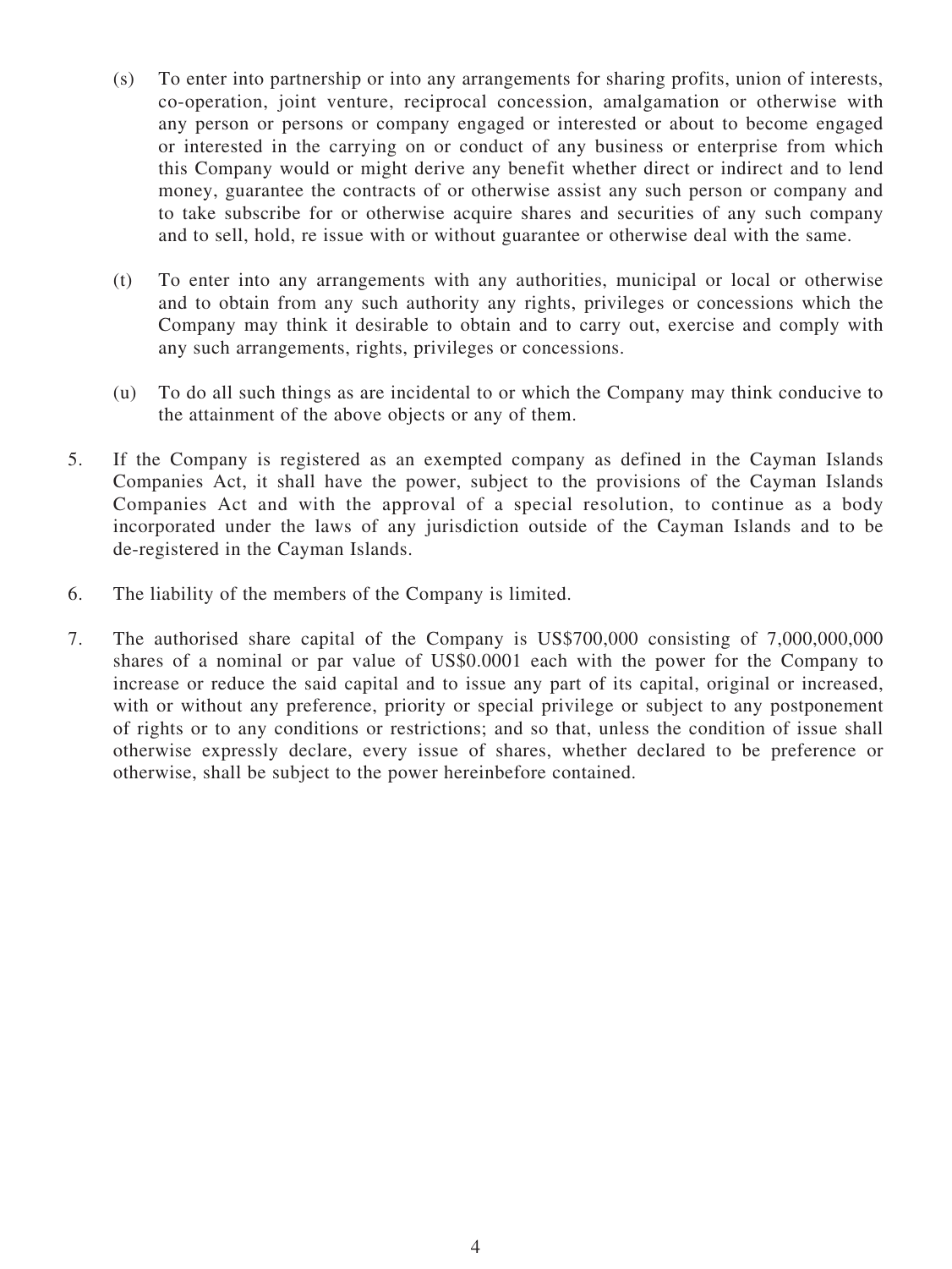(s) To enter into partnership or into any arrangements for sharing profits, union of interests, co-operation, joint venture, reciprocal concession, amalgamation or otherwise with any person or persons or company engaged or interested or about to become engaged or interested in the carrying on or conduct of any business or enterprise from which this Company would or might derive any benefit whether direct or indirect and to lend money, guarantee the contracts of or otherwise assist any such person or company and to take subscribe for or otherwise acquire shares and securities of any such company and to sell, hold, re issue with or without guarantee or otherwise deal with the same.

(t) To enter into any arrangements with any authorities, municipal or local or otherwise and to obtain from any such authority any rights, privileges or concessions which the Company may think it desirable to obtain and to carry out, exercise and comply with any such arrangements, rights, privileges or concessions.

(u) To do all such things as are incidental to or which the Company may think conducive to the attainment of the above objects or any of them.

5. If the Company is registered as an exempted company as defined in the Cayman Islands Companies Act, it shall have the power, subject to the provisions of the Cayman Islands Companies Act and with the approval of a special resolution, to continue as a body incorporated under the laws of any jurisdiction outside of the Cayman Islands and to be de-registered in the Cayman Islands.

6. The liability of the members of the Company is limited.

7. The authorised share capital of the Company is US$700,000 consisting of 7,000,000,000 shares of a nominal or par value of US$0.0001 each with the power for the Company to increase or reduce the said capital and to issue any part of its capital, original or increased, with or without any preference, priority or special privilege or subject to any postponement of rights or to any conditions or restrictions; and so that, unless the condition of issue shall otherwise expressly declare, every issue of shares, whether declared to be preference or otherwise, shall be subject to the power hereinbefore contained.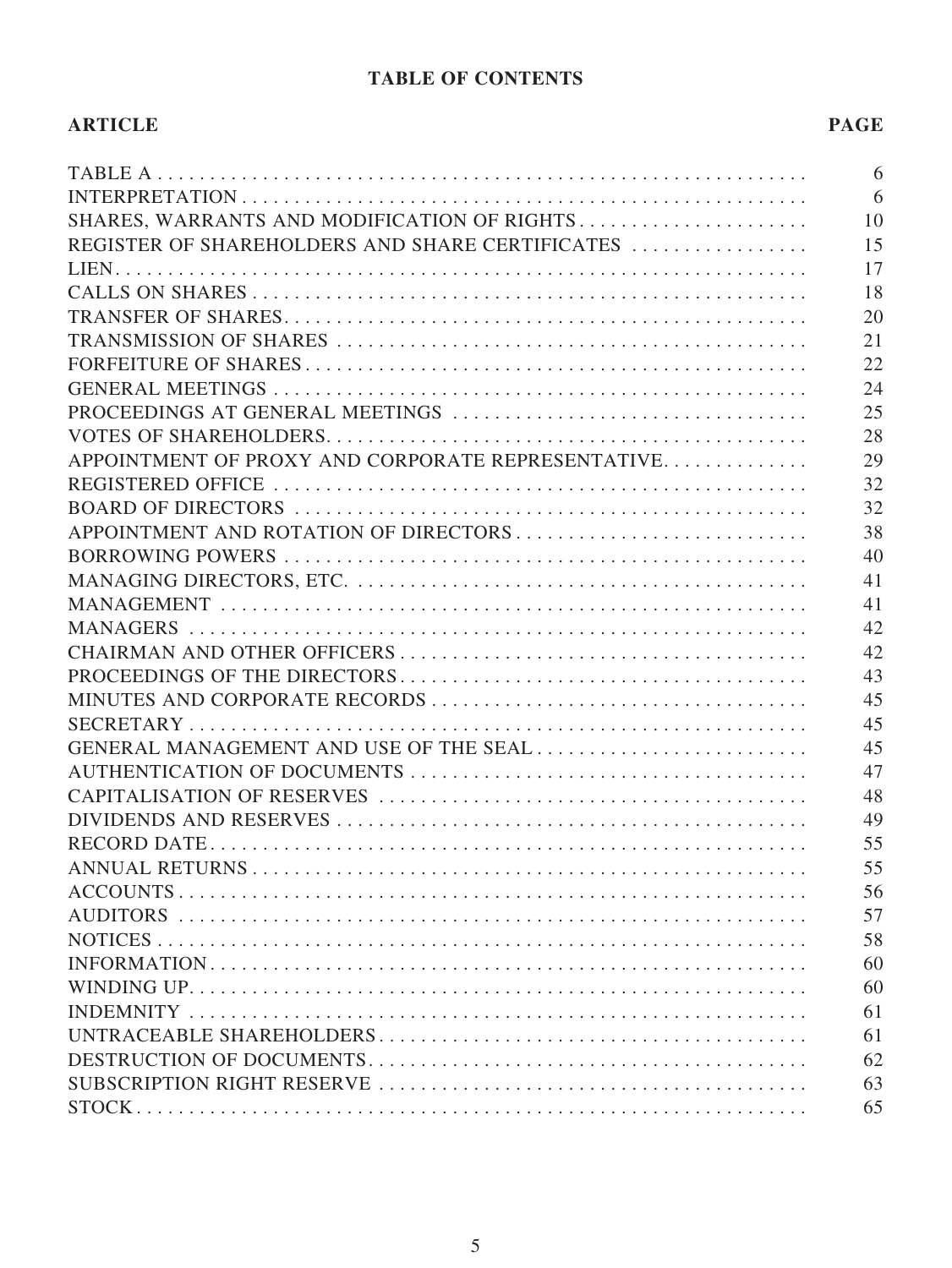# TABLE OF CONTENTS

| ARTICLE | PAGE |
|---|---|
| TABLE A | 6 |
| INTERPRETATION | 6 |
| SHARES, WARRANTS AND MODIFICATION OF RIGHTS | 10 |
| REGISTER OF SHAREHOLDERS AND SHARE CERTIFICATES | 15 |
| LIEN | 17 |
| CALLS ON SHARES | 18 |
| TRANSFER OF SHARES | 20 |
| TRANSMISSION OF SHARES | 21 |
| FORFEITURE OF SHARES | 22 |
| GENERAL MEETINGS | 24 |
| PROCEEDINGS AT GENERAL MEETINGS | 25 |
| VOTES OF SHAREHOLDERS | 28 |
| APPOINTMENT OF PROXY AND CORPORATE REPRESENTATIVE | 29 |
| REGISTERED OFFICE | 32 |
| BOARD OF DIRECTORS | 32 |
| APPOINTMENT AND ROTATION OF DIRECTORS | 38 |
| BORROWING POWERS | 40 |
| MANAGING DIRECTORS, ETC. | 41 |
| MANAGEMENT | 41 |
| MANAGERS | 42 |
| CHAIRMAN AND OTHER OFFICERS | 42 |
| PROCEEDINGS OF THE DIRECTORS | 43 |
| MINUTES AND CORPORATE RECORDS | 45 |
| SECRETARY | 45 |
| GENERAL MANAGEMENT AND USE OF THE SEAL | 45 |
| AUTHENTICATION OF DOCUMENTS | 47 |
| CAPITALISATION OF RESERVES | 48 |
| DIVIDENDS AND RESERVES | 49 |
| RECORD DATE | 55 |
| ANNUAL RETURNS | 55 |
| ACCOUNTS | 56 |
| AUDITORS | 57 |
| NOTICES | 58 |
| INFORMATION | 60 |
| WINDING UP | 60 |
| INDEMNITY | 61 |
| UNTRACEABLE SHAREHOLDERS | 61 |
| DESTRUCTION OF DOCUMENTS | 62 |
| SUBSCRIPTION RIGHT RESERVE | 63 |
| STOCK | 65 |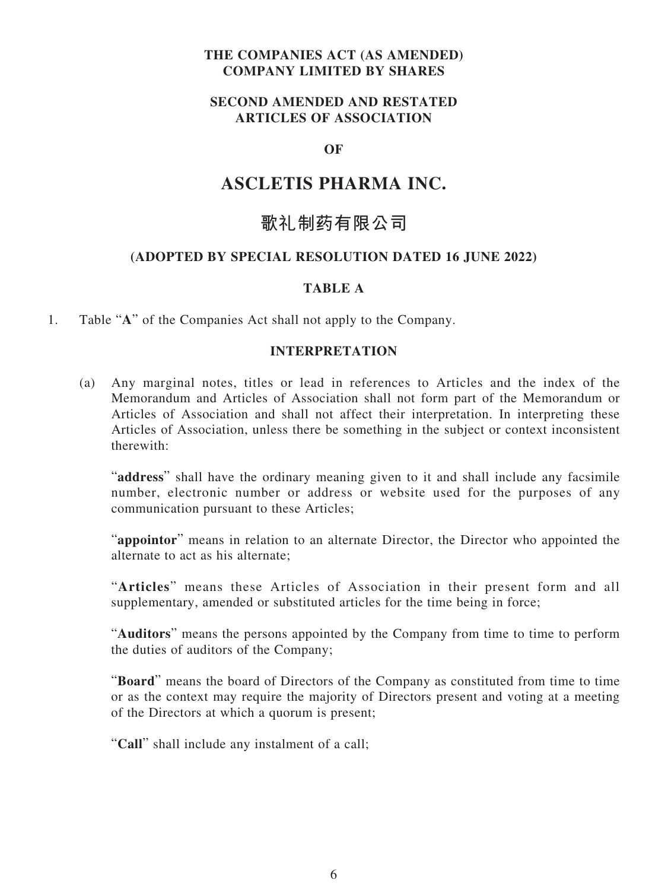**THE COMPANIES ACT (AS AMENDED)**
**COMPANY LIMITED BY SHARES**

**SECOND AMENDED AND RESTATED**
**ARTICLES OF ASSOCIATION**

**OF**

# ASCLETIS PHARMA INC.

# 歌礼制药有限公司

**(ADOPTED BY SPECIAL RESOLUTION DATED 16 JUNE 2022)**

## TABLE A

1. Table "**A**" of the Companies Act shall not apply to the Company.

## INTERPRETATION

(a) Any marginal notes, titles or lead in references to Articles and the index of the Memorandum and Articles of Association shall not form part of the Memorandum or Articles of Association and shall not affect their interpretation. In interpreting these Articles of Association, unless there be something in the subject or context inconsistent therewith:

"**address**" shall have the ordinary meaning given to it and shall include any facsimile number, electronic number or address or website used for the purposes of any communication pursuant to these Articles;

"**appointor**" means in relation to an alternate Director, the Director who appointed the alternate to act as his alternate;

"**Articles**" means these Articles of Association in their present form and all supplementary, amended or substituted articles for the time being in force;

"**Auditors**" means the persons appointed by the Company from time to time to perform the duties of auditors of the Company;

"**Board**" means the board of Directors of the Company as constituted from time to time or as the context may require the majority of Directors present and voting at a meeting of the Directors at which a quorum is present;

"**Call**" shall include any instalment of a call;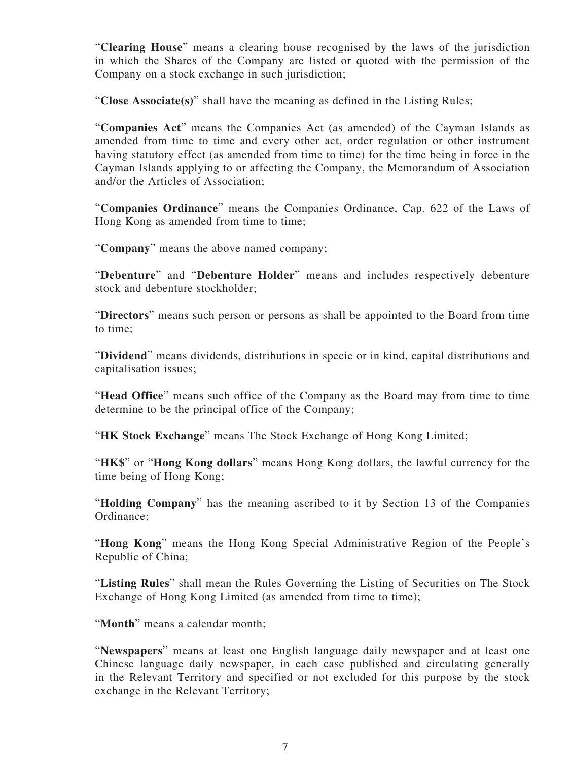"**Clearing House**" means a clearing house recognised by the laws of the jurisdiction in which the Shares of the Company are listed or quoted with the permission of the Company on a stock exchange in such jurisdiction;

"**Close Associate(s)**" shall have the meaning as defined in the Listing Rules;

"**Companies Act**" means the Companies Act (as amended) of the Cayman Islands as amended from time to time and every other act, order regulation or other instrument having statutory effect (as amended from time to time) for the time being in force in the Cayman Islands applying to or affecting the Company, the Memorandum of Association and/or the Articles of Association;

"**Companies Ordinance**" means the Companies Ordinance, Cap. 622 of the Laws of Hong Kong as amended from time to time;

"**Company**" means the above named company;

"**Debenture**" and "**Debenture Holder**" means and includes respectively debenture stock and debenture stockholder;

"**Directors**" means such person or persons as shall be appointed to the Board from time to time;

"**Dividend**" means dividends, distributions in specie or in kind, capital distributions and capitalisation issues;

"**Head Office**" means such office of the Company as the Board may from time to time determine to be the principal office of the Company;

"**HK Stock Exchange**" means The Stock Exchange of Hong Kong Limited;

"**HK$**" or "**Hong Kong dollars**" means Hong Kong dollars, the lawful currency for the time being of Hong Kong;

"**Holding Company**" has the meaning ascribed to it by Section 13 of the Companies Ordinance;

"**Hong Kong**" means the Hong Kong Special Administrative Region of the People's Republic of China;

"**Listing Rules**" shall mean the Rules Governing the Listing of Securities on The Stock Exchange of Hong Kong Limited (as amended from time to time);

"**Month**" means a calendar month;

"**Newspapers**" means at least one English language daily newspaper and at least one Chinese language daily newspaper, in each case published and circulating generally in the Relevant Territory and specified or not excluded for this purpose by the stock exchange in the Relevant Territory;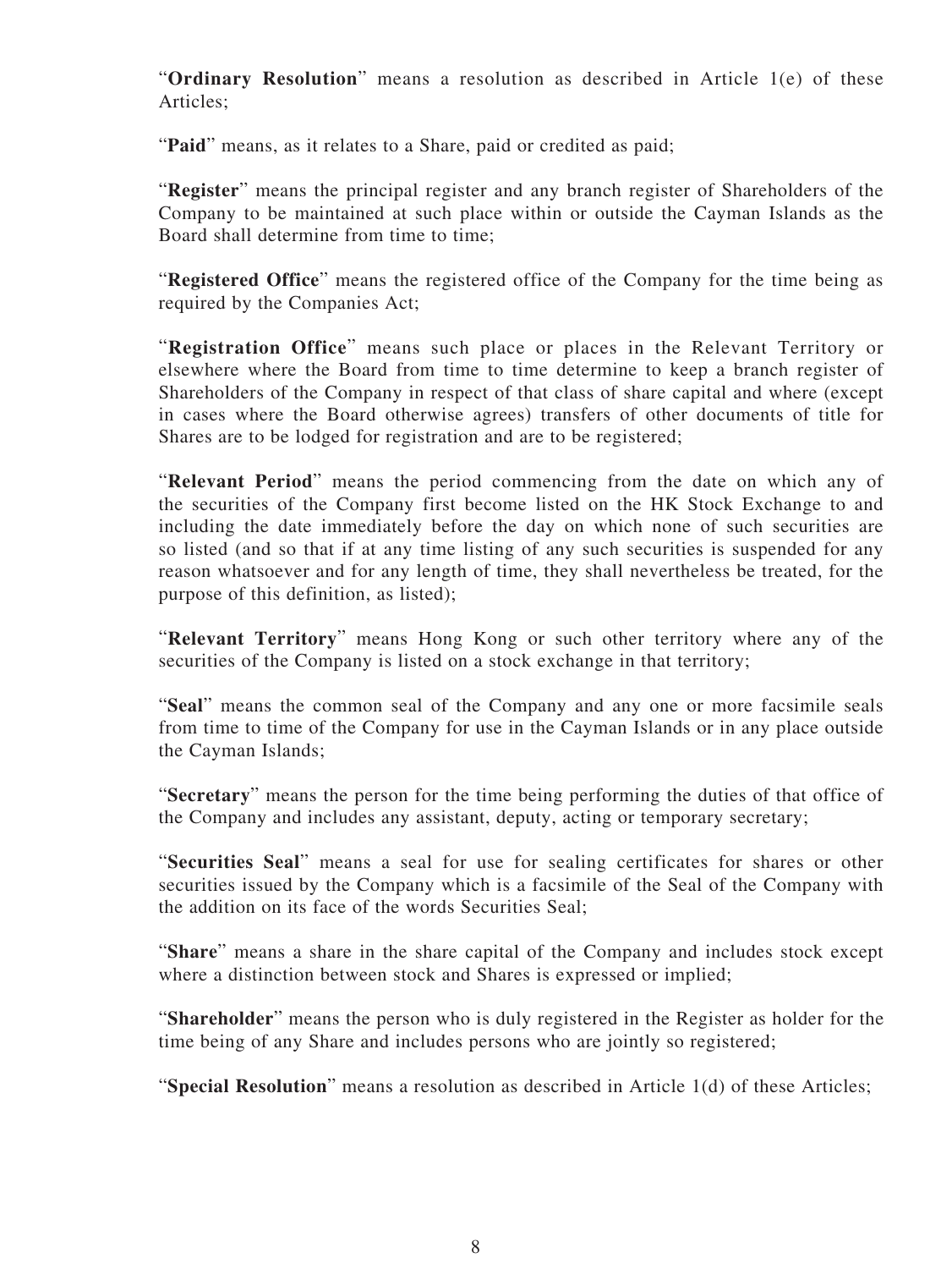"**Ordinary Resolution**" means a resolution as described in Article 1(e) of these Articles;

"**Paid**" means, as it relates to a Share, paid or credited as paid;

"**Register**" means the principal register and any branch register of Shareholders of the Company to be maintained at such place within or outside the Cayman Islands as the Board shall determine from time to time;

"**Registered Office**" means the registered office of the Company for the time being as required by the Companies Act;

"**Registration Office**" means such place or places in the Relevant Territory or elsewhere where the Board from time to time determine to keep a branch register of Shareholders of the Company in respect of that class of share capital and where (except in cases where the Board otherwise agrees) transfers of other documents of title for Shares are to be lodged for registration and are to be registered;

"**Relevant Period**" means the period commencing from the date on which any of the securities of the Company first become listed on the HK Stock Exchange to and including the date immediately before the day on which none of such securities are so listed (and so that if at any time listing of any such securities is suspended for any reason whatsoever and for any length of time, they shall nevertheless be treated, for the purpose of this definition, as listed);

"**Relevant Territory**" means Hong Kong or such other territory where any of the securities of the Company is listed on a stock exchange in that territory;

"**Seal**" means the common seal of the Company and any one or more facsimile seals from time to time of the Company for use in the Cayman Islands or in any place outside the Cayman Islands;

"**Secretary**" means the person for the time being performing the duties of that office of the Company and includes any assistant, deputy, acting or temporary secretary;

"**Securities Seal**" means a seal for use for sealing certificates for shares or other securities issued by the Company which is a facsimile of the Seal of the Company with the addition on its face of the words Securities Seal;

"**Share**" means a share in the share capital of the Company and includes stock except where a distinction between stock and Shares is expressed or implied;

"**Shareholder**" means the person who is duly registered in the Register as holder for the time being of any Share and includes persons who are jointly so registered;

"**Special Resolution**" means a resolution as described in Article 1(d) of these Articles;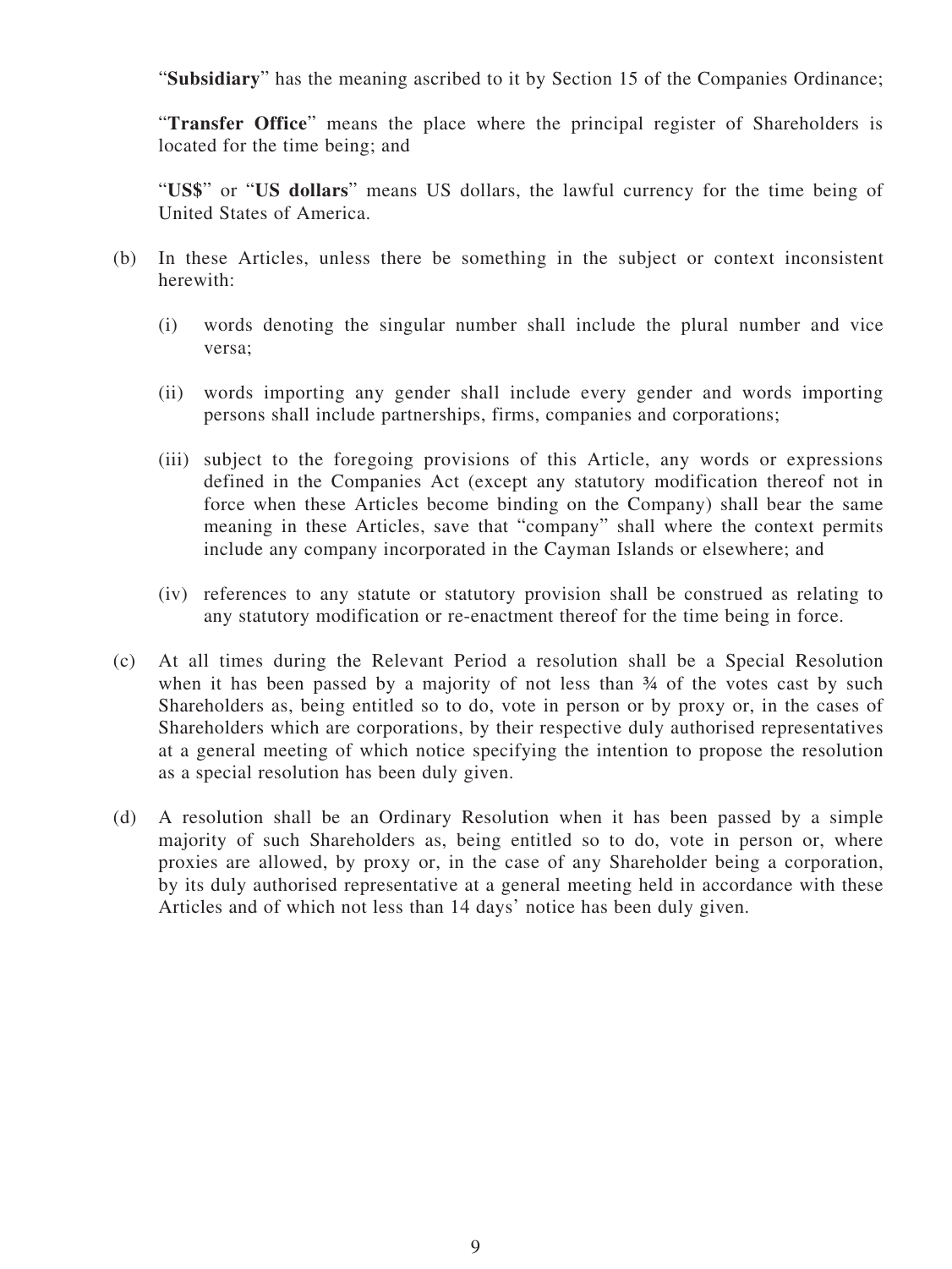"**Subsidiary**" has the meaning ascribed to it by Section 15 of the Companies Ordinance;

"**Transfer Office**" means the place where the principal register of Shareholders is located for the time being; and

"**US$**" or "**US dollars**" means US dollars, the lawful currency for the time being of United States of America.

(b) In these Articles, unless there be something in the subject or context inconsistent herewith:

   (i) words denoting the singular number shall include the plural number and vice versa;

   (ii) words importing any gender shall include every gender and words importing persons shall include partnerships, firms, companies and corporations;

   (iii) subject to the foregoing provisions of this Article, any words or expressions defined in the Companies Act (except any statutory modification thereof not in force when these Articles become binding on the Company) shall bear the same meaning in these Articles, save that "company" shall where the context permits include any company incorporated in the Cayman Islands or elsewhere; and

   (iv) references to any statute or statutory provision shall be construed as relating to any statutory modification or re-enactment thereof for the time being in force.

(c) At all times during the Relevant Period a resolution shall be a Special Resolution when it has been passed by a majority of not less than ¾ of the votes cast by such Shareholders as, being entitled so to do, vote in person or by proxy or, in the cases of Shareholders which are corporations, by their respective duly authorised representatives at a general meeting of which notice specifying the intention to propose the resolution as a special resolution has been duly given.

(d) A resolution shall be an Ordinary Resolution when it has been passed by a simple majority of such Shareholders as, being entitled so to do, vote in person or, where proxies are allowed, by proxy or, in the case of any Shareholder being a corporation, by its duly authorised representative at a general meeting held in accordance with these Articles and of which not less than 14 days' notice has been duly given.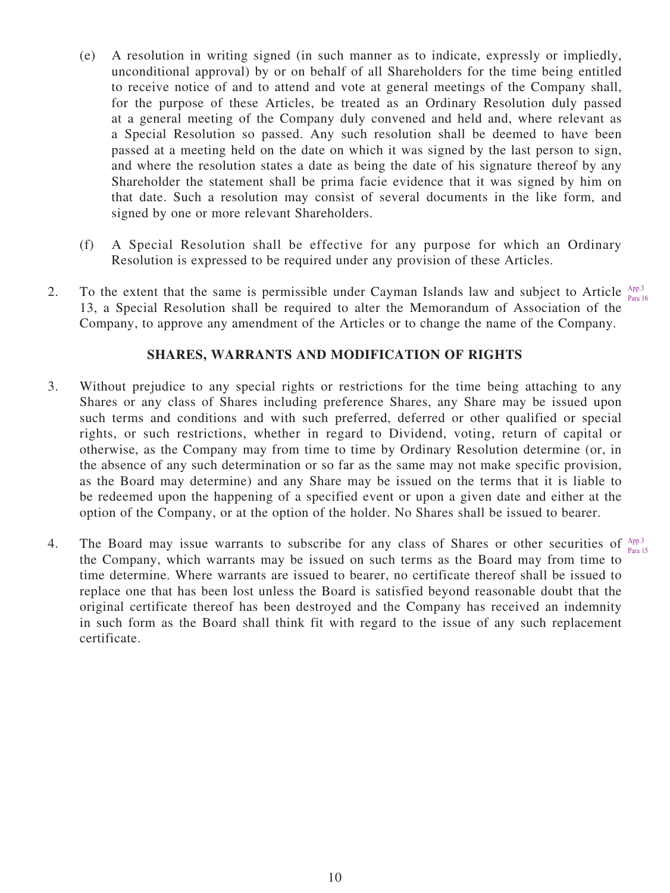(e) A resolution in writing signed (in such manner as to indicate, expressly or impliedly, unconditional approval) by or on behalf of all Shareholders for the time being entitled to receive notice of and to attend and vote at general meetings of the Company shall, for the purpose of these Articles, be treated as an Ordinary Resolution duly passed at a general meeting of the Company duly convened and held and, where relevant as a Special Resolution so passed. Any such resolution shall be deemed to have been passed at a meeting held on the date on which it was signed by the last person to sign, and where the resolution states a date as being the date of his signature thereof by any Shareholder the statement shall be prima facie evidence that it was signed by him on that date. Such a resolution may consist of several documents in the like form, and signed by one or more relevant Shareholders.

(f) A Special Resolution shall be effective for any purpose for which an Ordinary Resolution is expressed to be required under any provision of these Articles.

2. To the extent that the same is permissible under Cayman Islands law and subject to Article 13, a Special Resolution shall be required to alter the Memorandum of Association of the Company, to approve any amendment of the Articles or to change the name of the Company. App.3 Para 16

## SHARES, WARRANTS AND MODIFICATION OF RIGHTS

3. Without prejudice to any special rights or restrictions for the time being attaching to any Shares or any class of Shares including preference Shares, any Share may be issued upon such terms and conditions and with such preferred, deferred or other qualified or special rights, or such restrictions, whether in regard to Dividend, voting, return of capital or otherwise, as the Company may from time to time by Ordinary Resolution determine (or, in the absence of any such determination or so far as the same may not make specific provision, as the Board may determine) and any Share may be issued on the terms that it is liable to be redeemed upon the happening of a specified event or upon a given date and either at the option of the Company, or at the option of the holder. No Shares shall be issued to bearer.

4. The Board may issue warrants to subscribe for any class of Shares or other securities of the Company, which warrants may be issued on such terms as the Board may from time to time determine. Where warrants are issued to bearer, no certificate thereof shall be issued to replace one that has been lost unless the Board is satisfied beyond reasonable doubt that the original certificate thereof has been destroyed and the Company has received an indemnity in such form as the Board shall think fit with regard to the issue of any such replacement certificate. App.3 Para 15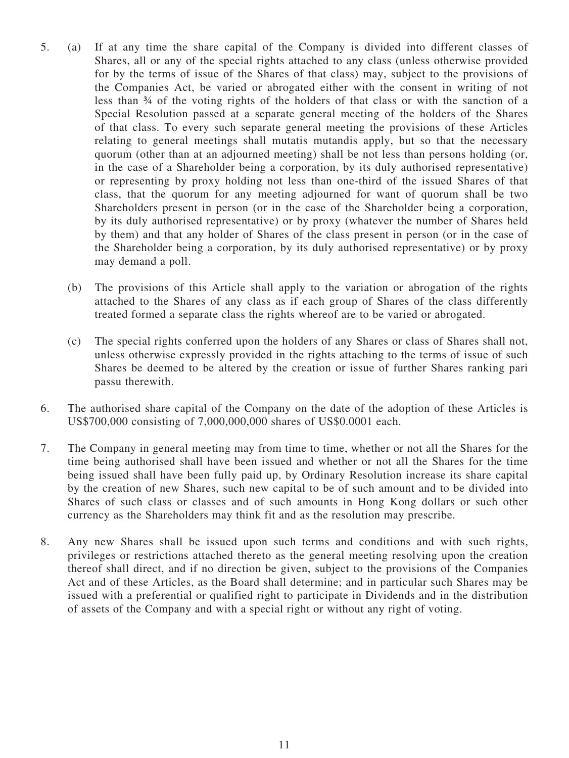5. (a) If at any time the share capital of the Company is divided into different classes of Shares, all or any of the special rights attached to any class (unless otherwise provided for by the terms of issue of the Shares of that class) may, subject to the provisions of the Companies Act, be varied or abrogated either with the consent in writing of not less than ¾ of the voting rights of the holders of that class or with the sanction of a Special Resolution passed at a separate general meeting of the holders of the Shares of that class. To every such separate general meeting the provisions of these Articles relating to general meetings shall mutatis mutandis apply, but so that the necessary quorum (other than at an adjourned meeting) shall be not less than persons holding (or, in the case of a Shareholder being a corporation, by its duly authorised representative) or representing by proxy holding not less than one-third of the issued Shares of that class, that the quorum for any meeting adjourned for want of quorum shall be two Shareholders present in person (or in the case of the Shareholder being a corporation, by its duly authorised representative) or by proxy (whatever the number of Shares held by them) and that any holder of Shares of the class present in person (or in the case of the Shareholder being a corporation, by its duly authorised representative) or by proxy may demand a poll.

   (b) The provisions of this Article shall apply to the variation or abrogation of the rights attached to the Shares of any class as if each group of Shares of the class differently treated formed a separate class the rights whereof are to be varied or abrogated.

   (c) The special rights conferred upon the holders of any Shares or class of Shares shall not, unless otherwise expressly provided in the rights attaching to the terms of issue of such Shares be deemed to be altered by the creation or issue of further Shares ranking pari passu therewith.

6. The authorised share capital of the Company on the date of the adoption of these Articles is US$700,000 consisting of 7,000,000,000 shares of US$0.0001 each.

7. The Company in general meeting may from time to time, whether or not all the Shares for the time being authorised shall have been issued and whether or not all the Shares for the time being issued shall have been fully paid up, by Ordinary Resolution increase its share capital by the creation of new Shares, such new capital to be of such amount and to be divided into Shares of such class or classes and of such amounts in Hong Kong dollars or such other currency as the Shareholders may think fit and as the resolution may prescribe.

8. Any new Shares shall be issued upon such terms and conditions and with such rights, privileges or restrictions attached thereto as the general meeting resolving upon the creation thereof shall direct, and if no direction be given, subject to the provisions of the Companies Act and of these Articles, as the Board shall determine; and in particular such Shares may be issued with a preferential or qualified right to participate in Dividends and in the distribution of assets of the Company and with a special right or without any right of voting.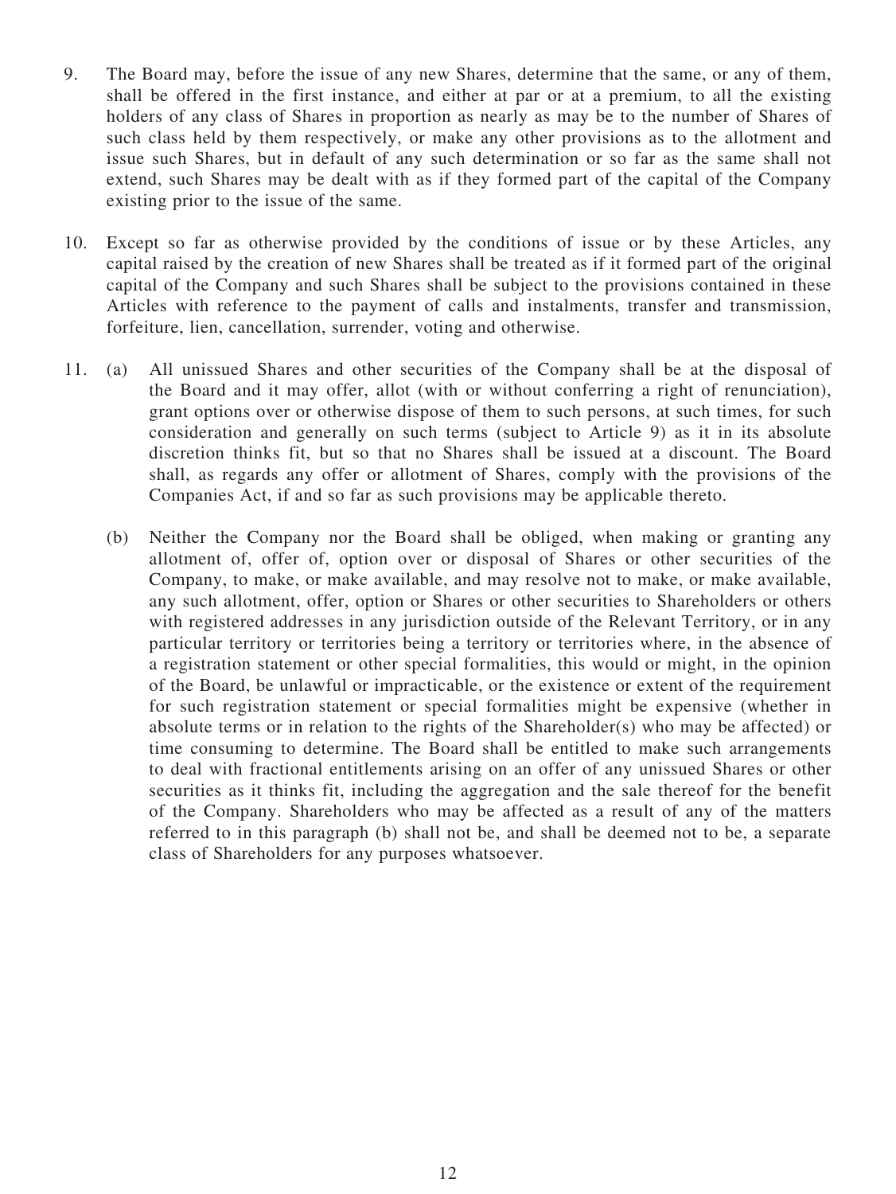9. The Board may, before the issue of any new Shares, determine that the same, or any of them, shall be offered in the first instance, and either at par or at a premium, to all the existing holders of any class of Shares in proportion as nearly as may be to the number of Shares of such class held by them respectively, or make any other provisions as to the allotment and issue such Shares, but in default of any such determination or so far as the same shall not extend, such Shares may be dealt with as if they formed part of the capital of the Company existing prior to the issue of the same.

10. Except so far as otherwise provided by the conditions of issue or by these Articles, any capital raised by the creation of new Shares shall be treated as if it formed part of the original capital of the Company and such Shares shall be subject to the provisions contained in these Articles with reference to the payment of calls and instalments, transfer and transmission, forfeiture, lien, cancellation, surrender, voting and otherwise.

11. (a) All unissued Shares and other securities of the Company shall be at the disposal of the Board and it may offer, allot (with or without conferring a right of renunciation), grant options over or otherwise dispose of them to such persons, at such times, for such consideration and generally on such terms (subject to Article 9) as it in its absolute discretion thinks fit, but so that no Shares shall be issued at a discount. The Board shall, as regards any offer or allotment of Shares, comply with the provisions of the Companies Act, if and so far as such provisions may be applicable thereto.

    (b) Neither the Company nor the Board shall be obliged, when making or granting any allotment of, offer of, option over or disposal of Shares or other securities of the Company, to make, or make available, and may resolve not to make, or make available, any such allotment, offer, option or Shares or other securities to Shareholders or others with registered addresses in any jurisdiction outside of the Relevant Territory, or in any particular territory or territories being a territory or territories where, in the absence of a registration statement or other special formalities, this would or might, in the opinion of the Board, be unlawful or impracticable, or the existence or extent of the requirement for such registration statement or special formalities might be expensive (whether in absolute terms or in relation to the rights of the Shareholder(s) who may be affected) or time consuming to determine. The Board shall be entitled to make such arrangements to deal with fractional entitlements arising on an offer of any unissued Shares or other securities as it thinks fit, including the aggregation and the sale thereof for the benefit of the Company. Shareholders who may be affected as a result of any of the matters referred to in this paragraph (b) shall not be, and shall be deemed not to be, a separate class of Shareholders for any purposes whatsoever.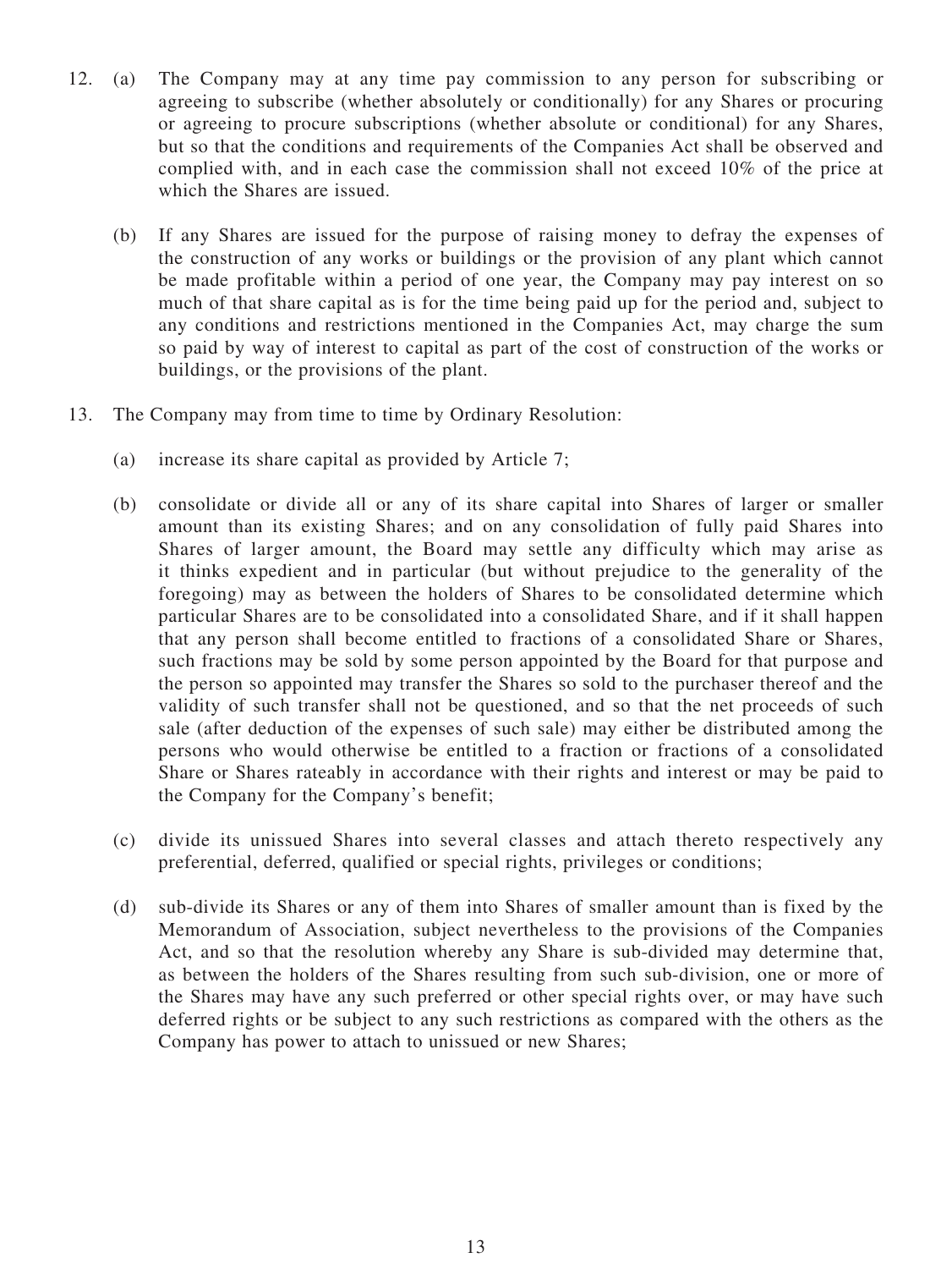12. (a) The Company may at any time pay commission to any person for subscribing or agreeing to subscribe (whether absolutely or conditionally) for any Shares or procuring or agreeing to procure subscriptions (whether absolute or conditional) for any Shares, but so that the conditions and requirements of the Companies Act shall be observed and complied with, and in each case the commission shall not exceed 10% of the price at which the Shares are issued.

    (b) If any Shares are issued for the purpose of raising money to defray the expenses of the construction of any works or buildings or the provision of any plant which cannot be made profitable within a period of one year, the Company may pay interest on so much of that share capital as is for the time being paid up for the period and, subject to any conditions and restrictions mentioned in the Companies Act, may charge the sum so paid by way of interest to capital as part of the cost of construction of the works or buildings, or the provisions of the plant.

13. The Company may from time to time by Ordinary Resolution:

    (a) increase its share capital as provided by Article 7;

    (b) consolidate or divide all or any of its share capital into Shares of larger or smaller amount than its existing Shares; and on any consolidation of fully paid Shares into Shares of larger amount, the Board may settle any difficulty which may arise as it thinks expedient and in particular (but without prejudice to the generality of the foregoing) may as between the holders of Shares to be consolidated determine which particular Shares are to be consolidated into a consolidated Share, and if it shall happen that any person shall become entitled to fractions of a consolidated Share or Shares, such fractions may be sold by some person appointed by the Board for that purpose and the person so appointed may transfer the Shares so sold to the purchaser thereof and the validity of such transfer shall not be questioned, and so that the net proceeds of such sale (after deduction of the expenses of such sale) may either be distributed among the persons who would otherwise be entitled to a fraction or fractions of a consolidated Share or Shares rateably in accordance with their rights and interest or may be paid to the Company for the Company's benefit;

    (c) divide its unissued Shares into several classes and attach thereto respectively any preferential, deferred, qualified or special rights, privileges or conditions;

    (d) sub-divide its Shares or any of them into Shares of smaller amount than is fixed by the Memorandum of Association, subject nevertheless to the provisions of the Companies Act, and so that the resolution whereby any Share is sub-divided may determine that, as between the holders of the Shares resulting from such sub-division, one or more of the Shares may have any such preferred or other special rights over, or may have such deferred rights or be subject to any such restrictions as compared with the others as the Company has power to attach to unissued or new Shares;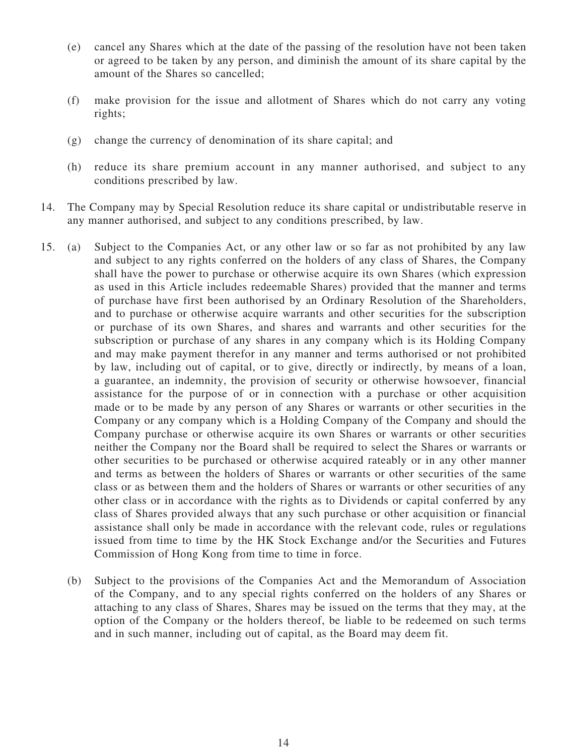(e) cancel any Shares which at the date of the passing of the resolution have not been taken or agreed to be taken by any person, and diminish the amount of its share capital by the amount of the Shares so cancelled;

(f) make provision for the issue and allotment of Shares which do not carry any voting rights;

(g) change the currency of denomination of its share capital; and

(h) reduce its share premium account in any manner authorised, and subject to any conditions prescribed by law.

14. The Company may by Special Resolution reduce its share capital or undistributable reserve in any manner authorised, and subject to any conditions prescribed, by law.

15. (a) Subject to the Companies Act, or any other law or so far as not prohibited by any law and subject to any rights conferred on the holders of any class of Shares, the Company shall have the power to purchase or otherwise acquire its own Shares (which expression as used in this Article includes redeemable Shares) provided that the manner and terms of purchase have first been authorised by an Ordinary Resolution of the Shareholders, and to purchase or otherwise acquire warrants and other securities for the subscription or purchase of its own Shares, and shares and warrants and other securities for the subscription or purchase of any shares in any company which is its Holding Company and may make payment therefor in any manner and terms authorised or not prohibited by law, including out of capital, or to give, directly or indirectly, by means of a loan, a guarantee, an indemnity, the provision of security or otherwise howsoever, financial assistance for the purpose of or in connection with a purchase or other acquisition made or to be made by any person of any Shares or warrants or other securities in the Company or any company which is a Holding Company of the Company and should the Company purchase or otherwise acquire its own Shares or warrants or other securities neither the Company nor the Board shall be required to select the Shares or warrants or other securities to be purchased or otherwise acquired rateably or in any other manner and terms as between the holders of Shares or warrants or other securities of the same class or as between them and the holders of Shares or warrants or other securities of any other class or in accordance with the rights as to Dividends or capital conferred by any class of Shares provided always that any such purchase or other acquisition or financial assistance shall only be made in accordance with the relevant code, rules or regulations issued from time to time by the HK Stock Exchange and/or the Securities and Futures Commission of Hong Kong from time to time in force.

(b) Subject to the provisions of the Companies Act and the Memorandum of Association of the Company, and to any special rights conferred on the holders of any Shares or attaching to any class of Shares, Shares may be issued on the terms that they may, at the option of the Company or the holders thereof, be liable to be redeemed on such terms and in such manner, including out of capital, as the Board may deem fit.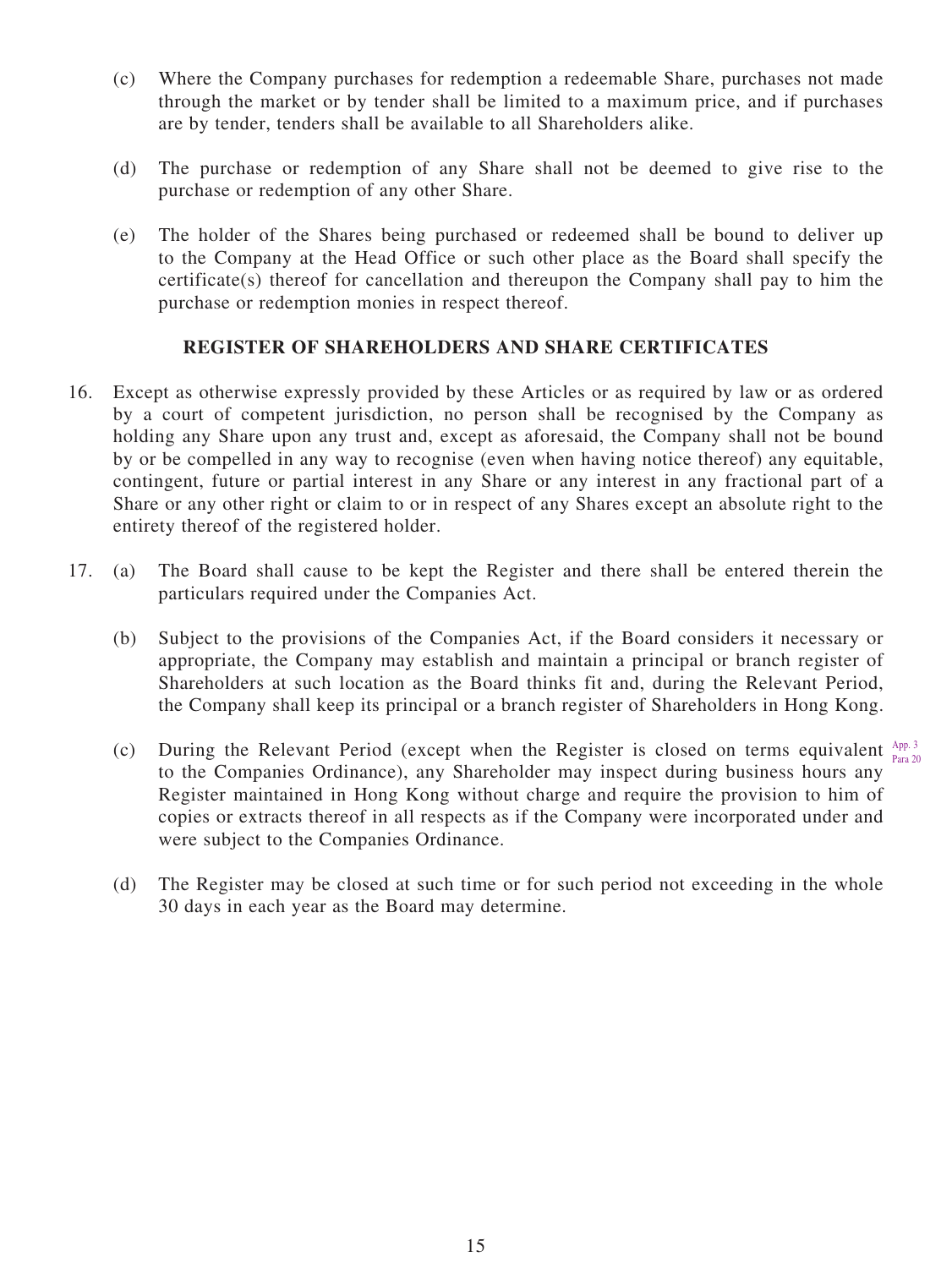(c) Where the Company purchases for redemption a redeemable Share, purchases not made through the market or by tender shall be limited to a maximum price, and if purchases are by tender, tenders shall be available to all Shareholders alike.

(d) The purchase or redemption of any Share shall not be deemed to give rise to the purchase or redemption of any other Share.

(e) The holder of the Shares being purchased or redeemed shall be bound to deliver up to the Company at the Head Office or such other place as the Board shall specify the certificate(s) thereof for cancellation and thereupon the Company shall pay to him the purchase or redemption monies in respect thereof.

## REGISTER OF SHAREHOLDERS AND SHARE CERTIFICATES

16. Except as otherwise expressly provided by these Articles or as required by law or as ordered by a court of competent jurisdiction, no person shall be recognised by the Company as holding any Share upon any trust and, except as aforesaid, the Company shall not be bound by or be compelled in any way to recognise (even when having notice thereof) any equitable, contingent, future or partial interest in any Share or any interest in any fractional part of a Share or any other right or claim to or in respect of any Shares except an absolute right to the entirety thereof of the registered holder.

17. (a) The Board shall cause to be kept the Register and there shall be entered therein the particulars required under the Companies Act.

    (b) Subject to the provisions of the Companies Act, if the Board considers it necessary or appropriate, the Company may establish and maintain a principal or branch register of Shareholders at such location as the Board thinks fit and, during the Relevant Period, the Company shall keep its principal or a branch register of Shareholders in Hong Kong.

    (c) During the Relevant Period (except when the Register is closed on terms equivalent to the Companies Ordinance), any Shareholder may inspect during business hours any Register maintained in Hong Kong without charge and require the provision to him of copies or extracts thereof in all respects as if the Company were incorporated under and were subject to the Companies Ordinance.

    App. 3 Para 20

    (d) The Register may be closed at such time or for such period not exceeding in the whole 30 days in each year as the Board may determine.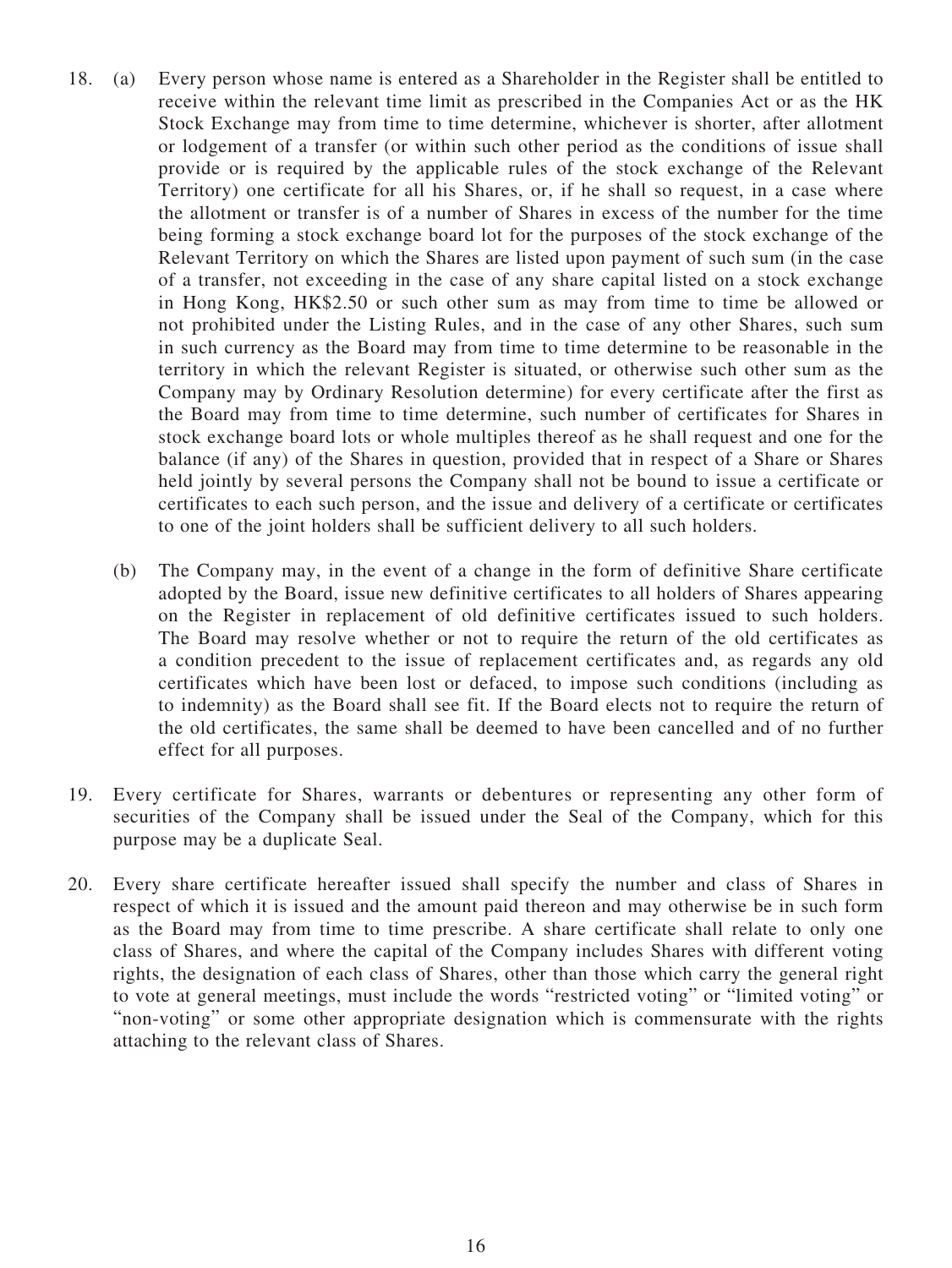18. (a) Every person whose name is entered as a Shareholder in the Register shall be entitled to receive within the relevant time limit as prescribed in the Companies Act or as the HK Stock Exchange may from time to time determine, whichever is shorter, after allotment or lodgement of a transfer (or within such other period as the conditions of issue shall provide or is required by the applicable rules of the stock exchange of the Relevant Territory) one certificate for all his Shares, or, if he shall so request, in a case where the allotment or transfer is of a number of Shares in excess of the number for the time being forming a stock exchange board lot for the purposes of the stock exchange of the Relevant Territory on which the Shares are listed upon payment of such sum (in the case of a transfer, not exceeding in the case of any share capital listed on a stock exchange in Hong Kong, HK$2.50 or such other sum as may from time to time be allowed or not prohibited under the Listing Rules, and in the case of any other Shares, such sum in such currency as the Board may from time to time determine to be reasonable in the territory in which the relevant Register is situated, or otherwise such other sum as the Company may by Ordinary Resolution determine) for every certificate after the first as the Board may from time to time determine, such number of certificates for Shares in stock exchange board lots or whole multiples thereof as he shall request and one for the balance (if any) of the Shares in question, provided that in respect of a Share or Shares held jointly by several persons the Company shall not be bound to issue a certificate or certificates to each such person, and the issue and delivery of a certificate or certificates to one of the joint holders shall be sufficient delivery to all such holders.

    (b) The Company may, in the event of a change in the form of definitive Share certificate adopted by the Board, issue new definitive certificates to all holders of Shares appearing on the Register in replacement of old definitive certificates issued to such holders. The Board may resolve whether or not to require the return of the old certificates as a condition precedent to the issue of replacement certificates and, as regards any old certificates which have been lost or defaced, to impose such conditions (including as to indemnity) as the Board shall see fit. If the Board elects not to require the return of the old certificates, the same shall be deemed to have been cancelled and of no further effect for all purposes.

19. Every certificate for Shares, warrants or debentures or representing any other form of securities of the Company shall be issued under the Seal of the Company, which for this purpose may be a duplicate Seal.

20. Every share certificate hereafter issued shall specify the number and class of Shares in respect of which it is issued and the amount paid thereon and may otherwise be in such form as the Board may from time to time prescribe. A share certificate shall relate to only one class of Shares, and where the capital of the Company includes Shares with different voting rights, the designation of each class of Shares, other than those which carry the general right to vote at general meetings, must include the words "restricted voting" or "limited voting" or "non-voting" or some other appropriate designation which is commensurate with the rights attaching to the relevant class of Shares.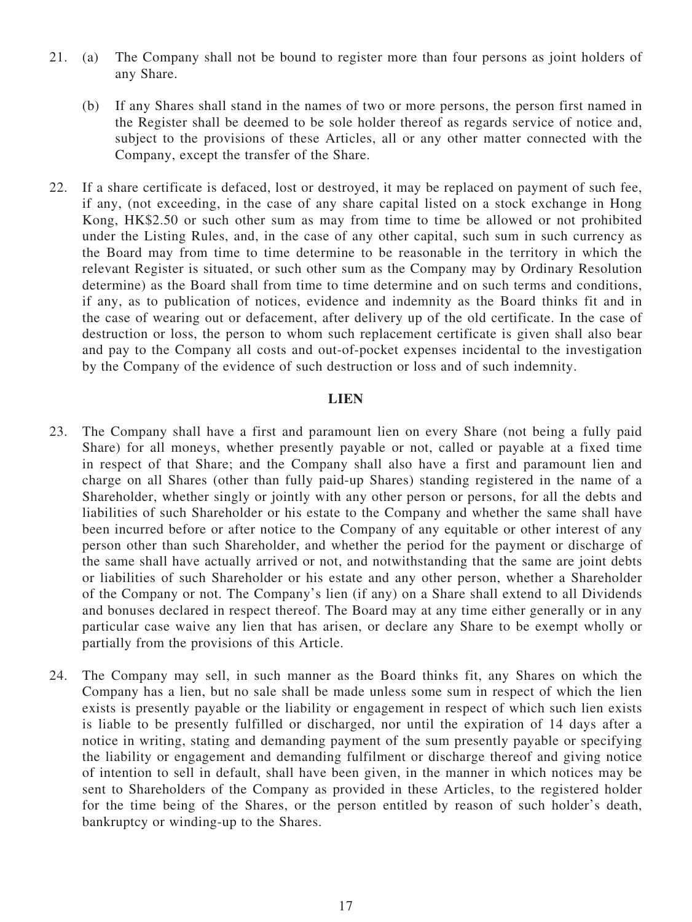21. (a) The Company shall not be bound to register more than four persons as joint holders of any Share.

    (b) If any Shares shall stand in the names of two or more persons, the person first named in the Register shall be deemed to be sole holder thereof as regards service of notice and, subject to the provisions of these Articles, all or any other matter connected with the Company, except the transfer of the Share.

22. If a share certificate is defaced, lost or destroyed, it may be replaced on payment of such fee, if any, (not exceeding, in the case of any share capital listed on a stock exchange in Hong Kong, HK$2.50 or such other sum as may from time to time be allowed or not prohibited under the Listing Rules, and, in the case of any other capital, such sum in such currency as the Board may from time to time determine to be reasonable in the territory in which the relevant Register is situated, or such other sum as the Company may by Ordinary Resolution determine) as the Board shall from time to time determine and on such terms and conditions, if any, as to publication of notices, evidence and indemnity as the Board thinks fit and in the case of wearing out or defacement, after delivery up of the old certificate. In the case of destruction or loss, the person to whom such replacement certificate is given shall also bear and pay to the Company all costs and out-of-pocket expenses incidental to the investigation by the Company of the evidence of such destruction or loss and of such indemnity.

## LIEN

23. The Company shall have a first and paramount lien on every Share (not being a fully paid Share) for all moneys, whether presently payable or not, called or payable at a fixed time in respect of that Share; and the Company shall also have a first and paramount lien and charge on all Shares (other than fully paid-up Shares) standing registered in the name of a Shareholder, whether singly or jointly with any other person or persons, for all the debts and liabilities of such Shareholder or his estate to the Company and whether the same shall have been incurred before or after notice to the Company of any equitable or other interest of any person other than such Shareholder, and whether the period for the payment or discharge of the same shall have actually arrived or not, and notwithstanding that the same are joint debts or liabilities of such Shareholder or his estate and any other person, whether a Shareholder of the Company or not. The Company's lien (if any) on a Share shall extend to all Dividends and bonuses declared in respect thereof. The Board may at any time either generally or in any particular case waive any lien that has arisen, or declare any Share to be exempt wholly or partially from the provisions of this Article.

24. The Company may sell, in such manner as the Board thinks fit, any Shares on which the Company has a lien, but no sale shall be made unless some sum in respect of which the lien exists is presently payable or the liability or engagement in respect of which such lien exists is liable to be presently fulfilled or discharged, nor until the expiration of 14 days after a notice in writing, stating and demanding payment of the sum presently payable or specifying the liability or engagement and demanding fulfilment or discharge thereof and giving notice of intention to sell in default, shall have been given, in the manner in which notices may be sent to Shareholders of the Company as provided in these Articles, to the registered holder for the time being of the Shares, or the person entitled by reason of such holder's death, bankruptcy or winding-up to the Shares.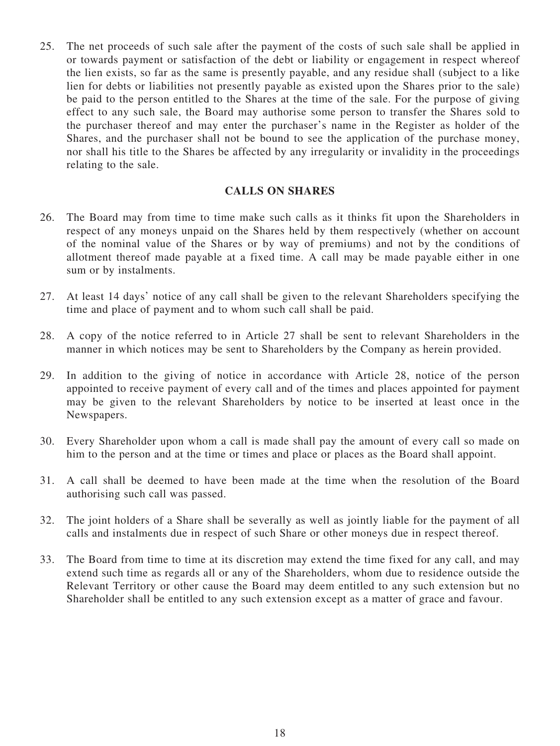25. The net proceeds of such sale after the payment of the costs of such sale shall be applied in or towards payment or satisfaction of the debt or liability or engagement in respect whereof the lien exists, so far as the same is presently payable, and any residue shall (subject to a like lien for debts or liabilities not presently payable as existed upon the Shares prior to the sale) be paid to the person entitled to the Shares at the time of the sale. For the purpose of giving effect to any such sale, the Board may authorise some person to transfer the Shares sold to the purchaser thereof and may enter the purchaser's name in the Register as holder of the Shares, and the purchaser shall not be bound to see the application of the purchase money, nor shall his title to the Shares be affected by any irregularity or invalidity in the proceedings relating to the sale.

## CALLS ON SHARES

26. The Board may from time to time make such calls as it thinks fit upon the Shareholders in respect of any moneys unpaid on the Shares held by them respectively (whether on account of the nominal value of the Shares or by way of premiums) and not by the conditions of allotment thereof made payable at a fixed time. A call may be made payable either in one sum or by instalments.

27. At least 14 days' notice of any call shall be given to the relevant Shareholders specifying the time and place of payment and to whom such call shall be paid.

28. A copy of the notice referred to in Article 27 shall be sent to relevant Shareholders in the manner in which notices may be sent to Shareholders by the Company as herein provided.

29. In addition to the giving of notice in accordance with Article 28, notice of the person appointed to receive payment of every call and of the times and places appointed for payment may be given to the relevant Shareholders by notice to be inserted at least once in the Newspapers.

30. Every Shareholder upon whom a call is made shall pay the amount of every call so made on him to the person and at the time or times and place or places as the Board shall appoint.

31. A call shall be deemed to have been made at the time when the resolution of the Board authorising such call was passed.

32. The joint holders of a Share shall be severally as well as jointly liable for the payment of all calls and instalments due in respect of such Share or other moneys due in respect thereof.

33. The Board from time to time at its discretion may extend the time fixed for any call, and may extend such time as regards all or any of the Shareholders, whom due to residence outside the Relevant Territory or other cause the Board may deem entitled to any such extension but no Shareholder shall be entitled to any such extension except as a matter of grace and favour.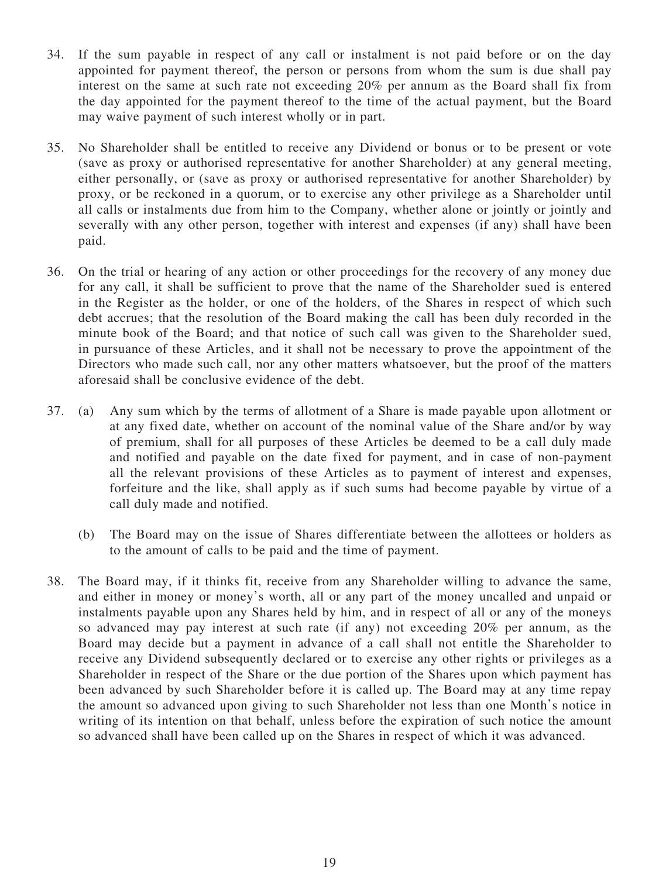34. If the sum payable in respect of any call or instalment is not paid before or on the day appointed for payment thereof, the person or persons from whom the sum is due shall pay interest on the same at such rate not exceeding 20% per annum as the Board shall fix from the day appointed for the payment thereof to the time of the actual payment, but the Board may waive payment of such interest wholly or in part.

35. No Shareholder shall be entitled to receive any Dividend or bonus or to be present or vote (save as proxy or authorised representative for another Shareholder) at any general meeting, either personally, or (save as proxy or authorised representative for another Shareholder) by proxy, or be reckoned in a quorum, or to exercise any other privilege as a Shareholder until all calls or instalments due from him to the Company, whether alone or jointly or jointly and severally with any other person, together with interest and expenses (if any) shall have been paid.

36. On the trial or hearing of any action or other proceedings for the recovery of any money due for any call, it shall be sufficient to prove that the name of the Shareholder sued is entered in the Register as the holder, or one of the holders, of the Shares in respect of which such debt accrues; that the resolution of the Board making the call has been duly recorded in the minute book of the Board; and that notice of such call was given to the Shareholder sued, in pursuance of these Articles, and it shall not be necessary to prove the appointment of the Directors who made such call, nor any other matters whatsoever, but the proof of the matters aforesaid shall be conclusive evidence of the debt.

37. (a) Any sum which by the terms of allotment of a Share is made payable upon allotment or at any fixed date, whether on account of the nominal value of the Share and/or by way of premium, shall for all purposes of these Articles be deemed to be a call duly made and notified and payable on the date fixed for payment, and in case of non-payment all the relevant provisions of these Articles as to payment of interest and expenses, forfeiture and the like, shall apply as if such sums had become payable by virtue of a call duly made and notified.

    (b) The Board may on the issue of Shares differentiate between the allottees or holders as to the amount of calls to be paid and the time of payment.

38. The Board may, if it thinks fit, receive from any Shareholder willing to advance the same, and either in money or money's worth, all or any part of the money uncalled and unpaid or instalments payable upon any Shares held by him, and in respect of all or any of the moneys so advanced may pay interest at such rate (if any) not exceeding 20% per annum, as the Board may decide but a payment in advance of a call shall not entitle the Shareholder to receive any Dividend subsequently declared or to exercise any other rights or privileges as a Shareholder in respect of the Share or the due portion of the Shares upon which payment has been advanced by such Shareholder before it is called up. The Board may at any time repay the amount so advanced upon giving to such Shareholder not less than one Month's notice in writing of its intention on that behalf, unless before the expiration of such notice the amount so advanced shall have been called up on the Shares in respect of which it was advanced.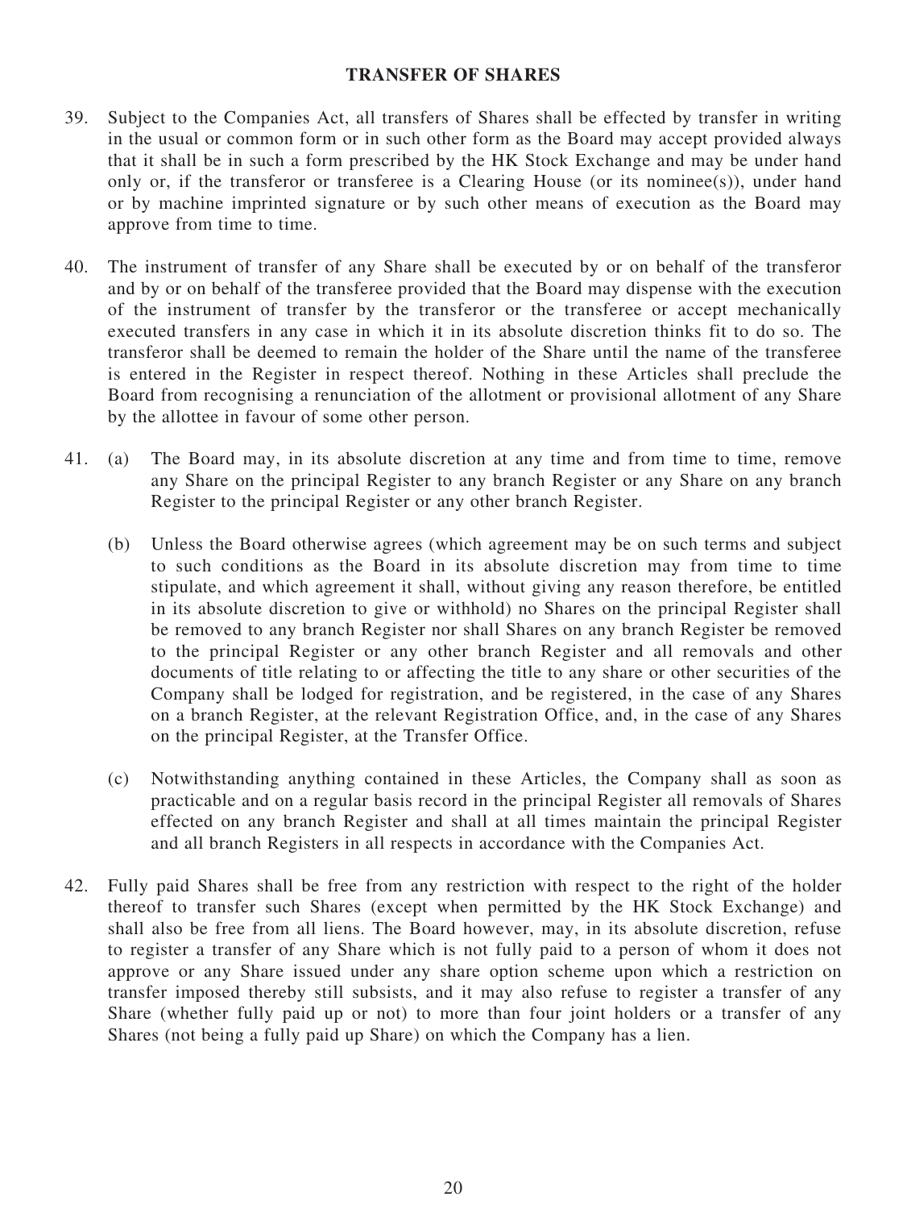## TRANSFER OF SHARES

39. Subject to the Companies Act, all transfers of Shares shall be effected by transfer in writing in the usual or common form or in such other form as the Board may accept provided always that it shall be in such a form prescribed by the HK Stock Exchange and may be under hand only or, if the transferor or transferee is a Clearing House (or its nominee(s)), under hand or by machine imprinted signature or by such other means of execution as the Board may approve from time to time.

40. The instrument of transfer of any Share shall be executed by or on behalf of the transferor and by or on behalf of the transferee provided that the Board may dispense with the execution of the instrument of transfer by the transferor or the transferee or accept mechanically executed transfers in any case in which it in its absolute discretion thinks fit to do so. The transferor shall be deemed to remain the holder of the Share until the name of the transferee is entered in the Register in respect thereof. Nothing in these Articles shall preclude the Board from recognising a renunciation of the allotment or provisional allotment of any Share by the allottee in favour of some other person.

41. (a) The Board may, in its absolute discretion at any time and from time to time, remove any Share on the principal Register to any branch Register or any Share on any branch Register to the principal Register or any other branch Register.

    (b) Unless the Board otherwise agrees (which agreement may be on such terms and subject to such conditions as the Board in its absolute discretion may from time to time stipulate, and which agreement it shall, without giving any reason therefore, be entitled in its absolute discretion to give or withhold) no Shares on the principal Register shall be removed to any branch Register nor shall Shares on any branch Register be removed to the principal Register or any other branch Register and all removals and other documents of title relating to or affecting the title to any share or other securities of the Company shall be lodged for registration, and be registered, in the case of any Shares on a branch Register, at the relevant Registration Office, and, in the case of any Shares on the principal Register, at the Transfer Office.

    (c) Notwithstanding anything contained in these Articles, the Company shall as soon as practicable and on a regular basis record in the principal Register all removals of Shares effected on any branch Register and shall at all times maintain the principal Register and all branch Registers in all respects in accordance with the Companies Act.

42. Fully paid Shares shall be free from any restriction with respect to the right of the holder thereof to transfer such Shares (except when permitted by the HK Stock Exchange) and shall also be free from all liens. The Board however, may, in its absolute discretion, refuse to register a transfer of any Share which is not fully paid to a person of whom it does not approve or any Share issued under any share option scheme upon which a restriction on transfer imposed thereby still subsists, and it may also refuse to register a transfer of any Share (whether fully paid up or not) to more than four joint holders or a transfer of any Shares (not being a fully paid up Share) on which the Company has a lien.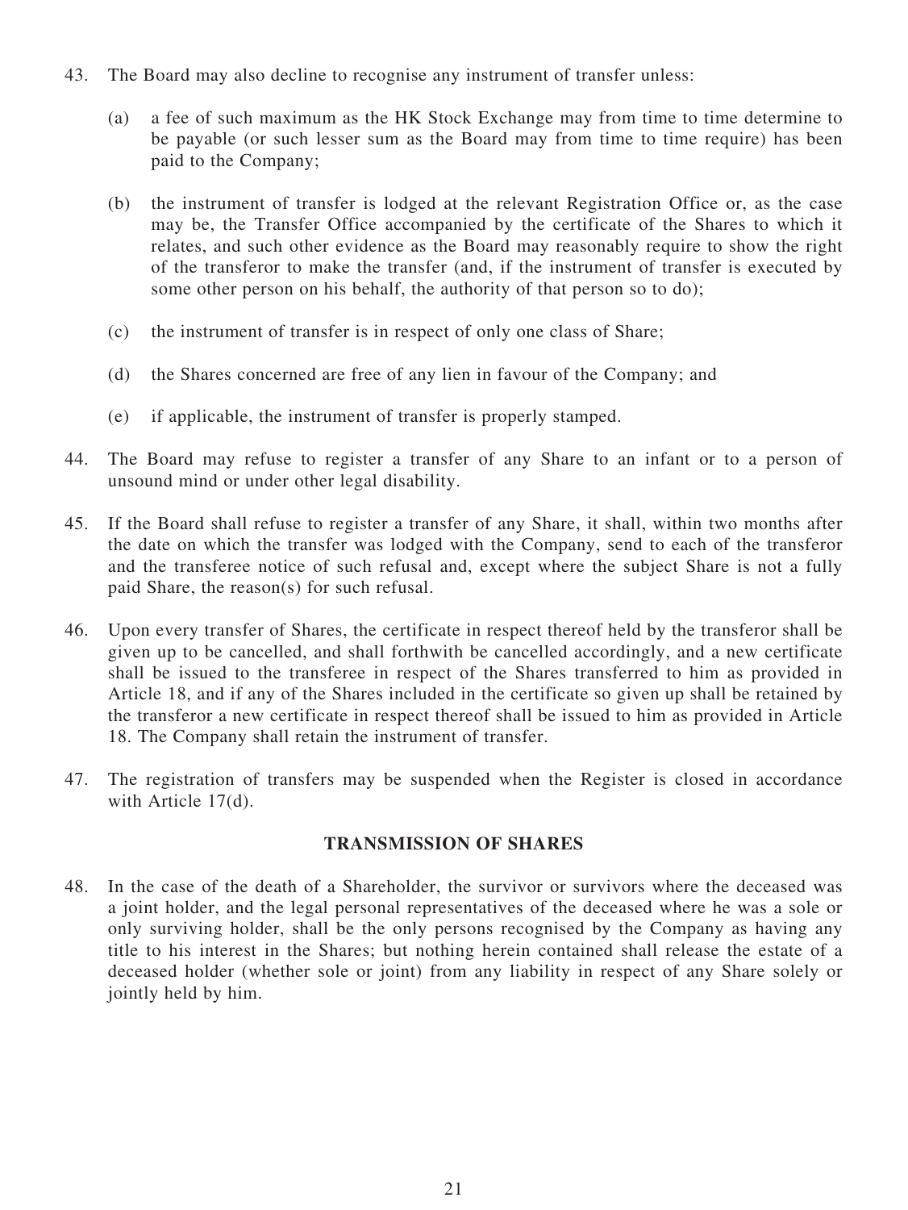43. The Board may also decline to recognise any instrument of transfer unless:

    (a) a fee of such maximum as the HK Stock Exchange may from time to time determine to be payable (or such lesser sum as the Board may from time to time require) has been paid to the Company;

    (b) the instrument of transfer is lodged at the relevant Registration Office or, as the case may be, the Transfer Office accompanied by the certificate of the Shares to which it relates, and such other evidence as the Board may reasonably require to show the right of the transferor to make the transfer (and, if the instrument of transfer is executed by some other person on his behalf, the authority of that person so to do);

    (c) the instrument of transfer is in respect of only one class of Share;

    (d) the Shares concerned are free of any lien in favour of the Company; and

    (e) if applicable, the instrument of transfer is properly stamped.

44. The Board may refuse to register a transfer of any Share to an infant or to a person of unsound mind or under other legal disability.

45. If the Board shall refuse to register a transfer of any Share, it shall, within two months after the date on which the transfer was lodged with the Company, send to each of the transferor and the transferee notice of such refusal and, except where the subject Share is not a fully paid Share, the reason(s) for such refusal.

46. Upon every transfer of Shares, the certificate in respect thereof held by the transferor shall be given up to be cancelled, and shall forthwith be cancelled accordingly, and a new certificate shall be issued to the transferee in respect of the Shares transferred to him as provided in Article 18, and if any of the Shares included in the certificate so given up shall be retained by the transferor a new certificate in respect thereof shall be issued to him as provided in Article 18. The Company shall retain the instrument of transfer.

47. The registration of transfers may be suspended when the Register is closed in accordance with Article 17(d).

## TRANSMISSION OF SHARES

48. In the case of the death of a Shareholder, the survivor or survivors where the deceased was a joint holder, and the legal personal representatives of the deceased where he was a sole or only surviving holder, shall be the only persons recognised by the Company as having any title to his interest in the Shares; but nothing herein contained shall release the estate of a deceased holder (whether sole or joint) from any liability in respect of any Share solely or jointly held by him.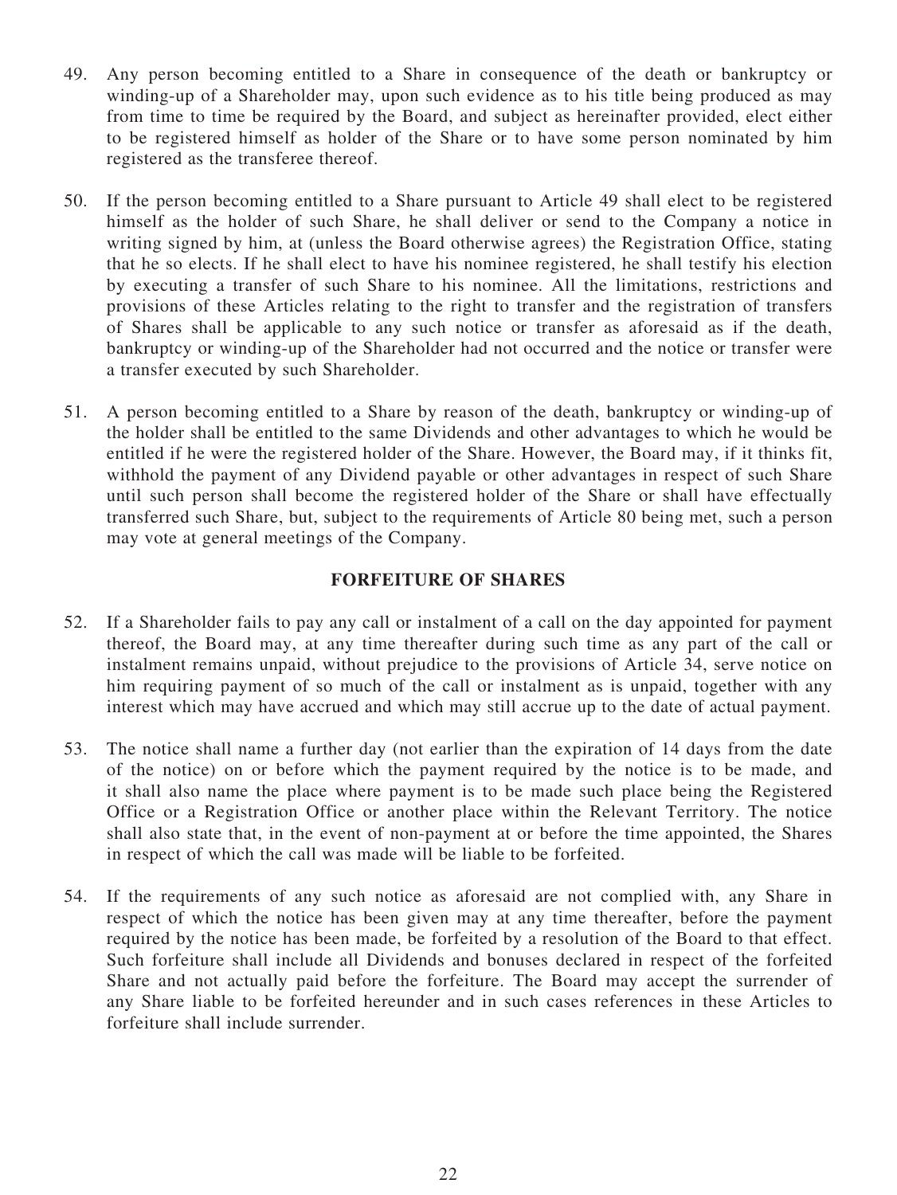49. Any person becoming entitled to a Share in consequence of the death or bankruptcy or winding-up of a Shareholder may, upon such evidence as to his title being produced as may from time to time be required by the Board, and subject as hereinafter provided, elect either to be registered himself as holder of the Share or to have some person nominated by him registered as the transferee thereof.

50. If the person becoming entitled to a Share pursuant to Article 49 shall elect to be registered himself as the holder of such Share, he shall deliver or send to the Company a notice in writing signed by him, at (unless the Board otherwise agrees) the Registration Office, stating that he so elects. If he shall elect to have his nominee registered, he shall testify his election by executing a transfer of such Share to his nominee. All the limitations, restrictions and provisions of these Articles relating to the right to transfer and the registration of transfers of Shares shall be applicable to any such notice or transfer as aforesaid as if the death, bankruptcy or winding-up of the Shareholder had not occurred and the notice or transfer were a transfer executed by such Shareholder.

51. A person becoming entitled to a Share by reason of the death, bankruptcy or winding-up of the holder shall be entitled to the same Dividends and other advantages to which he would be entitled if he were the registered holder of the Share. However, the Board may, if it thinks fit, withhold the payment of any Dividend payable or other advantages in respect of such Share until such person shall become the registered holder of the Share or shall have effectually transferred such Share, but, subject to the requirements of Article 80 being met, such a person may vote at general meetings of the Company.

## FORFEITURE OF SHARES

52. If a Shareholder fails to pay any call or instalment of a call on the day appointed for payment thereof, the Board may, at any time thereafter during such time as any part of the call or instalment remains unpaid, without prejudice to the provisions of Article 34, serve notice on him requiring payment of so much of the call or instalment as is unpaid, together with any interest which may have accrued and which may still accrue up to the date of actual payment.

53. The notice shall name a further day (not earlier than the expiration of 14 days from the date of the notice) on or before which the payment required by the notice is to be made, and it shall also name the place where payment is to be made such place being the Registered Office or a Registration Office or another place within the Relevant Territory. The notice shall also state that, in the event of non-payment at or before the time appointed, the Shares in respect of which the call was made will be liable to be forfeited.

54. If the requirements of any such notice as aforesaid are not complied with, any Share in respect of which the notice has been given may at any time thereafter, before the payment required by the notice has been made, be forfeited by a resolution of the Board to that effect. Such forfeiture shall include all Dividends and bonuses declared in respect of the forfeited Share and not actually paid before the forfeiture. The Board may accept the surrender of any Share liable to be forfeited hereunder and in such cases references in these Articles to forfeiture shall include surrender.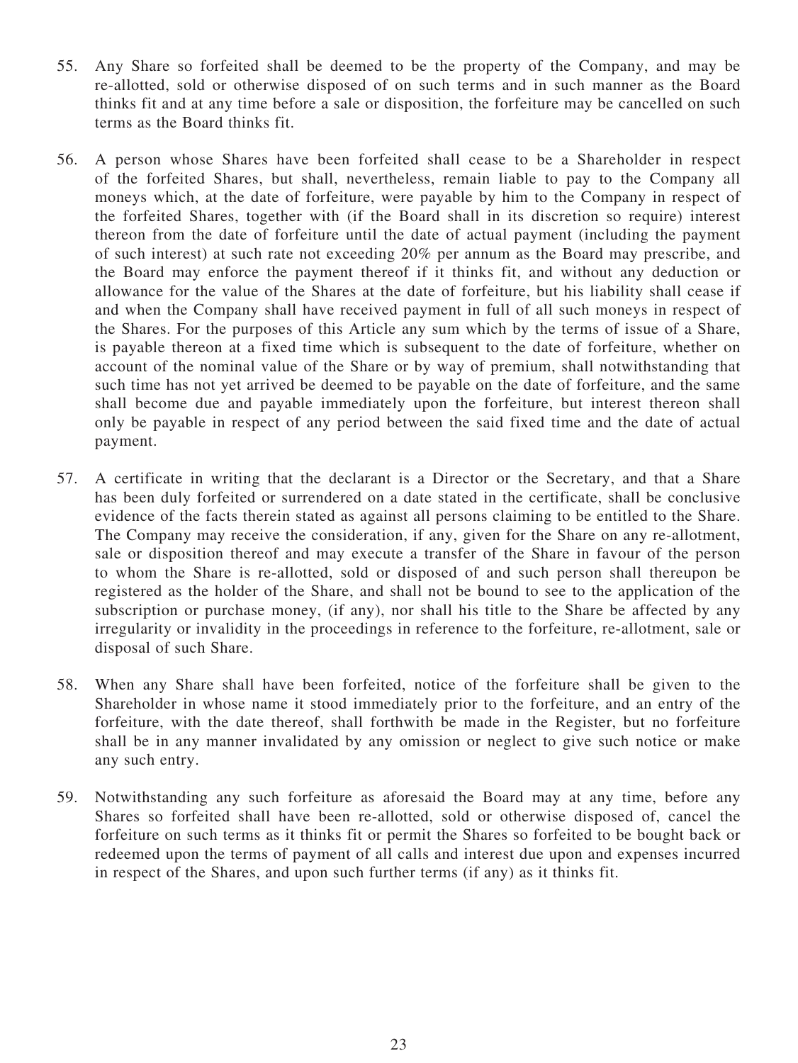55. Any Share so forfeited shall be deemed to be the property of the Company, and may be re-allotted, sold or otherwise disposed of on such terms and in such manner as the Board thinks fit and at any time before a sale or disposition, the forfeiture may be cancelled on such terms as the Board thinks fit.

56. A person whose Shares have been forfeited shall cease to be a Shareholder in respect of the forfeited Shares, but shall, nevertheless, remain liable to pay to the Company all moneys which, at the date of forfeiture, were payable by him to the Company in respect of the forfeited Shares, together with (if the Board shall in its discretion so require) interest thereon from the date of forfeiture until the date of actual payment (including the payment of such interest) at such rate not exceeding 20% per annum as the Board may prescribe, and the Board may enforce the payment thereof if it thinks fit, and without any deduction or allowance for the value of the Shares at the date of forfeiture, but his liability shall cease if and when the Company shall have received payment in full of all such moneys in respect of the Shares. For the purposes of this Article any sum which by the terms of issue of a Share, is payable thereon at a fixed time which is subsequent to the date of forfeiture, whether on account of the nominal value of the Share or by way of premium, shall notwithstanding that such time has not yet arrived be deemed to be payable on the date of forfeiture, and the same shall become due and payable immediately upon the forfeiture, but interest thereon shall only be payable in respect of any period between the said fixed time and the date of actual payment.

57. A certificate in writing that the declarant is a Director or the Secretary, and that a Share has been duly forfeited or surrendered on a date stated in the certificate, shall be conclusive evidence of the facts therein stated as against all persons claiming to be entitled to the Share. The Company may receive the consideration, if any, given for the Share on any re-allotment, sale or disposition thereof and may execute a transfer of the Share in favour of the person to whom the Share is re-allotted, sold or disposed of and such person shall thereupon be registered as the holder of the Share, and shall not be bound to see to the application of the subscription or purchase money, (if any), nor shall his title to the Share be affected by any irregularity or invalidity in the proceedings in reference to the forfeiture, re-allotment, sale or disposal of such Share.

58. When any Share shall have been forfeited, notice of the forfeiture shall be given to the Shareholder in whose name it stood immediately prior to the forfeiture, and an entry of the forfeiture, with the date thereof, shall forthwith be made in the Register, but no forfeiture shall be in any manner invalidated by any omission or neglect to give such notice or make any such entry.

59. Notwithstanding any such forfeiture as aforesaid the Board may at any time, before any Shares so forfeited shall have been re-allotted, sold or otherwise disposed of, cancel the forfeiture on such terms as it thinks fit or permit the Shares so forfeited to be bought back or redeemed upon the terms of payment of all calls and interest due upon and expenses incurred in respect of the Shares, and upon such further terms (if any) as it thinks fit.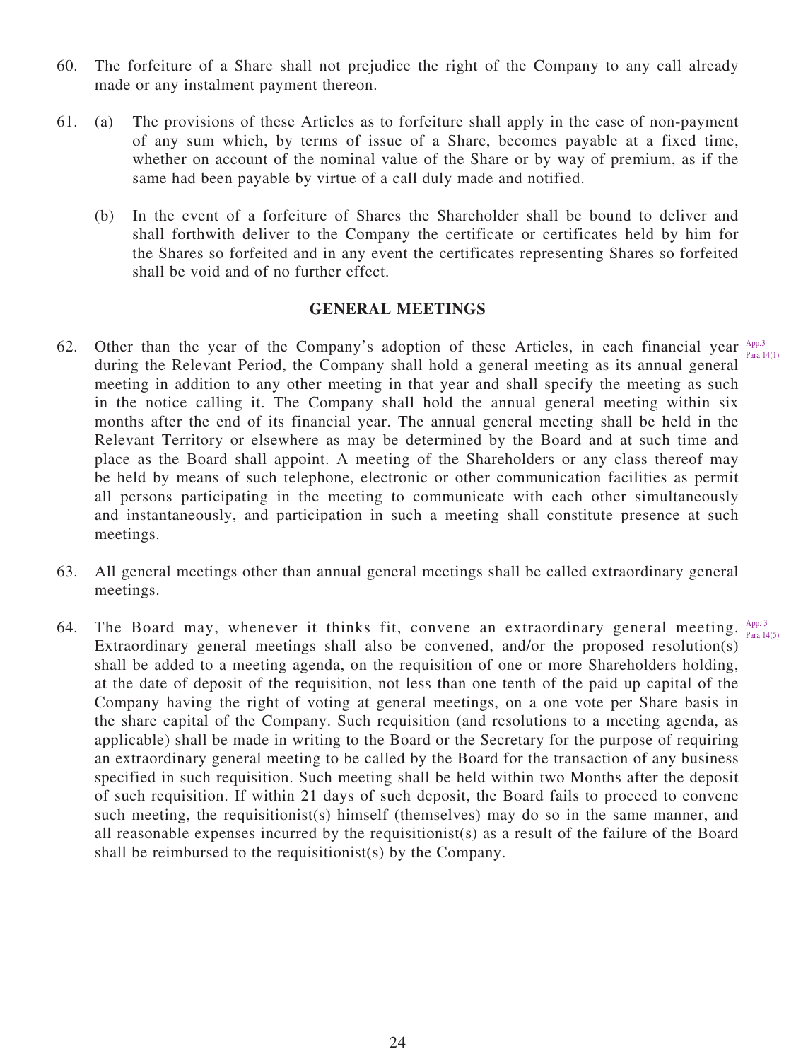60. The forfeiture of a Share shall not prejudice the right of the Company to any call already made or any instalment payment thereon.

61. (a) The provisions of these Articles as to forfeiture shall apply in the case of non-payment of any sum which, by terms of issue of a Share, becomes payable at a fixed time, whether on account of the nominal value of the Share or by way of premium, as if the same had been payable by virtue of a call duly made and notified.

    (b) In the event of a forfeiture of Shares the Shareholder shall be bound to deliver and shall forthwith deliver to the Company the certificate or certificates held by him for the Shares so forfeited and in any event the certificates representing Shares so forfeited shall be void and of no further effect.

## GENERAL MEETINGS

62. Other than the year of the Company's adoption of these Articles, in each financial year during the Relevant Period, the Company shall hold a general meeting as its annual general meeting in addition to any other meeting in that year and shall specify the meeting as such in the notice calling it. The Company shall hold the annual general meeting within six months after the end of its financial year. The annual general meeting shall be held in the Relevant Territory or elsewhere as may be determined by the Board and at such time and place as the Board shall appoint. A meeting of the Shareholders or any class thereof may be held by means of such telephone, electronic or other communication facilities as permit all persons participating in the meeting to communicate with each other simultaneously and instantaneously, and participation in such a meeting shall constitute presence at such meetings. App.3 Para 14(1)

63. All general meetings other than annual general meetings shall be called extraordinary general meetings.

64. The Board may, whenever it thinks fit, convene an extraordinary general meeting. Extraordinary general meetings shall also be convened, and/or the proposed resolution(s) shall be added to a meeting agenda, on the requisition of one or more Shareholders holding, at the date of deposit of the requisition, not less than one tenth of the paid up capital of the Company having the right of voting at general meetings, on a one vote per Share basis in the share capital of the Company. Such requisition (and resolutions to a meeting agenda, as applicable) shall be made in writing to the Board or the Secretary for the purpose of requiring an extraordinary general meeting to be called by the Board for the transaction of any business specified in such requisition. Such meeting shall be held within two Months after the deposit of such requisition. If within 21 days of such deposit, the Board fails to proceed to convene such meeting, the requisitionist(s) himself (themselves) may do so in the same manner, and all reasonable expenses incurred by the requisitionist(s) as a result of the failure of the Board shall be reimbursed to the requisitionist(s) by the Company. App. 3 Para 14(5)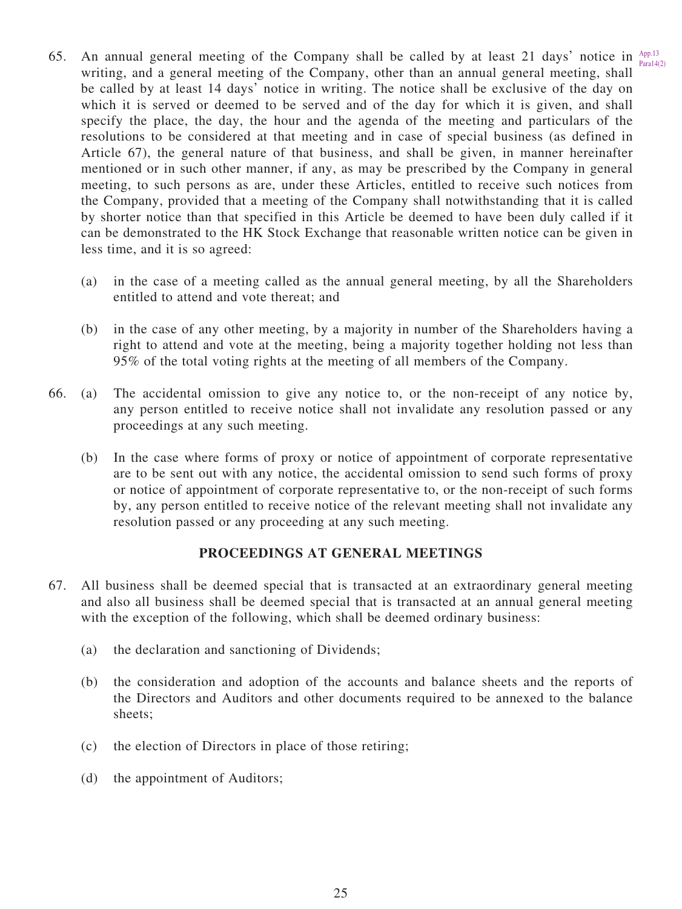65. An annual general meeting of the Company shall be called by at least 21 days' notice in writing, and a general meeting of the Company, other than an annual general meeting, shall be called by at least 14 days' notice in writing. The notice shall be exclusive of the day on which it is served or deemed to be served and of the day for which it is given, and shall specify the place, the day, the hour and the agenda of the meeting and particulars of the resolutions to be considered at that meeting and in case of special business (as defined in Article 67), the general nature of that business, and shall be given, in manner hereinafter mentioned or in such other manner, if any, as may be prescribed by the Company in general meeting, to such persons as are, under these Articles, entitled to receive such notices from the Company, provided that a meeting of the Company shall notwithstanding that it is called by shorter notice than that specified in this Article be deemed to have been duly called if it can be demonstrated to the HK Stock Exchange that reasonable written notice can be given in less time, and it is so agreed: App.13 Para14(2)

    (a) in the case of a meeting called as the annual general meeting, by all the Shareholders entitled to attend and vote thereat; and

    (b) in the case of any other meeting, by a majority in number of the Shareholders having a right to attend and vote at the meeting, being a majority together holding not less than 95% of the total voting rights at the meeting of all members of the Company.

66. (a) The accidental omission to give any notice to, or the non-receipt of any notice by, any person entitled to receive notice shall not invalidate any resolution passed or any proceedings at any such meeting.

    (b) In the case where forms of proxy or notice of appointment of corporate representative are to be sent out with any notice, the accidental omission to send such forms of proxy or notice of appointment of corporate representative to, or the non-receipt of such forms by, any person entitled to receive notice of the relevant meeting shall not invalidate any resolution passed or any proceeding at any such meeting.

## PROCEEDINGS AT GENERAL MEETINGS

67. All business shall be deemed special that is transacted at an extraordinary general meeting and also all business shall be deemed special that is transacted at an annual general meeting with the exception of the following, which shall be deemed ordinary business:

    (a) the declaration and sanctioning of Dividends;

    (b) the consideration and adoption of the accounts and balance sheets and the reports of the Directors and Auditors and other documents required to be annexed to the balance sheets;

    (c) the election of Directors in place of those retiring;

    (d) the appointment of Auditors;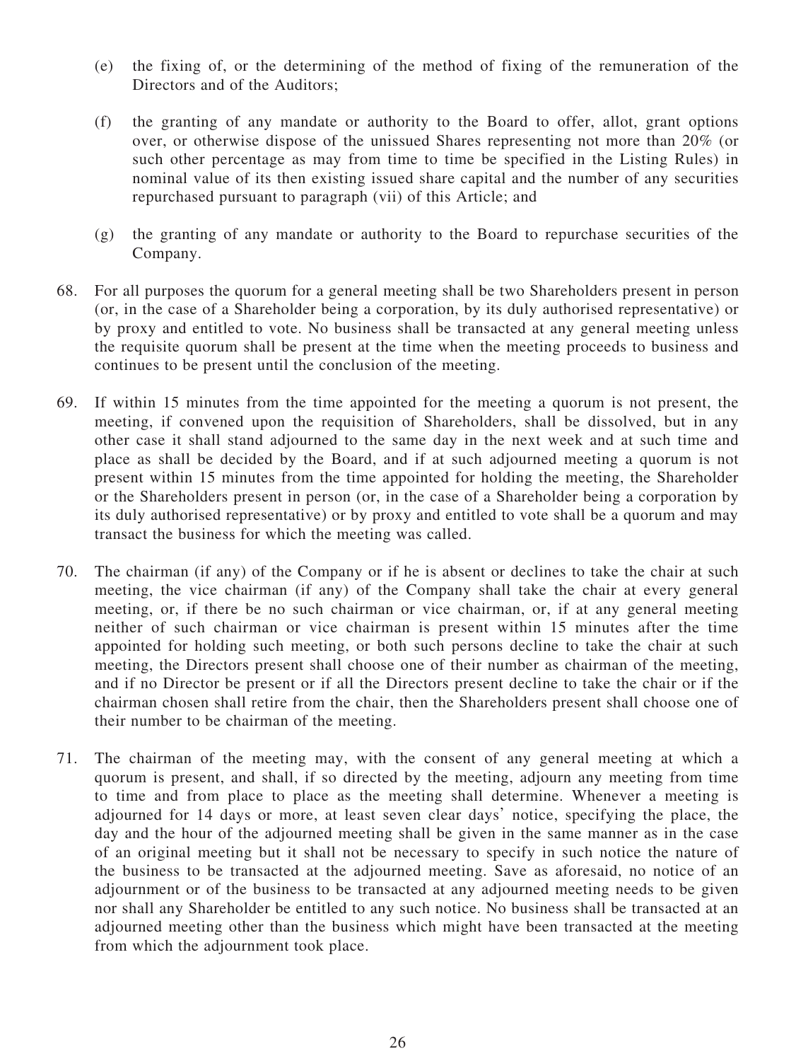(e) the fixing of, or the determining of the method of fixing of the remuneration of the Directors and of the Auditors;

(f) the granting of any mandate or authority to the Board to offer, allot, grant options over, or otherwise dispose of the unissued Shares representing not more than 20% (or such other percentage as may from time to time be specified in the Listing Rules) in nominal value of its then existing issued share capital and the number of any securities repurchased pursuant to paragraph (vii) of this Article; and

(g) the granting of any mandate or authority to the Board to repurchase securities of the Company.

68. For all purposes the quorum for a general meeting shall be two Shareholders present in person (or, in the case of a Shareholder being a corporation, by its duly authorised representative) or by proxy and entitled to vote. No business shall be transacted at any general meeting unless the requisite quorum shall be present at the time when the meeting proceeds to business and continues to be present until the conclusion of the meeting.

69. If within 15 minutes from the time appointed for the meeting a quorum is not present, the meeting, if convened upon the requisition of Shareholders, shall be dissolved, but in any other case it shall stand adjourned to the same day in the next week and at such time and place as shall be decided by the Board, and if at such adjourned meeting a quorum is not present within 15 minutes from the time appointed for holding the meeting, the Shareholder or the Shareholders present in person (or, in the case of a Shareholder being a corporation by its duly authorised representative) or by proxy and entitled to vote shall be a quorum and may transact the business for which the meeting was called.

70. The chairman (if any) of the Company or if he is absent or declines to take the chair at such meeting, the vice chairman (if any) of the Company shall take the chair at every general meeting, or, if there be no such chairman or vice chairman, or, if at any general meeting neither of such chairman or vice chairman is present within 15 minutes after the time appointed for holding such meeting, or both such persons decline to take the chair at such meeting, the Directors present shall choose one of their number as chairman of the meeting, and if no Director be present or if all the Directors present decline to take the chair or if the chairman chosen shall retire from the chair, then the Shareholders present shall choose one of their number to be chairman of the meeting.

71. The chairman of the meeting may, with the consent of any general meeting at which a quorum is present, and shall, if so directed by the meeting, adjourn any meeting from time to time and from place to place as the meeting shall determine. Whenever a meeting is adjourned for 14 days or more, at least seven clear days' notice, specifying the place, the day and the hour of the adjourned meeting shall be given in the same manner as in the case of an original meeting but it shall not be necessary to specify in such notice the nature of the business to be transacted at the adjourned meeting. Save as aforesaid, no notice of an adjournment or of the business to be transacted at any adjourned meeting needs to be given nor shall any Shareholder be entitled to any such notice. No business shall be transacted at an adjourned meeting other than the business which might have been transacted at the meeting from which the adjournment took place.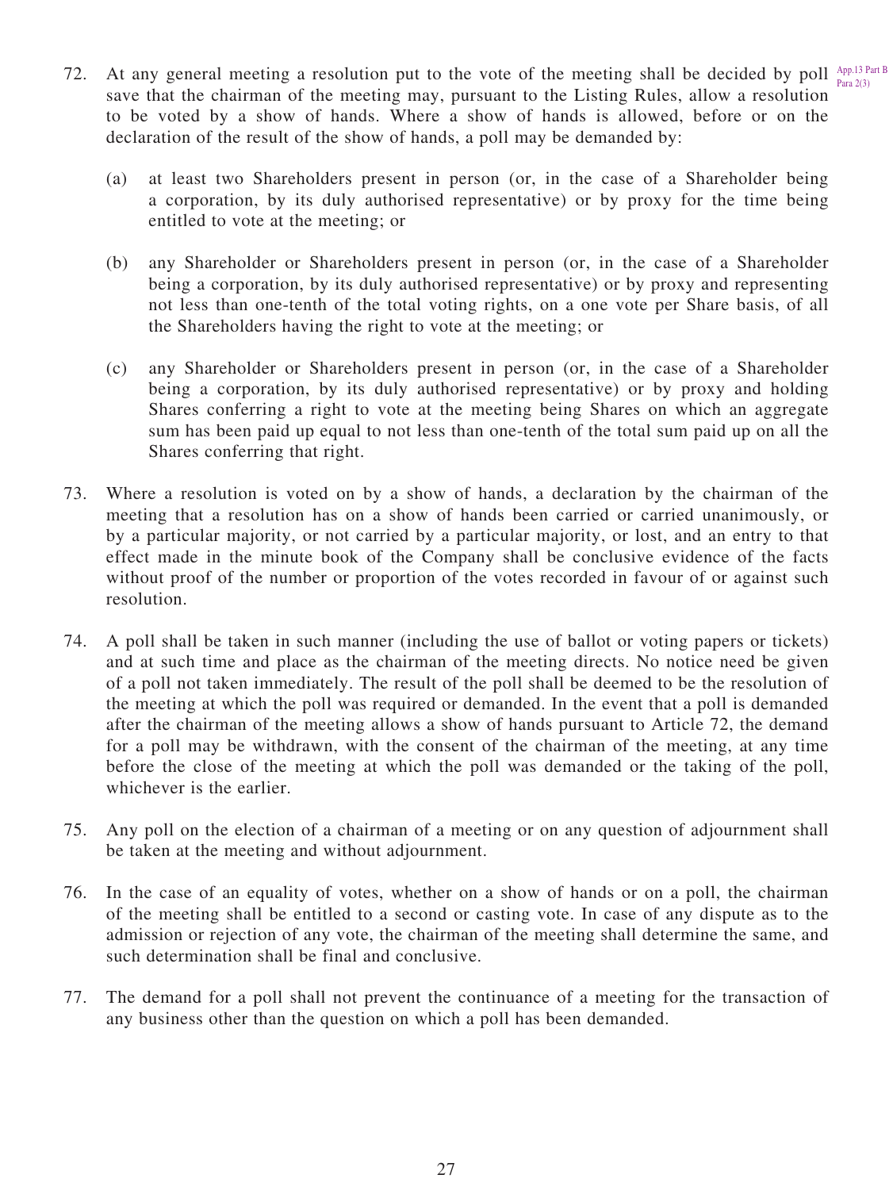72. At any general meeting a resolution put to the vote of the meeting shall be decided by poll save that the chairman of the meeting may, pursuant to the Listing Rules, allow a resolution to be voted by a show of hands. Where a show of hands is allowed, before or on the declaration of the result of the show of hands, a poll may be demanded by:

App.13 Part B Para 2(3)

   (a) at least two Shareholders present in person (or, in the case of a Shareholder being a corporation, by its duly authorised representative) or by proxy for the time being entitled to vote at the meeting; or

   (b) any Shareholder or Shareholders present in person (or, in the case of a Shareholder being a corporation, by its duly authorised representative) or by proxy and representing not less than one-tenth of the total voting rights, on a one vote per Share basis, of all the Shareholders having the right to vote at the meeting; or

   (c) any Shareholder or Shareholders present in person (or, in the case of a Shareholder being a corporation, by its duly authorised representative) or by proxy and holding Shares conferring a right to vote at the meeting being Shares on which an aggregate sum has been paid up equal to not less than one-tenth of the total sum paid up on all the Shares conferring that right.

73. Where a resolution is voted on by a show of hands, a declaration by the chairman of the meeting that a resolution has on a show of hands been carried or carried unanimously, or by a particular majority, or not carried by a particular majority, or lost, and an entry to that effect made in the minute book of the Company shall be conclusive evidence of the facts without proof of the number or proportion of the votes recorded in favour of or against such resolution.

74. A poll shall be taken in such manner (including the use of ballot or voting papers or tickets) and at such time and place as the chairman of the meeting directs. No notice need be given of a poll not taken immediately. The result of the poll shall be deemed to be the resolution of the meeting at which the poll was required or demanded. In the event that a poll is demanded after the chairman of the meeting allows a show of hands pursuant to Article 72, the demand for a poll may be withdrawn, with the consent of the chairman of the meeting, at any time before the close of the meeting at which the poll was demanded or the taking of the poll, whichever is the earlier.

75. Any poll on the election of a chairman of a meeting or on any question of adjournment shall be taken at the meeting and without adjournment.

76. In the case of an equality of votes, whether on a show of hands or on a poll, the chairman of the meeting shall be entitled to a second or casting vote. In case of any dispute as to the admission or rejection of any vote, the chairman of the meeting shall determine the same, and such determination shall be final and conclusive.

77. The demand for a poll shall not prevent the continuance of a meeting for the transaction of any business other than the question on which a poll has been demanded.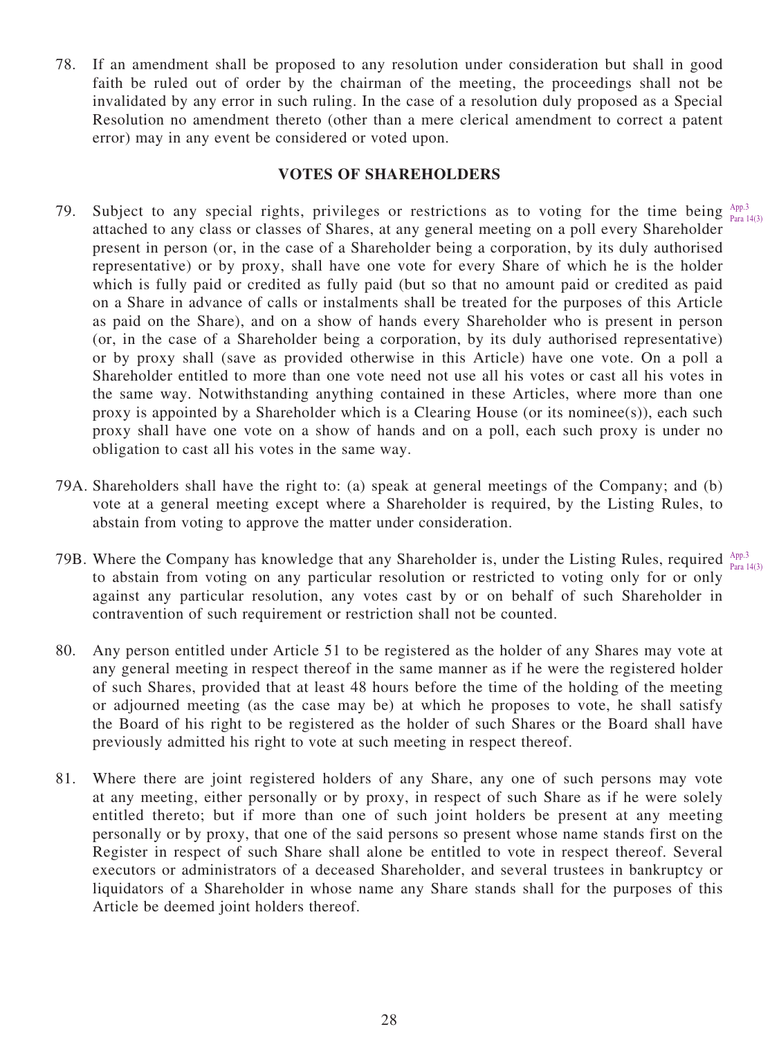78. If an amendment shall be proposed to any resolution under consideration but shall in good faith be ruled out of order by the chairman of the meeting, the proceedings shall not be invalidated by any error in such ruling. In the case of a resolution duly proposed as a Special Resolution no amendment thereto (other than a mere clerical amendment to correct a patent error) may in any event be considered or voted upon.

## VOTES OF SHAREHOLDERS

79. Subject to any special rights, privileges or restrictions as to voting for the time being attached to any class or classes of Shares, at any general meeting on a poll every Shareholder present in person (or, in the case of a Shareholder being a corporation, by its duly authorised representative) or by proxy, shall have one vote for every Share of which he is the holder which is fully paid or credited as fully paid (but so that no amount paid or credited as paid on a Share in advance of calls or instalments shall be treated for the purposes of this Article as paid on the Share), and on a show of hands every Shareholder who is present in person (or, in the case of a Shareholder being a corporation, by its duly authorised representative) or by proxy shall (save as provided otherwise in this Article) have one vote. On a poll a Shareholder entitled to more than one vote need not use all his votes or cast all his votes in the same way. Notwithstanding anything contained in these Articles, where more than one proxy is appointed by a Shareholder which is a Clearing House (or its nominee(s)), each such proxy shall have one vote on a show of hands and on a poll, each such proxy is under no obligation to cast all his votes in the same way. App.3 Para 14(3)

79A. Shareholders shall have the right to: (a) speak at general meetings of the Company; and (b) vote at a general meeting except where a Shareholder is required, by the Listing Rules, to abstain from voting to approve the matter under consideration.

79B. Where the Company has knowledge that any Shareholder is, under the Listing Rules, required to abstain from voting on any particular resolution or restricted to voting only for or only against any particular resolution, any votes cast by or on behalf of such Shareholder in contravention of such requirement or restriction shall not be counted. App.3 Para 14(3)

80. Any person entitled under Article 51 to be registered as the holder of any Shares may vote at any general meeting in respect thereof in the same manner as if he were the registered holder of such Shares, provided that at least 48 hours before the time of the holding of the meeting or adjourned meeting (as the case may be) at which he proposes to vote, he shall satisfy the Board of his right to be registered as the holder of such Shares or the Board shall have previously admitted his right to vote at such meeting in respect thereof.

81. Where there are joint registered holders of any Share, any one of such persons may vote at any meeting, either personally or by proxy, in respect of such Share as if he were solely entitled thereto; but if more than one of such joint holders be present at any meeting personally or by proxy, that one of the said persons so present whose name stands first on the Register in respect of such Share shall alone be entitled to vote in respect thereof. Several executors or administrators of a deceased Shareholder, and several trustees in bankruptcy or liquidators of a Shareholder in whose name any Share stands shall for the purposes of this Article be deemed joint holders thereof.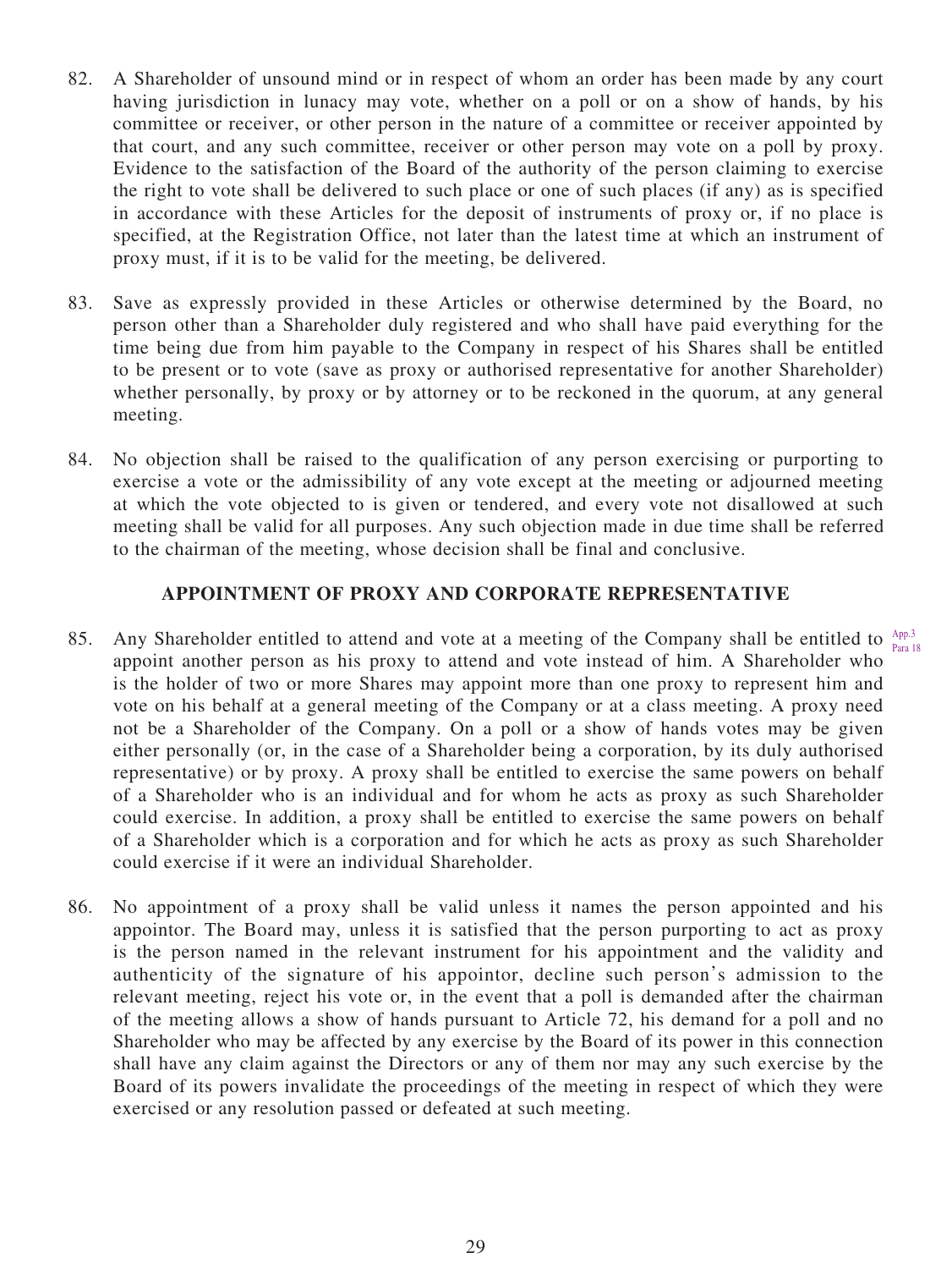82. A Shareholder of unsound mind or in respect of whom an order has been made by any court having jurisdiction in lunacy may vote, whether on a poll or on a show of hands, by his committee or receiver, or other person in the nature of a committee or receiver appointed by that court, and any such committee, receiver or other person may vote on a poll by proxy. Evidence to the satisfaction of the Board of the authority of the person claiming to exercise the right to vote shall be delivered to such place or one of such places (if any) as is specified in accordance with these Articles for the deposit of instruments of proxy or, if no place is specified, at the Registration Office, not later than the latest time at which an instrument of proxy must, if it is to be valid for the meeting, be delivered.

83. Save as expressly provided in these Articles or otherwise determined by the Board, no person other than a Shareholder duly registered and who shall have paid everything for the time being due from him payable to the Company in respect of his Shares shall be entitled to be present or to vote (save as proxy or authorised representative for another Shareholder) whether personally, by proxy or by attorney or to be reckoned in the quorum, at any general meeting.

84. No objection shall be raised to the qualification of any person exercising or purporting to exercise a vote or the admissibility of any vote except at the meeting or adjourned meeting at which the vote objected to is given or tendered, and every vote not disallowed at such meeting shall be valid for all purposes. Any such objection made in due time shall be referred to the chairman of the meeting, whose decision shall be final and conclusive.

## APPOINTMENT OF PROXY AND CORPORATE REPRESENTATIVE

85. Any Shareholder entitled to attend and vote at a meeting of the Company shall be entitled to appoint another person as his proxy to attend and vote instead of him. A Shareholder who is the holder of two or more Shares may appoint more than one proxy to represent him and vote on his behalf at a general meeting of the Company or at a class meeting. A proxy need not be a Shareholder of the Company. On a poll or a show of hands votes may be given either personally (or, in the case of a Shareholder being a corporation, by its duly authorised representative) or by proxy. A proxy shall be entitled to exercise the same powers on behalf of a Shareholder who is an individual and for whom he acts as proxy as such Shareholder could exercise. In addition, a proxy shall be entitled to exercise the same powers on behalf of a Shareholder which is a corporation and for which he acts as proxy as such Shareholder could exercise if it were an individual Shareholder.

App.3 Para 18

86. No appointment of a proxy shall be valid unless it names the person appointed and his appointor. The Board may, unless it is satisfied that the person purporting to act as proxy is the person named in the relevant instrument for his appointment and the validity and authenticity of the signature of his appointor, decline such person's admission to the relevant meeting, reject his vote or, in the event that a poll is demanded after the chairman of the meeting allows a show of hands pursuant to Article 72, his demand for a poll and no Shareholder who may be affected by any exercise by the Board of its power in this connection shall have any claim against the Directors or any of them nor may any such exercise by the Board of its powers invalidate the proceedings of the meeting in respect of which they were exercised or any resolution passed or defeated at such meeting.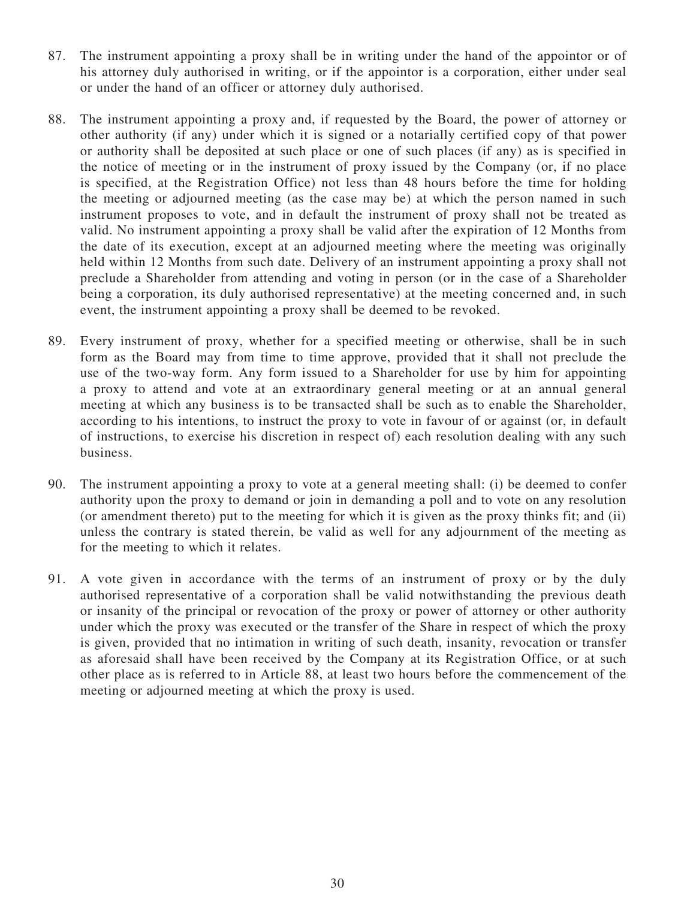87. The instrument appointing a proxy shall be in writing under the hand of the appointor or of his attorney duly authorised in writing, or if the appointor is a corporation, either under seal or under the hand of an officer or attorney duly authorised.

88. The instrument appointing a proxy and, if requested by the Board, the power of attorney or other authority (if any) under which it is signed or a notarially certified copy of that power or authority shall be deposited at such place or one of such places (if any) as is specified in the notice of meeting or in the instrument of proxy issued by the Company (or, if no place is specified, at the Registration Office) not less than 48 hours before the time for holding the meeting or adjourned meeting (as the case may be) at which the person named in such instrument proposes to vote, and in default the instrument of proxy shall not be treated as valid. No instrument appointing a proxy shall be valid after the expiration of 12 Months from the date of its execution, except at an adjourned meeting where the meeting was originally held within 12 Months from such date. Delivery of an instrument appointing a proxy shall not preclude a Shareholder from attending and voting in person (or in the case of a Shareholder being a corporation, its duly authorised representative) at the meeting concerned and, in such event, the instrument appointing a proxy shall be deemed to be revoked.

89. Every instrument of proxy, whether for a specified meeting or otherwise, shall be in such form as the Board may from time to time approve, provided that it shall not preclude the use of the two-way form. Any form issued to a Shareholder for use by him for appointing a proxy to attend and vote at an extraordinary general meeting or at an annual general meeting at which any business is to be transacted shall be such as to enable the Shareholder, according to his intentions, to instruct the proxy to vote in favour of or against (or, in default of instructions, to exercise his discretion in respect of) each resolution dealing with any such business.

90. The instrument appointing a proxy to vote at a general meeting shall: (i) be deemed to confer authority upon the proxy to demand or join in demanding a poll and to vote on any resolution (or amendment thereto) put to the meeting for which it is given as the proxy thinks fit; and (ii) unless the contrary is stated therein, be valid as well for any adjournment of the meeting as for the meeting to which it relates.

91. A vote given in accordance with the terms of an instrument of proxy or by the duly authorised representative of a corporation shall be valid notwithstanding the previous death or insanity of the principal or revocation of the proxy or power of attorney or other authority under which the proxy was executed or the transfer of the Share in respect of which the proxy is given, provided that no intimation in writing of such death, insanity, revocation or transfer as aforesaid shall have been received by the Company at its Registration Office, or at such other place as is referred to in Article 88, at least two hours before the commencement of the meeting or adjourned meeting at which the proxy is used.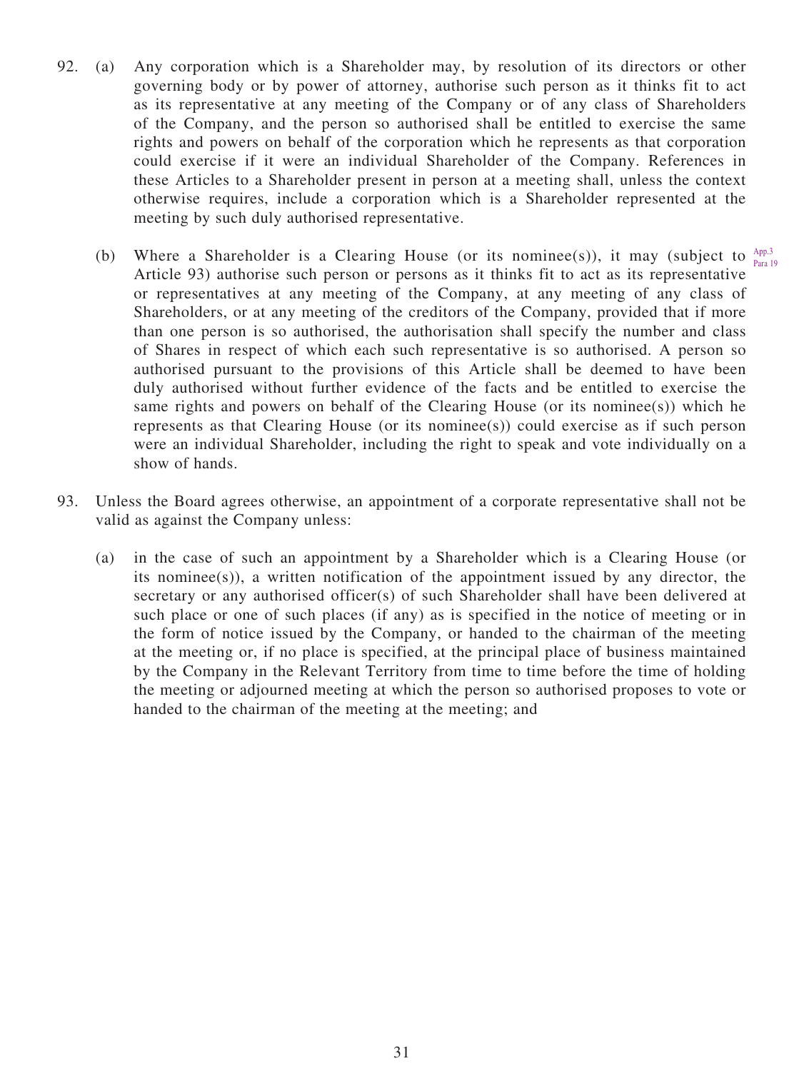92. (a) Any corporation which is a Shareholder may, by resolution of its directors or other governing body or by power of attorney, authorise such person as it thinks fit to act as its representative at any meeting of the Company or of any class of Shareholders of the Company, and the person so authorised shall be entitled to exercise the same rights and powers on behalf of the corporation which he represents as that corporation could exercise if it were an individual Shareholder of the Company. References in these Articles to a Shareholder present in person at a meeting shall, unless the context otherwise requires, include a corporation which is a Shareholder represented at the meeting by such duly authorised representative.

    (b) Where a Shareholder is a Clearing House (or its nominee(s)), it may (subject to Article 93) authorise such person or persons as it thinks fit to act as its representative or representatives at any meeting of the Company, at any meeting of any class of Shareholders, or at any meeting of the creditors of the Company, provided that if more than one person is so authorised, the authorisation shall specify the number and class of Shares in respect of which each such representative is so authorised. A person so authorised pursuant to the provisions of this Article shall be deemed to have been duly authorised without further evidence of the facts and be entitled to exercise the same rights and powers on behalf of the Clearing House (or its nominee(s)) which he represents as that Clearing House (or its nominee(s)) could exercise as if such person were an individual Shareholder, including the right to speak and vote individually on a show of hands. App.3 Para 19

93. Unless the Board agrees otherwise, an appointment of a corporate representative shall not be valid as against the Company unless:

    (a) in the case of such an appointment by a Shareholder which is a Clearing House (or its nominee(s)), a written notification of the appointment issued by any director, the secretary or any authorised officer(s) of such Shareholder shall have been delivered at such place or one of such places (if any) as is specified in the notice of meeting or in the form of notice issued by the Company, or handed to the chairman of the meeting at the meeting or, if no place is specified, at the principal place of business maintained by the Company in the Relevant Territory from time to time before the time of holding the meeting or adjourned meeting at which the person so authorised proposes to vote or handed to the chairman of the meeting at the meeting; and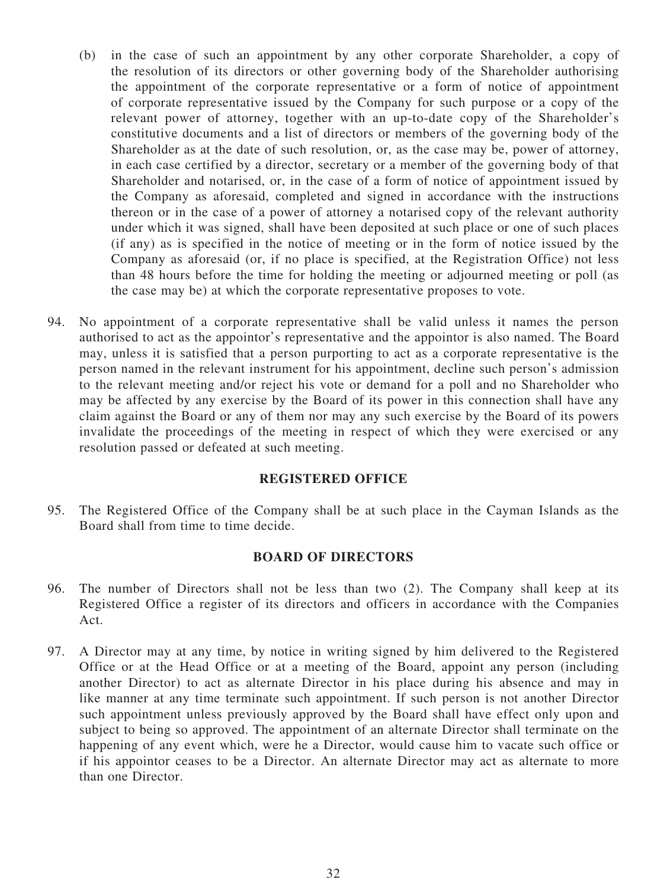(b) in the case of such an appointment by any other corporate Shareholder, a copy of the resolution of its directors or other governing body of the Shareholder authorising the appointment of the corporate representative or a form of notice of appointment of corporate representative issued by the Company for such purpose or a copy of the relevant power of attorney, together with an up-to-date copy of the Shareholder's constitutive documents and a list of directors or members of the governing body of the Shareholder as at the date of such resolution, or, as the case may be, power of attorney, in each case certified by a director, secretary or a member of the governing body of that Shareholder and notarised, or, in the case of a form of notice of appointment issued by the Company as aforesaid, completed and signed in accordance with the instructions thereon or in the case of a power of attorney a notarised copy of the relevant authority under which it was signed, shall have been deposited at such place or one of such places (if any) as is specified in the notice of meeting or in the form of notice issued by the Company as aforesaid (or, if no place is specified, at the Registration Office) not less than 48 hours before the time for holding the meeting or adjourned meeting or poll (as the case may be) at which the corporate representative proposes to vote.

94. No appointment of a corporate representative shall be valid unless it names the person authorised to act as the appointor's representative and the appointor is also named. The Board may, unless it is satisfied that a person purporting to act as a corporate representative is the person named in the relevant instrument for his appointment, decline such person's admission to the relevant meeting and/or reject his vote or demand for a poll and no Shareholder who may be affected by any exercise by the Board of its power in this connection shall have any claim against the Board or any of them nor may any such exercise by the Board of its powers invalidate the proceedings of the meeting in respect of which they were exercised or any resolution passed or defeated at such meeting.

## REGISTERED OFFICE

95. The Registered Office of the Company shall be at such place in the Cayman Islands as the Board shall from time to time decide.

## BOARD OF DIRECTORS

96. The number of Directors shall not be less than two (2). The Company shall keep at its Registered Office a register of its directors and officers in accordance with the Companies Act.

97. A Director may at any time, by notice in writing signed by him delivered to the Registered Office or at the Head Office or at a meeting of the Board, appoint any person (including another Director) to act as alternate Director in his place during his absence and may in like manner at any time terminate such appointment. If such person is not another Director such appointment unless previously approved by the Board shall have effect only upon and subject to being so approved. The appointment of an alternate Director shall terminate on the happening of any event which, were he a Director, would cause him to vacate such office or if his appointor ceases to be a Director. An alternate Director may act as alternate to more than one Director.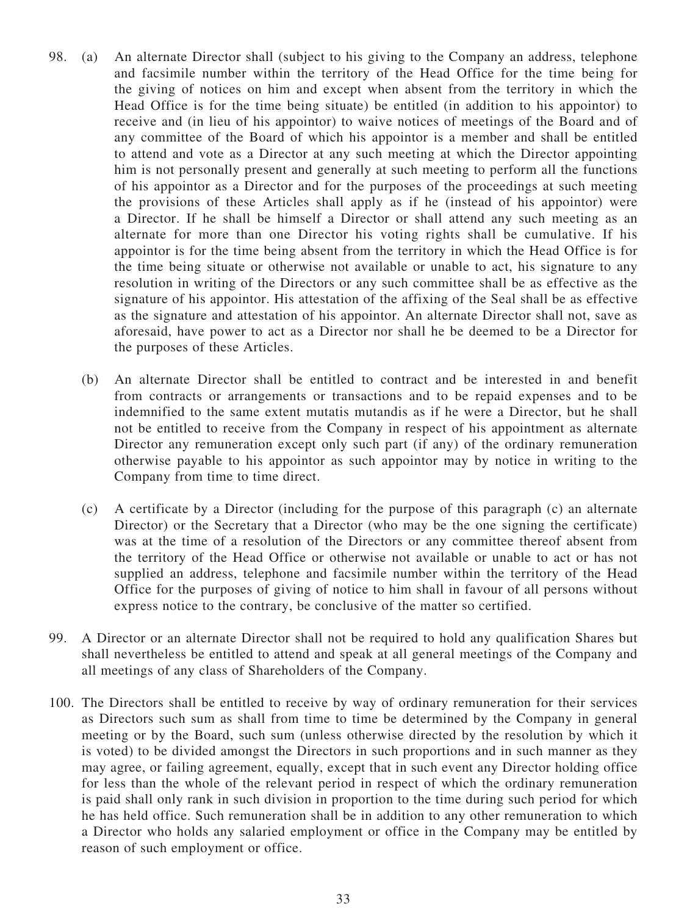98. (a) An alternate Director shall (subject to his giving to the Company an address, telephone and facsimile number within the territory of the Head Office for the time being for the giving of notices on him and except when absent from the territory in which the Head Office is for the time being situate) be entitled (in addition to his appointor) to receive and (in lieu of his appointor) to waive notices of meetings of the Board and of any committee of the Board of which his appointor is a member and shall be entitled to attend and vote as a Director at any such meeting at which the Director appointing him is not personally present and generally at such meeting to perform all the functions of his appointor as a Director and for the purposes of the proceedings at such meeting the provisions of these Articles shall apply as if he (instead of his appointor) were a Director. If he shall be himself a Director or shall attend any such meeting as an alternate for more than one Director his voting rights shall be cumulative. If his appointor is for the time being absent from the territory in which the Head Office is for the time being situate or otherwise not available or unable to act, his signature to any resolution in writing of the Directors or any such committee shall be as effective as the signature of his appointor. His attestation of the affixing of the Seal shall be as effective as the signature and attestation of his appointor. An alternate Director shall not, save as aforesaid, have power to act as a Director nor shall he be deemed to be a Director for the purposes of these Articles.

    (b) An alternate Director shall be entitled to contract and be interested in and benefit from contracts or arrangements or transactions and to be repaid expenses and to be indemnified to the same extent mutatis mutandis as if he were a Director, but he shall not be entitled to receive from the Company in respect of his appointment as alternate Director any remuneration except only such part (if any) of the ordinary remuneration otherwise payable to his appointor as such appointor may by notice in writing to the Company from time to time direct.

    (c) A certificate by a Director (including for the purpose of this paragraph (c) an alternate Director) or the Secretary that a Director (who may be the one signing the certificate) was at the time of a resolution of the Directors or any committee thereof absent from the territory of the Head Office or otherwise not available or unable to act or has not supplied an address, telephone and facsimile number within the territory of the Head Office for the purposes of giving of notice to him shall in favour of all persons without express notice to the contrary, be conclusive of the matter so certified.

99. A Director or an alternate Director shall not be required to hold any qualification Shares but shall nevertheless be entitled to attend and speak at all general meetings of the Company and all meetings of any class of Shareholders of the Company.

100. The Directors shall be entitled to receive by way of ordinary remuneration for their services as Directors such sum as shall from time to time be determined by the Company in general meeting or by the Board, such sum (unless otherwise directed by the resolution by which it is voted) to be divided amongst the Directors in such proportions and in such manner as they may agree, or failing agreement, equally, except that in such event any Director holding office for less than the whole of the relevant period in respect of which the ordinary remuneration is paid shall only rank in such division in proportion to the time during such period for which he has held office. Such remuneration shall be in addition to any other remuneration to which a Director who holds any salaried employment or office in the Company may be entitled by reason of such employment or office.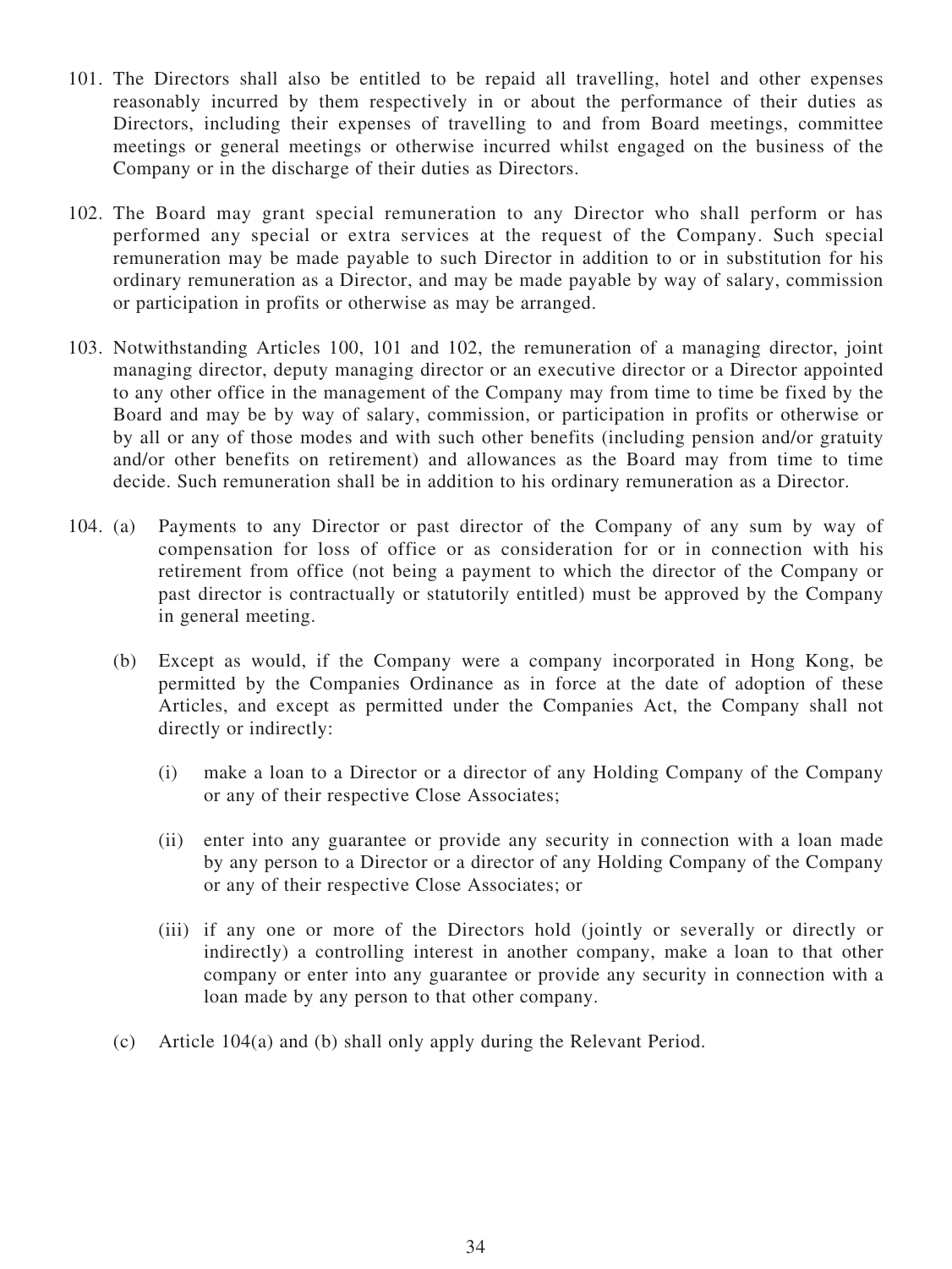101. The Directors shall also be entitled to be repaid all travelling, hotel and other expenses reasonably incurred by them respectively in or about the performance of their duties as Directors, including their expenses of travelling to and from Board meetings, committee meetings or general meetings or otherwise incurred whilst engaged on the business of the Company or in the discharge of their duties as Directors.

102. The Board may grant special remuneration to any Director who shall perform or has performed any special or extra services at the request of the Company. Such special remuneration may be made payable to such Director in addition to or in substitution for his ordinary remuneration as a Director, and may be made payable by way of salary, commission or participation in profits or otherwise as may be arranged.

103. Notwithstanding Articles 100, 101 and 102, the remuneration of a managing director, joint managing director, deputy managing director or an executive director or a Director appointed to any other office in the management of the Company may from time to time be fixed by the Board and may be by way of salary, commission, or participation in profits or otherwise or by all or any of those modes and with such other benefits (including pension and/or gratuity and/or other benefits on retirement) and allowances as the Board may from time to time decide. Such remuneration shall be in addition to his ordinary remuneration as a Director.

104. (a) Payments to any Director or past director of the Company of any sum by way of compensation for loss of office or as consideration for or in connection with his retirement from office (not being a payment to which the director of the Company or past director is contractually or statutorily entitled) must be approved by the Company in general meeting.

(b) Except as would, if the Company were a company incorporated in Hong Kong, be permitted by the Companies Ordinance as in force at the date of adoption of these Articles, and except as permitted under the Companies Act, the Company shall not directly or indirectly:

(i) make a loan to a Director or a director of any Holding Company of the Company or any of their respective Close Associates;

(ii) enter into any guarantee or provide any security in connection with a loan made by any person to a Director or a director of any Holding Company of the Company or any of their respective Close Associates; or

(iii) if any one or more of the Directors hold (jointly or severally or directly or indirectly) a controlling interest in another company, make a loan to that other company or enter into any guarantee or provide any security in connection with a loan made by any person to that other company.

(c) Article 104(a) and (b) shall only apply during the Relevant Period.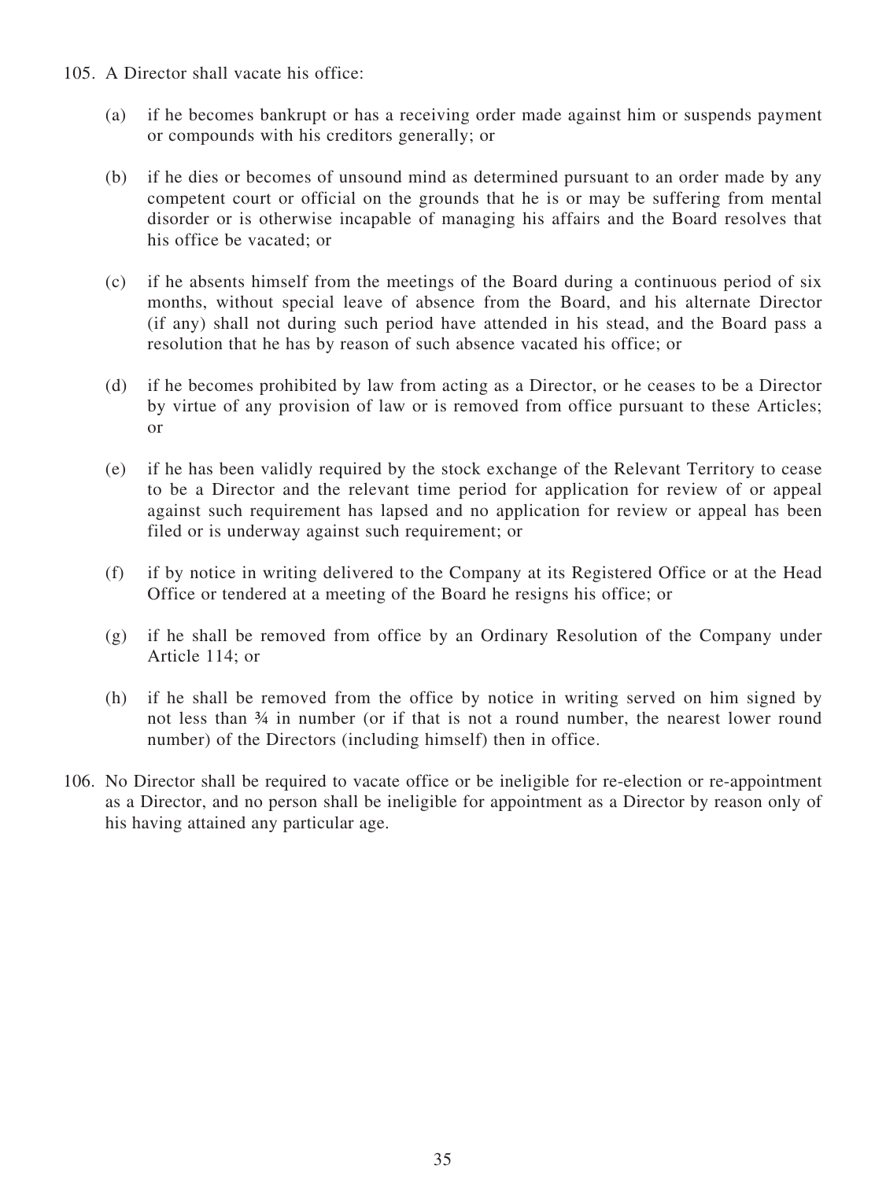105. A Director shall vacate his office:

(a) if he becomes bankrupt or has a receiving order made against him or suspends payment or compounds with his creditors generally; or

(b) if he dies or becomes of unsound mind as determined pursuant to an order made by any competent court or official on the grounds that he is or may be suffering from mental disorder or is otherwise incapable of managing his affairs and the Board resolves that his office be vacated; or

(c) if he absents himself from the meetings of the Board during a continuous period of six months, without special leave of absence from the Board, and his alternate Director (if any) shall not during such period have attended in his stead, and the Board pass a resolution that he has by reason of such absence vacated his office; or

(d) if he becomes prohibited by law from acting as a Director, or he ceases to be a Director by virtue of any provision of law or is removed from office pursuant to these Articles; or

(e) if he has been validly required by the stock exchange of the Relevant Territory to cease to be a Director and the relevant time period for application for review of or appeal against such requirement has lapsed and no application for review or appeal has been filed or is underway against such requirement; or

(f) if by notice in writing delivered to the Company at its Registered Office or at the Head Office or tendered at a meeting of the Board he resigns his office; or

(g) if he shall be removed from office by an Ordinary Resolution of the Company under Article 114; or

(h) if he shall be removed from the office by notice in writing served on him signed by not less than ¾ in number (or if that is not a round number, the nearest lower round number) of the Directors (including himself) then in office.

106. No Director shall be required to vacate office or be ineligible for re-election or re-appointment as a Director, and no person shall be ineligible for appointment as a Director by reason only of his having attained any particular age.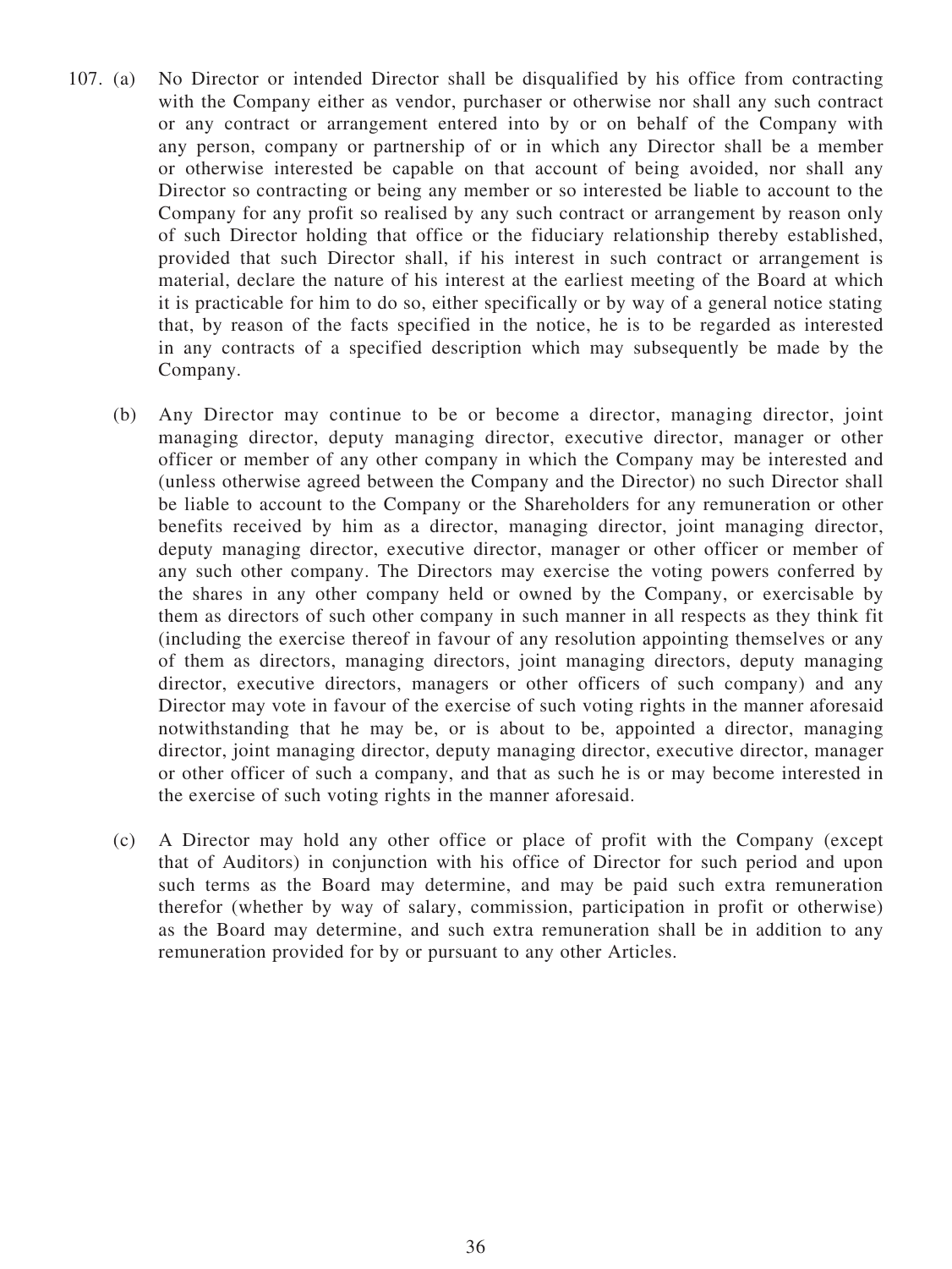107. (a) No Director or intended Director shall be disqualified by his office from contracting with the Company either as vendor, purchaser or otherwise nor shall any such contract or any contract or arrangement entered into by or on behalf of the Company with any person, company or partnership of or in which any Director shall be a member or otherwise interested be capable on that account of being avoided, nor shall any Director so contracting or being any member or so interested be liable to account to the Company for any profit so realised by any such contract or arrangement by reason only of such Director holding that office or the fiduciary relationship thereby established, provided that such Director shall, if his interest in such contract or arrangement is material, declare the nature of his interest at the earliest meeting of the Board at which it is practicable for him to do so, either specifically or by way of a general notice stating that, by reason of the facts specified in the notice, he is to be regarded as interested in any contracts of a specified description which may subsequently be made by the Company.

(b) Any Director may continue to be or become a director, managing director, joint managing director, deputy managing director, executive director, manager or other officer or member of any other company in which the Company may be interested and (unless otherwise agreed between the Company and the Director) no such Director shall be liable to account to the Company or the Shareholders for any remuneration or other benefits received by him as a director, managing director, joint managing director, deputy managing director, executive director, manager or other officer or member of any such other company. The Directors may exercise the voting powers conferred by the shares in any other company held or owned by the Company, or exercisable by them as directors of such other company in such manner in all respects as they think fit (including the exercise thereof in favour of any resolution appointing themselves or any of them as directors, managing directors, joint managing directors, deputy managing director, executive directors, managers or other officers of such company) and any Director may vote in favour of the exercise of such voting rights in the manner aforesaid notwithstanding that he may be, or is about to be, appointed a director, managing director, joint managing director, deputy managing director, executive director, manager or other officer of such a company, and that as such he is or may become interested in the exercise of such voting rights in the manner aforesaid.

(c) A Director may hold any other office or place of profit with the Company (except that of Auditors) in conjunction with his office of Director for such period and upon such terms as the Board may determine, and may be paid such extra remuneration therefor (whether by way of salary, commission, participation in profit or otherwise) as the Board may determine, and such extra remuneration shall be in addition to any remuneration provided for by or pursuant to any other Articles.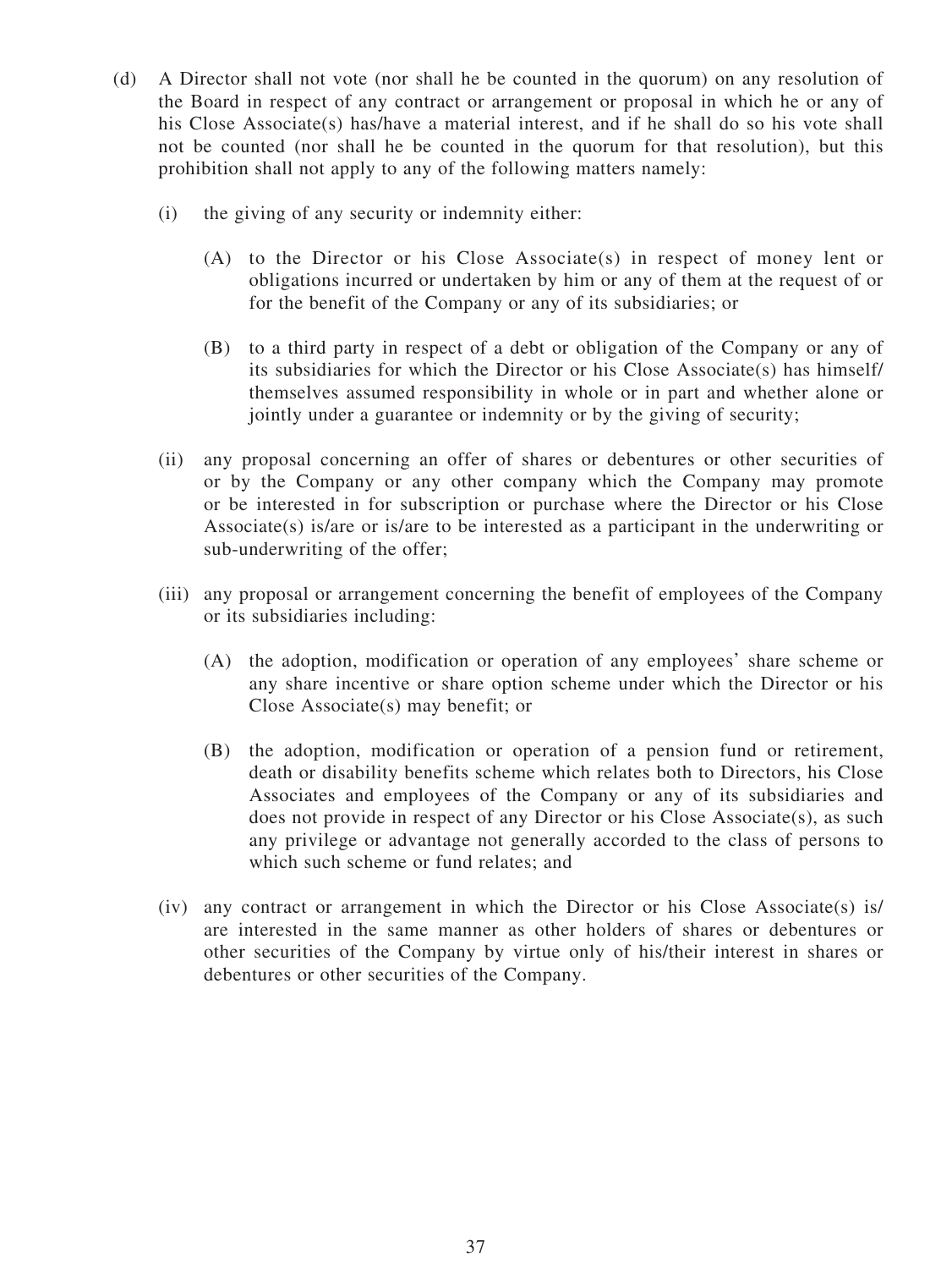(d) A Director shall not vote (nor shall he be counted in the quorum) on any resolution of the Board in respect of any contract or arrangement or proposal in which he or any of his Close Associate(s) has/have a material interest, and if he shall do so his vote shall not be counted (nor shall he be counted in the quorum for that resolution), but this prohibition shall not apply to any of the following matters namely:

   (i) the giving of any security or indemnity either:

      (A) to the Director or his Close Associate(s) in respect of money lent or obligations incurred or undertaken by him or any of them at the request of or for the benefit of the Company or any of its subsidiaries; or

      (B) to a third party in respect of a debt or obligation of the Company or any of its subsidiaries for which the Director or his Close Associate(s) has himself/ themselves assumed responsibility in whole or in part and whether alone or jointly under a guarantee or indemnity or by the giving of security;

   (ii) any proposal concerning an offer of shares or debentures or other securities of or by the Company or any other company which the Company may promote or be interested in for subscription or purchase where the Director or his Close Associate(s) is/are or is/are to be interested as a participant in the underwriting or sub-underwriting of the offer;

   (iii) any proposal or arrangement concerning the benefit of employees of the Company or its subsidiaries including:

      (A) the adoption, modification or operation of any employees' share scheme or any share incentive or share option scheme under which the Director or his Close Associate(s) may benefit; or

      (B) the adoption, modification or operation of a pension fund or retirement, death or disability benefits scheme which relates both to Directors, his Close Associates and employees of the Company or any of its subsidiaries and does not provide in respect of any Director or his Close Associate(s), as such any privilege or advantage not generally accorded to the class of persons to which such scheme or fund relates; and

   (iv) any contract or arrangement in which the Director or his Close Associate(s) is/ are interested in the same manner as other holders of shares or debentures or other securities of the Company by virtue only of his/their interest in shares or debentures or other securities of the Company.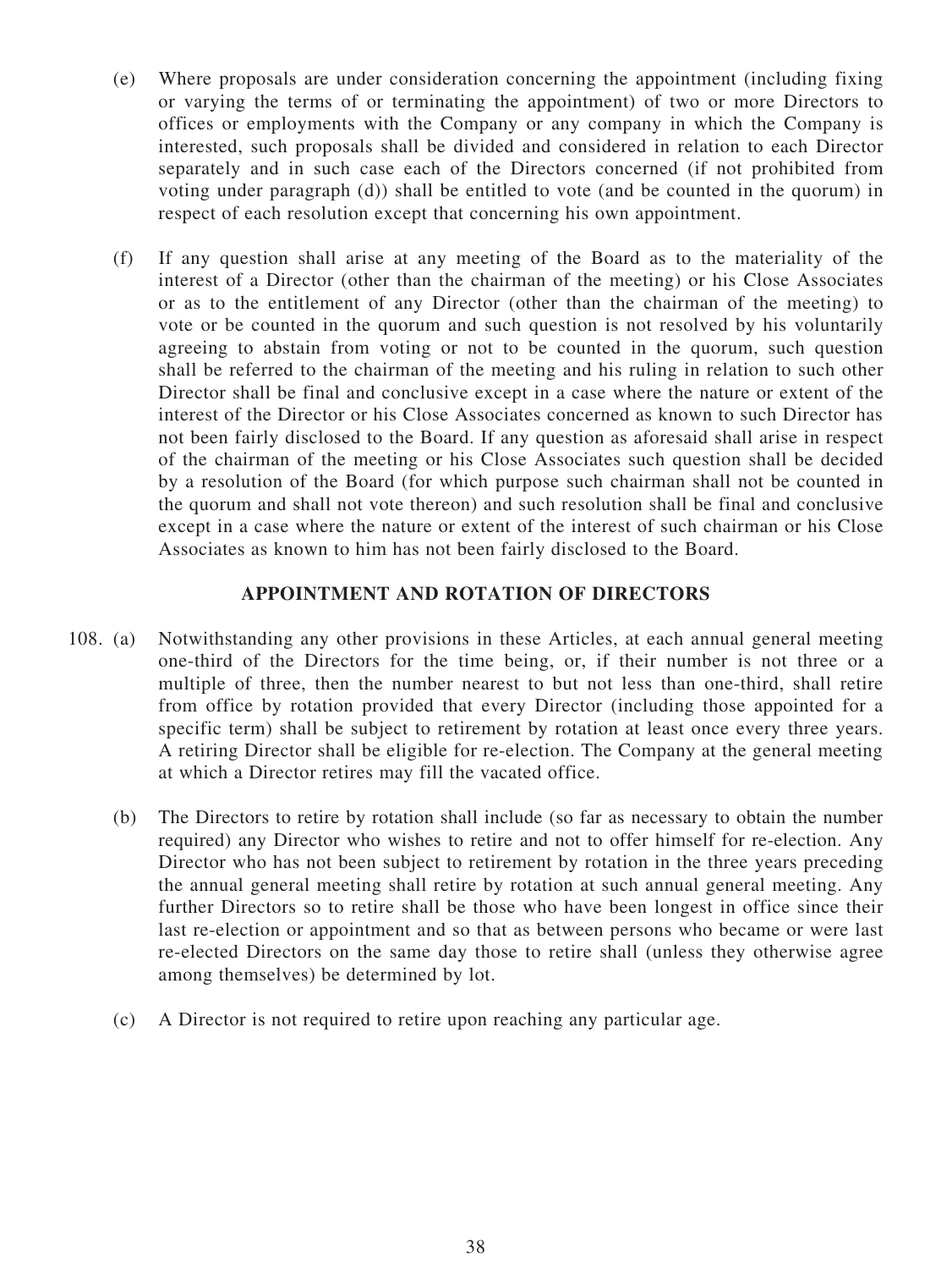(e) Where proposals are under consideration concerning the appointment (including fixing or varying the terms of or terminating the appointment) of two or more Directors to offices or employments with the Company or any company in which the Company is interested, such proposals shall be divided and considered in relation to each Director separately and in such case each of the Directors concerned (if not prohibited from voting under paragraph (d)) shall be entitled to vote (and be counted in the quorum) in respect of each resolution except that concerning his own appointment.

(f) If any question shall arise at any meeting of the Board as to the materiality of the interest of a Director (other than the chairman of the meeting) or his Close Associates or as to the entitlement of any Director (other than the chairman of the meeting) to vote or be counted in the quorum and such question is not resolved by his voluntarily agreeing to abstain from voting or not to be counted in the quorum, such question shall be referred to the chairman of the meeting and his ruling in relation to such other Director shall be final and conclusive except in a case where the nature or extent of the interest of the Director or his Close Associates concerned as known to such Director has not been fairly disclosed to the Board. If any question as aforesaid shall arise in respect of the chairman of the meeting or his Close Associates such question shall be decided by a resolution of the Board (for which purpose such chairman shall not be counted in the quorum and shall not vote thereon) and such resolution shall be final and conclusive except in a case where the nature or extent of the interest of such chairman or his Close Associates as known to him has not been fairly disclosed to the Board.

## APPOINTMENT AND ROTATION OF DIRECTORS

108. (a) Notwithstanding any other provisions in these Articles, at each annual general meeting one-third of the Directors for the time being, or, if their number is not three or a multiple of three, then the number nearest to but not less than one-third, shall retire from office by rotation provided that every Director (including those appointed for a specific term) shall be subject to retirement by rotation at least once every three years. A retiring Director shall be eligible for re-election. The Company at the general meeting at which a Director retires may fill the vacated office.

(b) The Directors to retire by rotation shall include (so far as necessary to obtain the number required) any Director who wishes to retire and not to offer himself for re-election. Any Director who has not been subject to retirement by rotation in the three years preceding the annual general meeting shall retire by rotation at such annual general meeting. Any further Directors so to retire shall be those who have been longest in office since their last re-election or appointment and so that as between persons who became or were last re-elected Directors on the same day those to retire shall (unless they otherwise agree among themselves) be determined by lot.

(c) A Director is not required to retire upon reaching any particular age.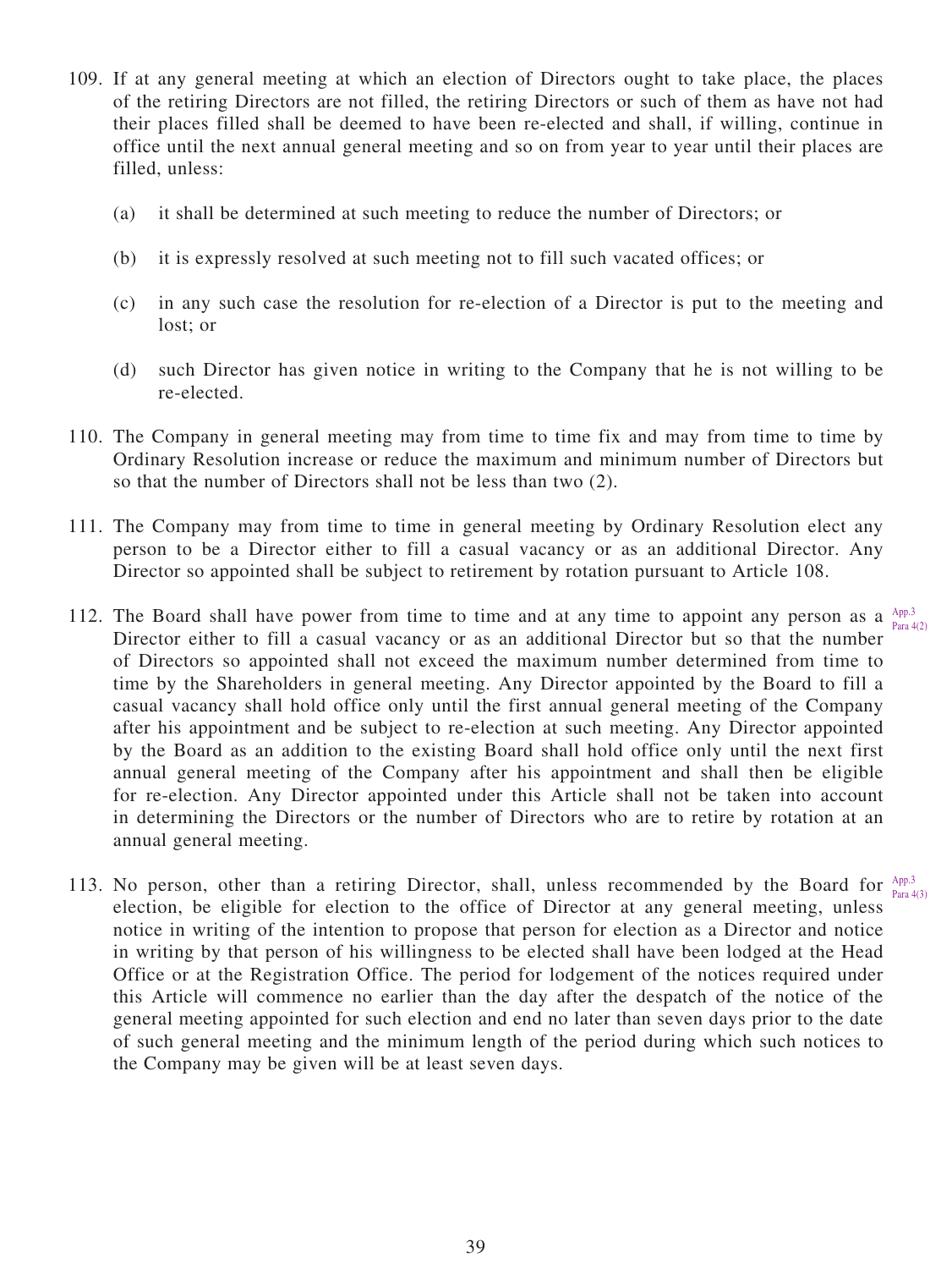109. If at any general meeting at which an election of Directors ought to take place, the places of the retiring Directors are not filled, the retiring Directors or such of them as have not had their places filled shall be deemed to have been re-elected and shall, if willing, continue in office until the next annual general meeting and so on from year to year until their places are filled, unless:

    (a) it shall be determined at such meeting to reduce the number of Directors; or

    (b) it is expressly resolved at such meeting not to fill such vacated offices; or

    (c) in any such case the resolution for re-election of a Director is put to the meeting and lost; or

    (d) such Director has given notice in writing to the Company that he is not willing to be re-elected.

110. The Company in general meeting may from time to time fix and may from time to time by Ordinary Resolution increase or reduce the maximum and minimum number of Directors but so that the number of Directors shall not be less than two (2).

111. The Company may from time to time in general meeting by Ordinary Resolution elect any person to be a Director either to fill a casual vacancy or as an additional Director. Any Director so appointed shall be subject to retirement by rotation pursuant to Article 108.

112. The Board shall have power from time to time and at any time to appoint any person as a Director either to fill a casual vacancy or as an additional Director but so that the number of Directors so appointed shall not exceed the maximum number determined from time to time by the Shareholders in general meeting. Any Director appointed by the Board to fill a casual vacancy shall hold office only until the first annual general meeting of the Company after his appointment and be subject to re-election at such meeting. Any Director appointed by the Board as an addition to the existing Board shall hold office only until the next first annual general meeting of the Company after his appointment and shall then be eligible for re-election. Any Director appointed under this Article shall not be taken into account in determining the Directors or the number of Directors who are to retire by rotation at an annual general meeting. *(App.3 Para 4(2))*

113. No person, other than a retiring Director, shall, unless recommended by the Board for election, be eligible for election to the office of Director at any general meeting, unless notice in writing of the intention to propose that person for election as a Director and notice in writing by that person of his willingness to be elected shall have been lodged at the Head Office or at the Registration Office. The period for lodgement of the notices required under this Article will commence no earlier than the day after the despatch of the notice of the general meeting appointed for such election and end no later than seven days prior to the date of such general meeting and the minimum length of the period during which such notices to the Company may be given will be at least seven days. *(App.3 Para 4(3))*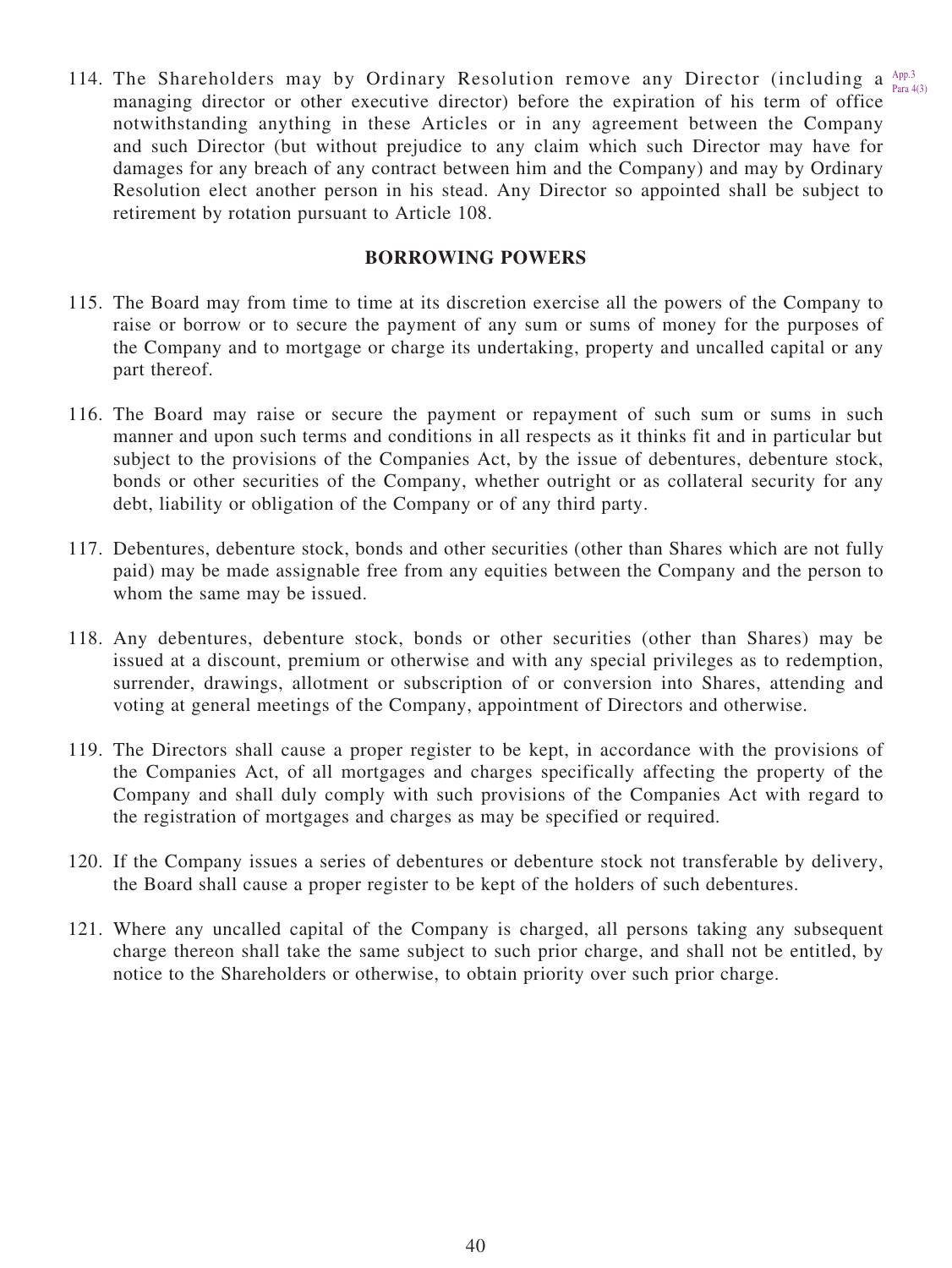114. The Shareholders may by Ordinary Resolution remove any Director (including a managing director or other executive director) before the expiration of his term of office notwithstanding anything in these Articles or in any agreement between the Company and such Director (but without prejudice to any claim which such Director may have for damages for any breach of any contract between him and the Company) and may by Ordinary Resolution elect another person in his stead. Any Director so appointed shall be subject to retirement by rotation pursuant to Article 108. App.3 Para 4(3)

## BORROWING POWERS

115. The Board may from time to time at its discretion exercise all the powers of the Company to raise or borrow or to secure the payment of any sum or sums of money for the purposes of the Company and to mortgage or charge its undertaking, property and uncalled capital or any part thereof.

116. The Board may raise or secure the payment or repayment of such sum or sums in such manner and upon such terms and conditions in all respects as it thinks fit and in particular but subject to the provisions of the Companies Act, by the issue of debentures, debenture stock, bonds or other securities of the Company, whether outright or as collateral security for any debt, liability or obligation of the Company or of any third party.

117. Debentures, debenture stock, bonds and other securities (other than Shares which are not fully paid) may be made assignable free from any equities between the Company and the person to whom the same may be issued.

118. Any debentures, debenture stock, bonds or other securities (other than Shares) may be issued at a discount, premium or otherwise and with any special privileges as to redemption, surrender, drawings, allotment or subscription of or conversion into Shares, attending and voting at general meetings of the Company, appointment of Directors and otherwise.

119. The Directors shall cause a proper register to be kept, in accordance with the provisions of the Companies Act, of all mortgages and charges specifically affecting the property of the Company and shall duly comply with such provisions of the Companies Act with regard to the registration of mortgages and charges as may be specified or required.

120. If the Company issues a series of debentures or debenture stock not transferable by delivery, the Board shall cause a proper register to be kept of the holders of such debentures.

121. Where any uncalled capital of the Company is charged, all persons taking any subsequent charge thereon shall take the same subject to such prior charge, and shall not be entitled, by notice to the Shareholders or otherwise, to obtain priority over such prior charge.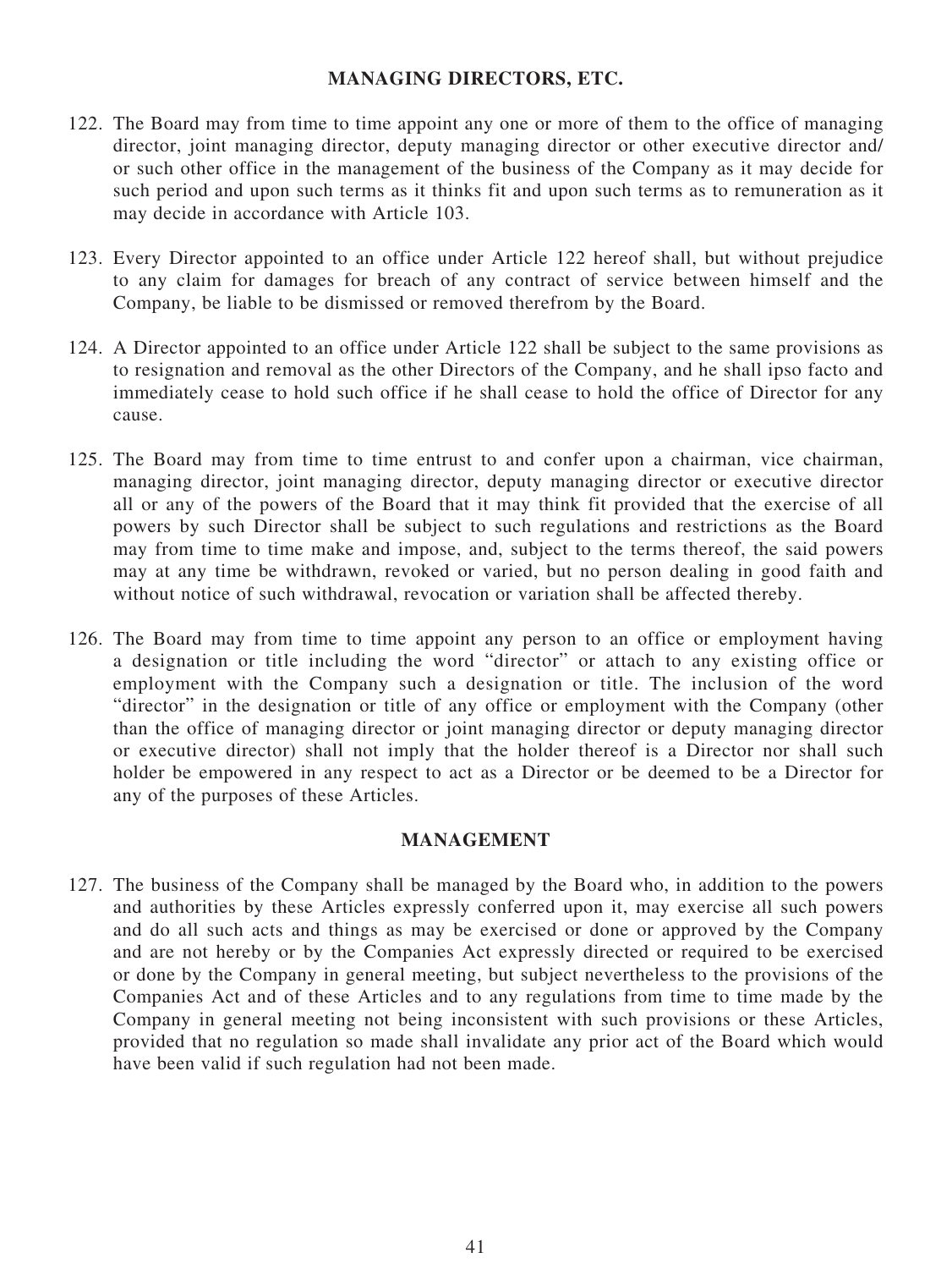## MANAGING DIRECTORS, ETC.

122. The Board may from time to time appoint any one or more of them to the office of managing director, joint managing director, deputy managing director or other executive director and/or such other office in the management of the business of the Company as it may decide for such period and upon such terms as it thinks fit and upon such terms as to remuneration as it may decide in accordance with Article 103.

123. Every Director appointed to an office under Article 122 hereof shall, but without prejudice to any claim for damages for breach of any contract of service between himself and the Company, be liable to be dismissed or removed therefrom by the Board.

124. A Director appointed to an office under Article 122 shall be subject to the same provisions as to resignation and removal as the other Directors of the Company, and he shall ipso facto and immediately cease to hold such office if he shall cease to hold the office of Director for any cause.

125. The Board may from time to time entrust to and confer upon a chairman, vice chairman, managing director, joint managing director, deputy managing director or executive director all or any of the powers of the Board that it may think fit provided that the exercise of all powers by such Director shall be subject to such regulations and restrictions as the Board may from time to time make and impose, and, subject to the terms thereof, the said powers may at any time be withdrawn, revoked or varied, but no person dealing in good faith and without notice of such withdrawal, revocation or variation shall be affected thereby.

126. The Board may from time to time appoint any person to an office or employment having a designation or title including the word "director" or attach to any existing office or employment with the Company such a designation or title. The inclusion of the word "director" in the designation or title of any office or employment with the Company (other than the office of managing director or joint managing director or deputy managing director or executive director) shall not imply that the holder thereof is a Director nor shall such holder be empowered in any respect to act as a Director or be deemed to be a Director for any of the purposes of these Articles.

## MANAGEMENT

127. The business of the Company shall be managed by the Board who, in addition to the powers and authorities by these Articles expressly conferred upon it, may exercise all such powers and do all such acts and things as may be exercised or done or approved by the Company and are not hereby or by the Companies Act expressly directed or required to be exercised or done by the Company in general meeting, but subject nevertheless to the provisions of the Companies Act and of these Articles and to any regulations from time to time made by the Company in general meeting not being inconsistent with such provisions or these Articles, provided that no regulation so made shall invalidate any prior act of the Board which would have been valid if such regulation had not been made.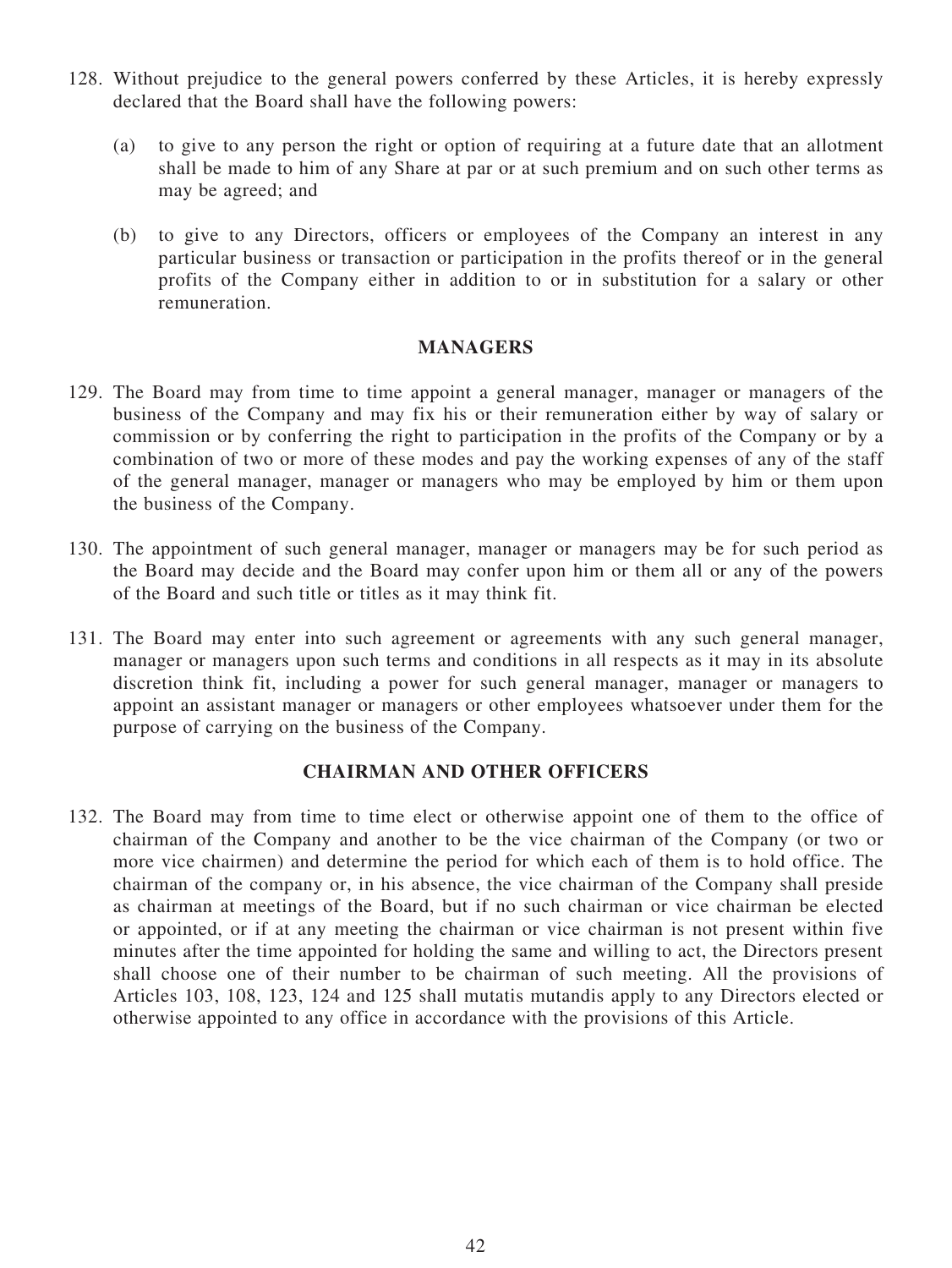128. Without prejudice to the general powers conferred by these Articles, it is hereby expressly declared that the Board shall have the following powers:

   (a) to give to any person the right or option of requiring at a future date that an allotment shall be made to him of any Share at par or at such premium and on such other terms as may be agreed; and

   (b) to give to any Directors, officers or employees of the Company an interest in any particular business or transaction or participation in the profits thereof or in the general profits of the Company either in addition to or in substitution for a salary or other remuneration.

## MANAGERS

129. The Board may from time to time appoint a general manager, manager or managers of the business of the Company and may fix his or their remuneration either by way of salary or commission or by conferring the right to participation in the profits of the Company or by a combination of two or more of these modes and pay the working expenses of any of the staff of the general manager, manager or managers who may be employed by him or them upon the business of the Company.

130. The appointment of such general manager, manager or managers may be for such period as the Board may decide and the Board may confer upon him or them all or any of the powers of the Board and such title or titles as it may think fit.

131. The Board may enter into such agreement or agreements with any such general manager, manager or managers upon such terms and conditions in all respects as it may in its absolute discretion think fit, including a power for such general manager, manager or managers to appoint an assistant manager or managers or other employees whatsoever under them for the purpose of carrying on the business of the Company.

## CHAIRMAN AND OTHER OFFICERS

132. The Board may from time to time elect or otherwise appoint one of them to the office of chairman of the Company and another to be the vice chairman of the Company (or two or more vice chairmen) and determine the period for which each of them is to hold office. The chairman of the company or, in his absence, the vice chairman of the Company shall preside as chairman at meetings of the Board, but if no such chairman or vice chairman be elected or appointed, or if at any meeting the chairman or vice chairman is not present within five minutes after the time appointed for holding the same and willing to act, the Directors present shall choose one of their number to be chairman of such meeting. All the provisions of Articles 103, 108, 123, 124 and 125 shall mutatis mutandis apply to any Directors elected or otherwise appointed to any office in accordance with the provisions of this Article.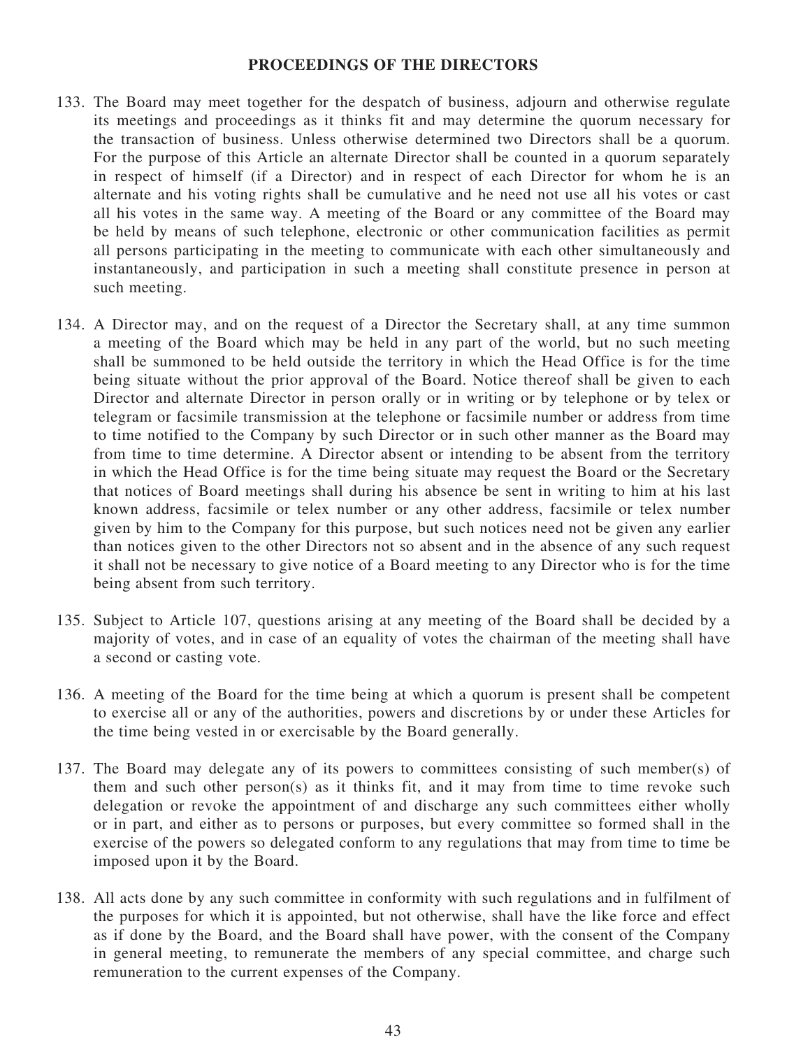## PROCEEDINGS OF THE DIRECTORS

133. The Board may meet together for the despatch of business, adjourn and otherwise regulate its meetings and proceedings as it thinks fit and may determine the quorum necessary for the transaction of business. Unless otherwise determined two Directors shall be a quorum. For the purpose of this Article an alternate Director shall be counted in a quorum separately in respect of himself (if a Director) and in respect of each Director for whom he is an alternate and his voting rights shall be cumulative and he need not use all his votes or cast all his votes in the same way. A meeting of the Board or any committee of the Board may be held by means of such telephone, electronic or other communication facilities as permit all persons participating in the meeting to communicate with each other simultaneously and instantaneously, and participation in such a meeting shall constitute presence in person at such meeting.

134. A Director may, and on the request of a Director the Secretary shall, at any time summon a meeting of the Board which may be held in any part of the world, but no such meeting shall be summoned to be held outside the territory in which the Head Office is for the time being situate without the prior approval of the Board. Notice thereof shall be given to each Director and alternate Director in person orally or in writing or by telephone or by telex or telegram or facsimile transmission at the telephone or facsimile number or address from time to time notified to the Company by such Director or in such other manner as the Board may from time to time determine. A Director absent or intending to be absent from the territory in which the Head Office is for the time being situate may request the Board or the Secretary that notices of Board meetings shall during his absence be sent in writing to him at his last known address, facsimile or telex number or any other address, facsimile or telex number given by him to the Company for this purpose, but such notices need not be given any earlier than notices given to the other Directors not so absent and in the absence of any such request it shall not be necessary to give notice of a Board meeting to any Director who is for the time being absent from such territory.

135. Subject to Article 107, questions arising at any meeting of the Board shall be decided by a majority of votes, and in case of an equality of votes the chairman of the meeting shall have a second or casting vote.

136. A meeting of the Board for the time being at which a quorum is present shall be competent to exercise all or any of the authorities, powers and discretions by or under these Articles for the time being vested in or exercisable by the Board generally.

137. The Board may delegate any of its powers to committees consisting of such member(s) of them and such other person(s) as it thinks fit, and it may from time to time revoke such delegation or revoke the appointment of and discharge any such committees either wholly or in part, and either as to persons or purposes, but every committee so formed shall in the exercise of the powers so delegated conform to any regulations that may from time to time be imposed upon it by the Board.

138. All acts done by any such committee in conformity with such regulations and in fulfilment of the purposes for which it is appointed, but not otherwise, shall have the like force and effect as if done by the Board, and the Board shall have power, with the consent of the Company in general meeting, to remunerate the members of any special committee, and charge such remuneration to the current expenses of the Company.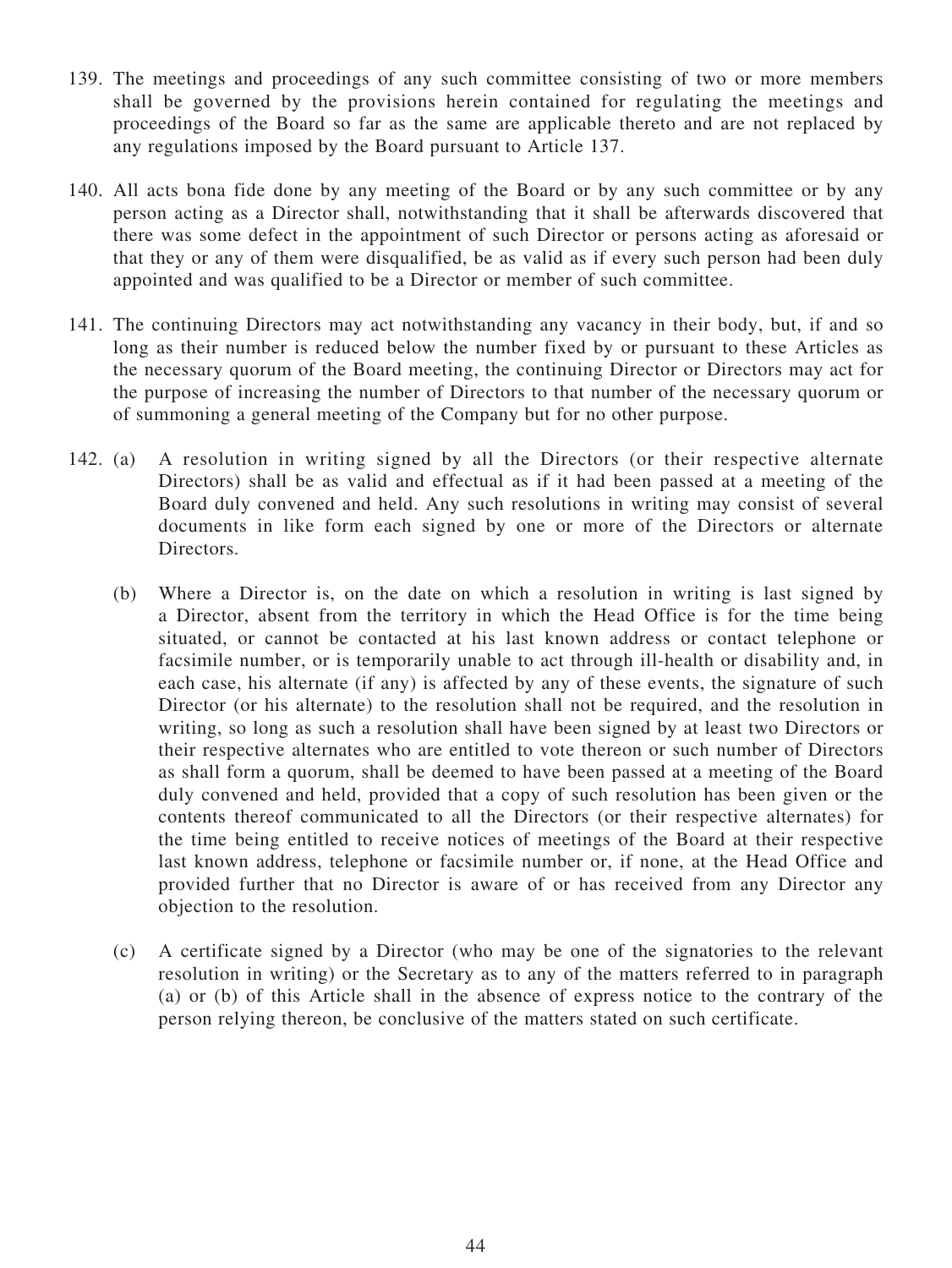139. The meetings and proceedings of any such committee consisting of two or more members shall be governed by the provisions herein contained for regulating the meetings and proceedings of the Board so far as the same are applicable thereto and are not replaced by any regulations imposed by the Board pursuant to Article 137.

140. All acts bona fide done by any meeting of the Board or by any such committee or by any person acting as a Director shall, notwithstanding that it shall be afterwards discovered that there was some defect in the appointment of such Director or persons acting as aforesaid or that they or any of them were disqualified, be as valid as if every such person had been duly appointed and was qualified to be a Director or member of such committee.

141. The continuing Directors may act notwithstanding any vacancy in their body, but, if and so long as their number is reduced below the number fixed by or pursuant to these Articles as the necessary quorum of the Board meeting, the continuing Director or Directors may act for the purpose of increasing the number of Directors to that number of the necessary quorum or of summoning a general meeting of the Company but for no other purpose.

142. (a) A resolution in writing signed by all the Directors (or their respective alternate Directors) shall be as valid and effectual as if it had been passed at a meeting of the Board duly convened and held. Any such resolutions in writing may consist of several documents in like form each signed by one or more of the Directors or alternate Directors.

(b) Where a Director is, on the date on which a resolution in writing is last signed by a Director, absent from the territory in which the Head Office is for the time being situated, or cannot be contacted at his last known address or contact telephone or facsimile number, or is temporarily unable to act through ill-health or disability and, in each case, his alternate (if any) is affected by any of these events, the signature of such Director (or his alternate) to the resolution shall not be required, and the resolution in writing, so long as such a resolution shall have been signed by at least two Directors or their respective alternates who are entitled to vote thereon or such number of Directors as shall form a quorum, shall be deemed to have been passed at a meeting of the Board duly convened and held, provided that a copy of such resolution has been given or the contents thereof communicated to all the Directors (or their respective alternates) for the time being entitled to receive notices of meetings of the Board at their respective last known address, telephone or facsimile number or, if none, at the Head Office and provided further that no Director is aware of or has received from any Director any objection to the resolution.

(c) A certificate signed by a Director (who may be one of the signatories to the relevant resolution in writing) or the Secretary as to any of the matters referred to in paragraph (a) or (b) of this Article shall in the absence of express notice to the contrary of the person relying thereon, be conclusive of the matters stated on such certificate.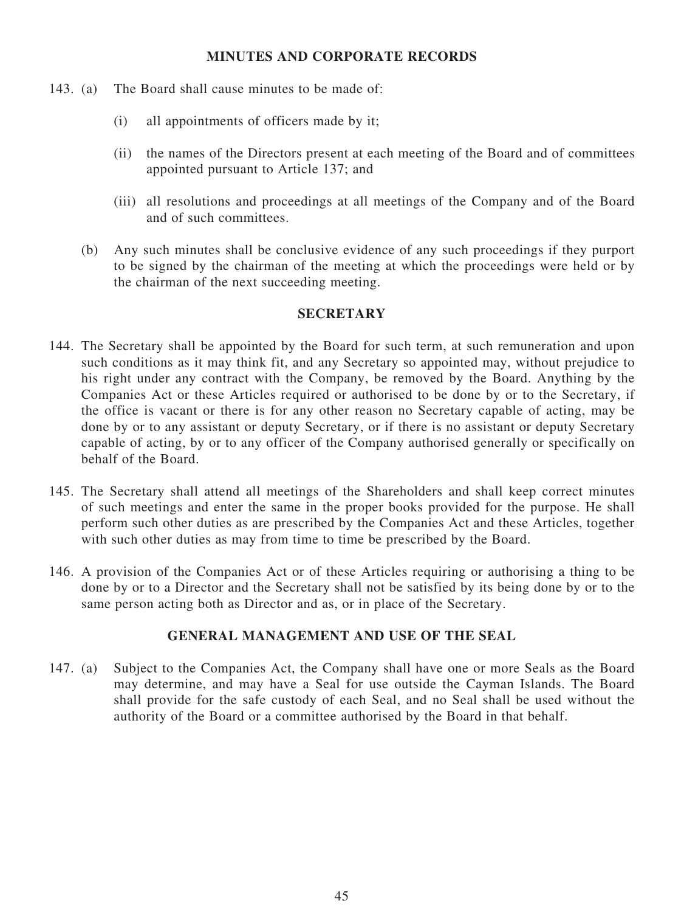## MINUTES AND CORPORATE RECORDS

143. (a) The Board shall cause minutes to be made of:

   (i) all appointments of officers made by it;

   (ii) the names of the Directors present at each meeting of the Board and of committees appointed pursuant to Article 137; and

   (iii) all resolutions and proceedings at all meetings of the Company and of the Board and of such committees.

   (b) Any such minutes shall be conclusive evidence of any such proceedings if they purport to be signed by the chairman of the meeting at which the proceedings were held or by the chairman of the next succeeding meeting.

## SECRETARY

144. The Secretary shall be appointed by the Board for such term, at such remuneration and upon such conditions as it may think fit, and any Secretary so appointed may, without prejudice to his right under any contract with the Company, be removed by the Board. Anything by the Companies Act or these Articles required or authorised to be done by or to the Secretary, if the office is vacant or there is for any other reason no Secretary capable of acting, may be done by or to any assistant or deputy Secretary, or if there is no assistant or deputy Secretary capable of acting, by or to any officer of the Company authorised generally or specifically on behalf of the Board.

145. The Secretary shall attend all meetings of the Shareholders and shall keep correct minutes of such meetings and enter the same in the proper books provided for the purpose. He shall perform such other duties as are prescribed by the Companies Act and these Articles, together with such other duties as may from time to time be prescribed by the Board.

146. A provision of the Companies Act or of these Articles requiring or authorising a thing to be done by or to a Director and the Secretary shall not be satisfied by its being done by or to the same person acting both as Director and as, or in place of the Secretary.

## GENERAL MANAGEMENT AND USE OF THE SEAL

147. (a) Subject to the Companies Act, the Company shall have one or more Seals as the Board may determine, and may have a Seal for use outside the Cayman Islands. The Board shall provide for the safe custody of each Seal, and no Seal shall be used without the authority of the Board or a committee authorised by the Board in that behalf.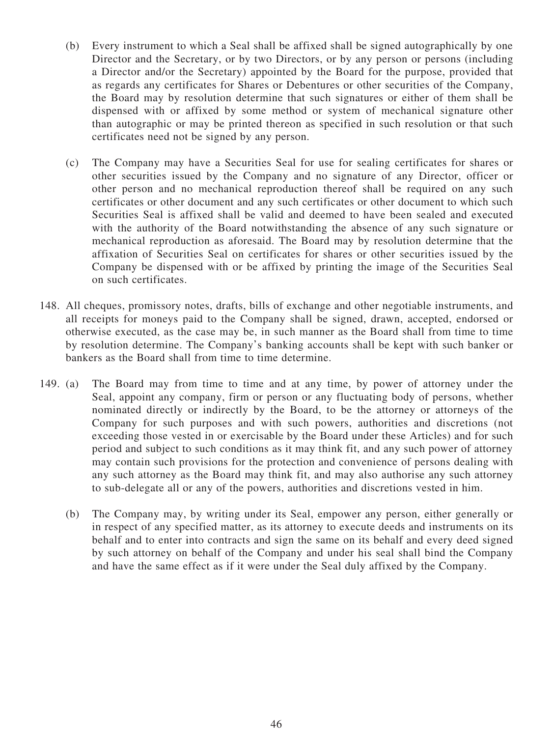(b) Every instrument to which a Seal shall be affixed shall be signed autographically by one Director and the Secretary, or by two Directors, or by any person or persons (including a Director and/or the Secretary) appointed by the Board for the purpose, provided that as regards any certificates for Shares or Debentures or other securities of the Company, the Board may by resolution determine that such signatures or either of them shall be dispensed with or affixed by some method or system of mechanical signature other than autographic or may be printed thereon as specified in such resolution or that such certificates need not be signed by any person.

(c) The Company may have a Securities Seal for use for sealing certificates for shares or other securities issued by the Company and no signature of any Director, officer or other person and no mechanical reproduction thereof shall be required on any such certificates or other document and any such certificates or other document to which such Securities Seal is affixed shall be valid and deemed to have been sealed and executed with the authority of the Board notwithstanding the absence of any such signature or mechanical reproduction as aforesaid. The Board may by resolution determine that the affixation of Securities Seal on certificates for shares or other securities issued by the Company be dispensed with or be affixed by printing the image of the Securities Seal on such certificates.

148. All cheques, promissory notes, drafts, bills of exchange and other negotiable instruments, and all receipts for moneys paid to the Company shall be signed, drawn, accepted, endorsed or otherwise executed, as the case may be, in such manner as the Board shall from time to time by resolution determine. The Company's banking accounts shall be kept with such banker or bankers as the Board shall from time to time determine.

149. (a) The Board may from time to time and at any time, by power of attorney under the Seal, appoint any company, firm or person or any fluctuating body of persons, whether nominated directly or indirectly by the Board, to be the attorney or attorneys of the Company for such purposes and with such powers, authorities and discretions (not exceeding those vested in or exercisable by the Board under these Articles) and for such period and subject to such conditions as it may think fit, and any such power of attorney may contain such provisions for the protection and convenience of persons dealing with any such attorney as the Board may think fit, and may also authorise any such attorney to sub-delegate all or any of the powers, authorities and discretions vested in him.

(b) The Company may, by writing under its Seal, empower any person, either generally or in respect of any specified matter, as its attorney to execute deeds and instruments on its behalf and to enter into contracts and sign the same on its behalf and every deed signed by such attorney on behalf of the Company and under his seal shall bind the Company and have the same effect as if it were under the Seal duly affixed by the Company.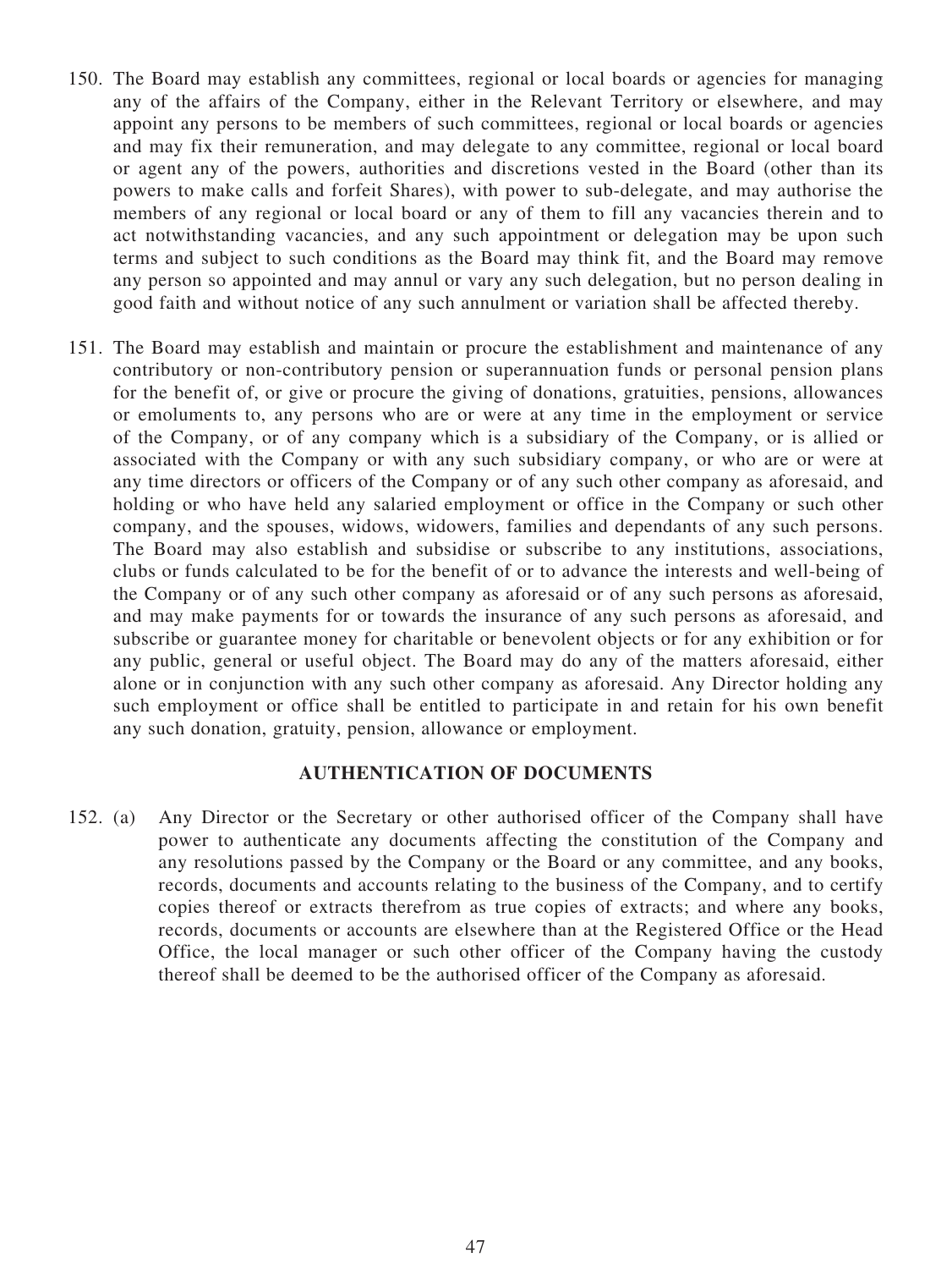150. The Board may establish any committees, regional or local boards or agencies for managing any of the affairs of the Company, either in the Relevant Territory or elsewhere, and may appoint any persons to be members of such committees, regional or local boards or agencies and may fix their remuneration, and may delegate to any committee, regional or local board or agent any of the powers, authorities and discretions vested in the Board (other than its powers to make calls and forfeit Shares), with power to sub-delegate, and may authorise the members of any regional or local board or any of them to fill any vacancies therein and to act notwithstanding vacancies, and any such appointment or delegation may be upon such terms and subject to such conditions as the Board may think fit, and the Board may remove any person so appointed and may annul or vary any such delegation, but no person dealing in good faith and without notice of any such annulment or variation shall be affected thereby.

151. The Board may establish and maintain or procure the establishment and maintenance of any contributory or non-contributory pension or superannuation funds or personal pension plans for the benefit of, or give or procure the giving of donations, gratuities, pensions, allowances or emoluments to, any persons who are or were at any time in the employment or service of the Company, or of any company which is a subsidiary of the Company, or is allied or associated with the Company or with any such subsidiary company, or who are or were at any time directors or officers of the Company or of any such other company as aforesaid, and holding or who have held any salaried employment or office in the Company or such other company, and the spouses, widows, widowers, families and dependants of any such persons. The Board may also establish and subsidise or subscribe to any institutions, associations, clubs or funds calculated to be for the benefit of or to advance the interests and well-being of the Company or of any such other company as aforesaid or of any such persons as aforesaid, and may make payments for or towards the insurance of any such persons as aforesaid, and subscribe or guarantee money for charitable or benevolent objects or for any exhibition or for any public, general or useful object. The Board may do any of the matters aforesaid, either alone or in conjunction with any such other company as aforesaid. Any Director holding any such employment or office shall be entitled to participate in and retain for his own benefit any such donation, gratuity, pension, allowance or employment.

## AUTHENTICATION OF DOCUMENTS

152. (a) Any Director or the Secretary or other authorised officer of the Company shall have power to authenticate any documents affecting the constitution of the Company and any resolutions passed by the Company or the Board or any committee, and any books, records, documents and accounts relating to the business of the Company, and to certify copies thereof or extracts therefrom as true copies of extracts; and where any books, records, documents or accounts are elsewhere than at the Registered Office or the Head Office, the local manager or such other officer of the Company having the custody thereof shall be deemed to be the authorised officer of the Company as aforesaid.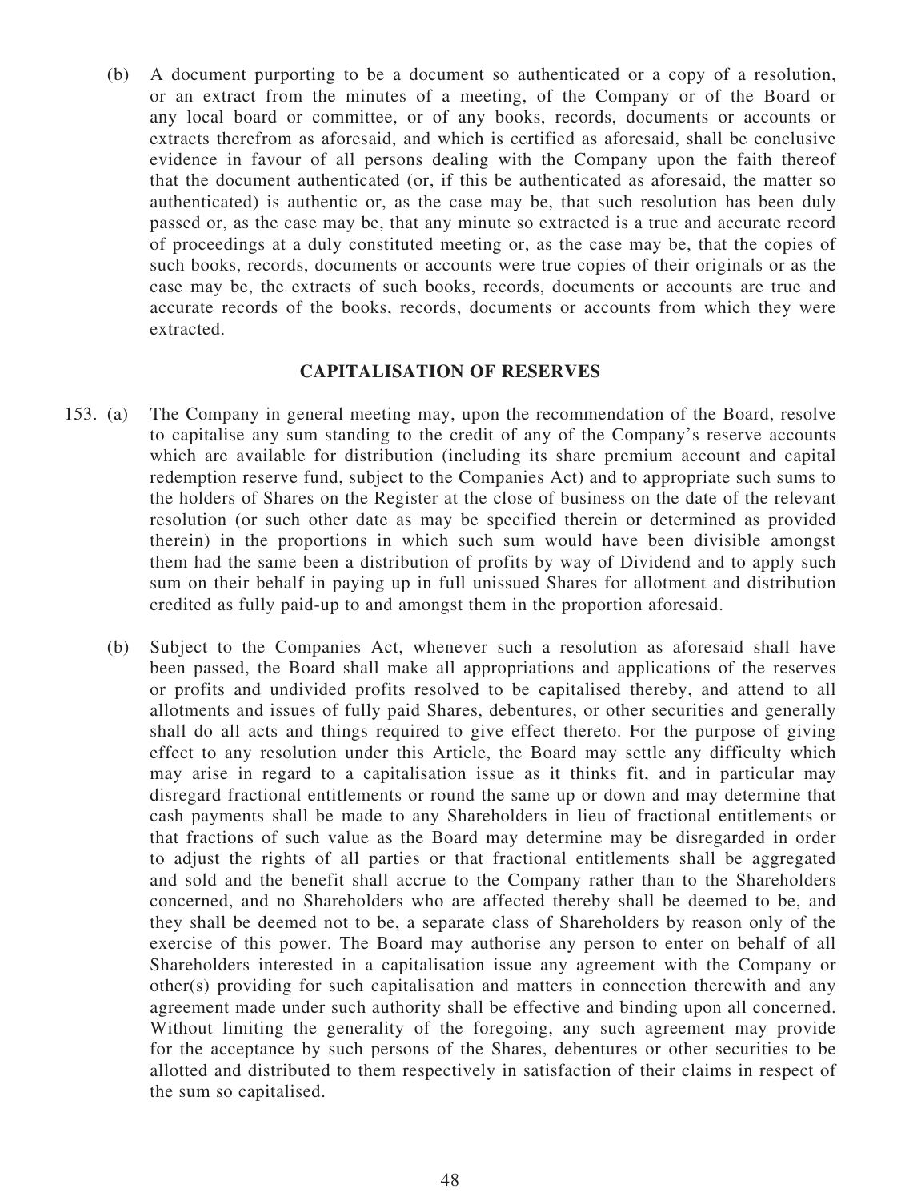(b) A document purporting to be a document so authenticated or a copy of a resolution, or an extract from the minutes of a meeting, of the Company or of the Board or any local board or committee, or of any books, records, documents or accounts or extracts therefrom as aforesaid, and which is certified as aforesaid, shall be conclusive evidence in favour of all persons dealing with the Company upon the faith thereof that the document authenticated (or, if this be authenticated as aforesaid, the matter so authenticated) is authentic or, as the case may be, that such resolution has been duly passed or, as the case may be, that any minute so extracted is a true and accurate record of proceedings at a duly constituted meeting or, as the case may be, that the copies of such books, records, documents or accounts were true copies of their originals or as the case may be, the extracts of such books, records, documents or accounts are true and accurate records of the books, records, documents or accounts from which they were extracted.

## CAPITALISATION OF RESERVES

153. (a) The Company in general meeting may, upon the recommendation of the Board, resolve to capitalise any sum standing to the credit of any of the Company's reserve accounts which are available for distribution (including its share premium account and capital redemption reserve fund, subject to the Companies Act) and to appropriate such sums to the holders of Shares on the Register at the close of business on the date of the relevant resolution (or such other date as may be specified therein or determined as provided therein) in the proportions in which such sum would have been divisible amongst them had the same been a distribution of profits by way of Dividend and to apply such sum on their behalf in paying up in full unissued Shares for allotment and distribution credited as fully paid-up to and amongst them in the proportion aforesaid.

(b) Subject to the Companies Act, whenever such a resolution as aforesaid shall have been passed, the Board shall make all appropriations and applications of the reserves or profits and undivided profits resolved to be capitalised thereby, and attend to all allotments and issues of fully paid Shares, debentures, or other securities and generally shall do all acts and things required to give effect thereto. For the purpose of giving effect to any resolution under this Article, the Board may settle any difficulty which may arise in regard to a capitalisation issue as it thinks fit, and in particular may disregard fractional entitlements or round the same up or down and may determine that cash payments shall be made to any Shareholders in lieu of fractional entitlements or that fractions of such value as the Board may determine may be disregarded in order to adjust the rights of all parties or that fractional entitlements shall be aggregated and sold and the benefit shall accrue to the Company rather than to the Shareholders concerned, and no Shareholders who are affected thereby shall be deemed to be, and they shall be deemed not to be, a separate class of Shareholders by reason only of the exercise of this power. The Board may authorise any person to enter on behalf of all Shareholders interested in a capitalisation issue any agreement with the Company or other(s) providing for such capitalisation and matters in connection therewith and any agreement made under such authority shall be effective and binding upon all concerned. Without limiting the generality of the foregoing, any such agreement may provide for the acceptance by such persons of the Shares, debentures or other securities to be allotted and distributed to them respectively in satisfaction of their claims in respect of the sum so capitalised.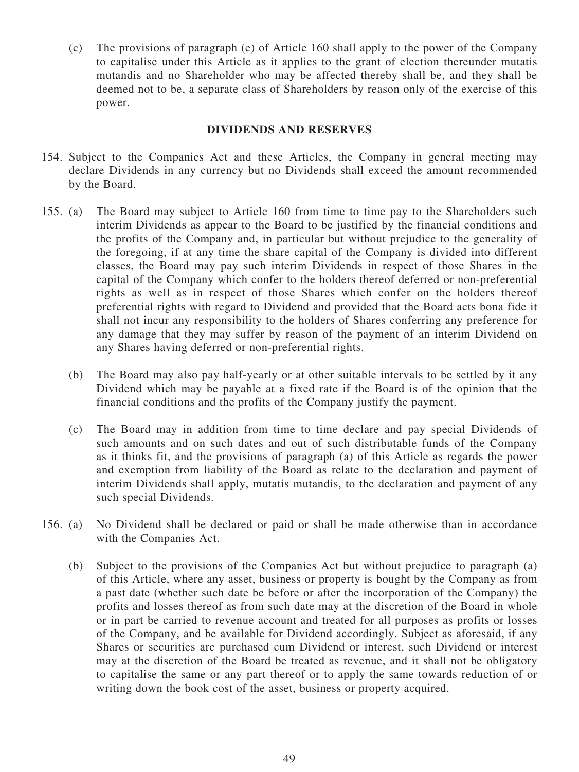(c) The provisions of paragraph (e) of Article 160 shall apply to the power of the Company to capitalise under this Article as it applies to the grant of election thereunder mutatis mutandis and no Shareholder who may be affected thereby shall be, and they shall be deemed not to be, a separate class of Shareholders by reason only of the exercise of this power.

## DIVIDENDS AND RESERVES

154. Subject to the Companies Act and these Articles, the Company in general meeting may declare Dividends in any currency but no Dividends shall exceed the amount recommended by the Board.

155. (a) The Board may subject to Article 160 from time to time pay to the Shareholders such interim Dividends as appear to the Board to be justified by the financial conditions and the profits of the Company and, in particular but without prejudice to the generality of the foregoing, if at any time the share capital of the Company is divided into different classes, the Board may pay such interim Dividends in respect of those Shares in the capital of the Company which confer to the holders thereof deferred or non-preferential rights as well as in respect of those Shares which confer on the holders thereof preferential rights with regard to Dividend and provided that the Board acts bona fide it shall not incur any responsibility to the holders of Shares conferring any preference for any damage that they may suffer by reason of the payment of an interim Dividend on any Shares having deferred or non-preferential rights.

(b) The Board may also pay half-yearly or at other suitable intervals to be settled by it any Dividend which may be payable at a fixed rate if the Board is of the opinion that the financial conditions and the profits of the Company justify the payment.

(c) The Board may in addition from time to time declare and pay special Dividends of such amounts and on such dates and out of such distributable funds of the Company as it thinks fit, and the provisions of paragraph (a) of this Article as regards the power and exemption from liability of the Board as relate to the declaration and payment of interim Dividends shall apply, mutatis mutandis, to the declaration and payment of any such special Dividends.

156. (a) No Dividend shall be declared or paid or shall be made otherwise than in accordance with the Companies Act.

(b) Subject to the provisions of the Companies Act but without prejudice to paragraph (a) of this Article, where any asset, business or property is bought by the Company as from a past date (whether such date be before or after the incorporation of the Company) the profits and losses thereof as from such date may at the discretion of the Board in whole or in part be carried to revenue account and treated for all purposes as profits or losses of the Company, and be available for Dividend accordingly. Subject as aforesaid, if any Shares or securities are purchased cum Dividend or interest, such Dividend or interest may at the discretion of the Board be treated as revenue, and it shall not be obligatory to capitalise the same or any part thereof or to apply the same towards reduction of or writing down the book cost of the asset, business or property acquired.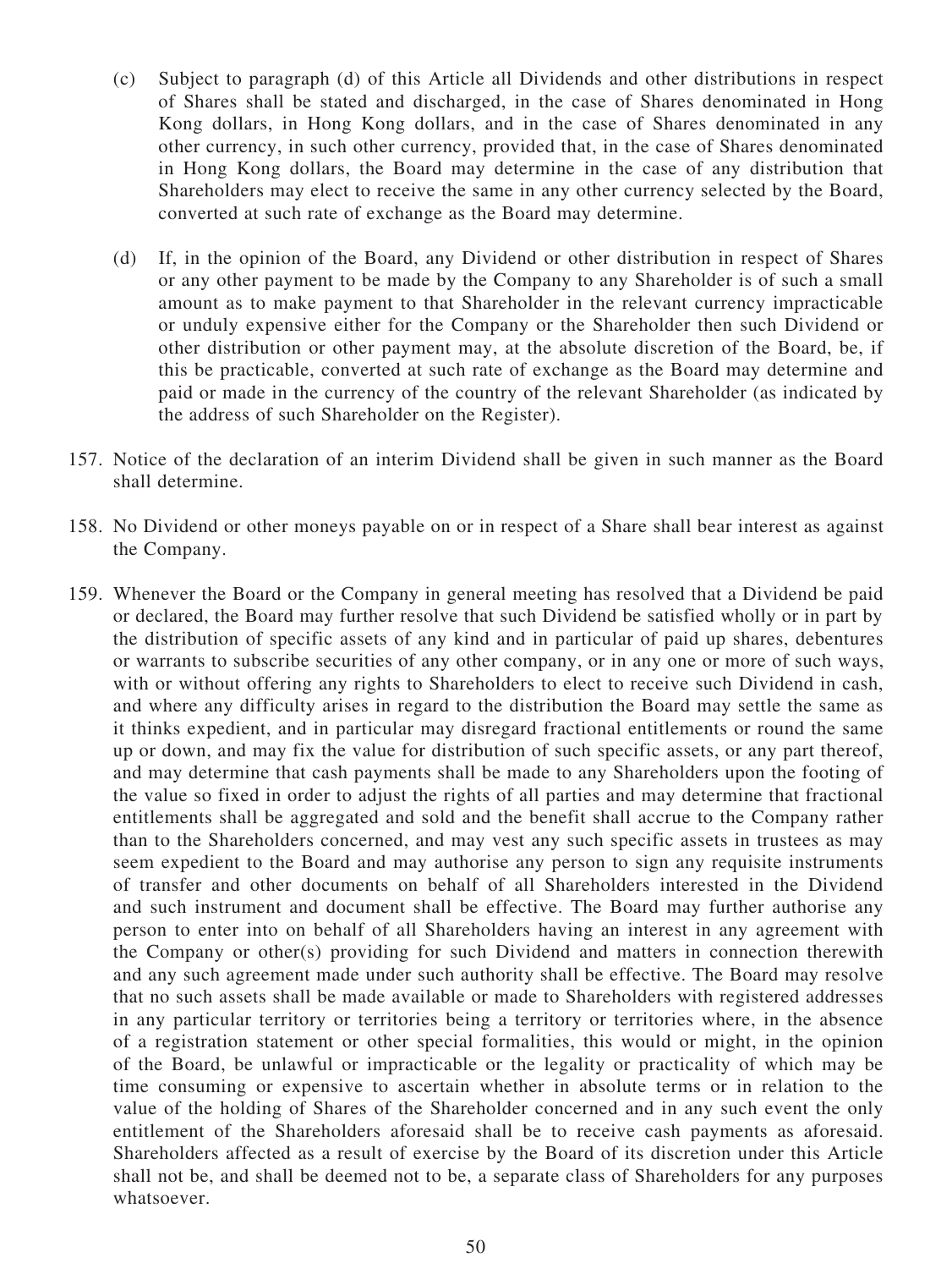(c) Subject to paragraph (d) of this Article all Dividends and other distributions in respect of Shares shall be stated and discharged, in the case of Shares denominated in Hong Kong dollars, in Hong Kong dollars, and in the case of Shares denominated in any other currency, in such other currency, provided that, in the case of Shares denominated in Hong Kong dollars, the Board may determine in the case of any distribution that Shareholders may elect to receive the same in any other currency selected by the Board, converted at such rate of exchange as the Board may determine.

(d) If, in the opinion of the Board, any Dividend or other distribution in respect of Shares or any other payment to be made by the Company to any Shareholder is of such a small amount as to make payment to that Shareholder in the relevant currency impracticable or unduly expensive either for the Company or the Shareholder then such Dividend or other distribution or other payment may, at the absolute discretion of the Board, be, if this be practicable, converted at such rate of exchange as the Board may determine and paid or made in the currency of the country of the relevant Shareholder (as indicated by the address of such Shareholder on the Register).

157. Notice of the declaration of an interim Dividend shall be given in such manner as the Board shall determine.

158. No Dividend or other moneys payable on or in respect of a Share shall bear interest as against the Company.

159. Whenever the Board or the Company in general meeting has resolved that a Dividend be paid or declared, the Board may further resolve that such Dividend be satisfied wholly or in part by the distribution of specific assets of any kind and in particular of paid up shares, debentures or warrants to subscribe securities of any other company, or in any one or more of such ways, with or without offering any rights to Shareholders to elect to receive such Dividend in cash, and where any difficulty arises in regard to the distribution the Board may settle the same as it thinks expedient, and in particular may disregard fractional entitlements or round the same up or down, and may fix the value for distribution of such specific assets, or any part thereof, and may determine that cash payments shall be made to any Shareholders upon the footing of the value so fixed in order to adjust the rights of all parties and may determine that fractional entitlements shall be aggregated and sold and the benefit shall accrue to the Company rather than to the Shareholders concerned, and may vest any such specific assets in trustees as may seem expedient to the Board and may authorise any person to sign any requisite instruments of transfer and other documents on behalf of all Shareholders interested in the Dividend and such instrument and document shall be effective. The Board may further authorise any person to enter into on behalf of all Shareholders having an interest in any agreement with the Company or other(s) providing for such Dividend and matters in connection therewith and any such agreement made under such authority shall be effective. The Board may resolve that no such assets shall be made available or made to Shareholders with registered addresses in any particular territory or territories being a territory or territories where, in the absence of a registration statement or other special formalities, this would or might, in the opinion of the Board, be unlawful or impracticable or the legality or practicality of which may be time consuming or expensive to ascertain whether in absolute terms or in relation to the value of the holding of Shares of the Shareholder concerned and in any such event the only entitlement of the Shareholders aforesaid shall be to receive cash payments as aforesaid. Shareholders affected as a result of exercise by the Board of its discretion under this Article shall not be, and shall be deemed not to be, a separate class of Shareholders for any purposes whatsoever.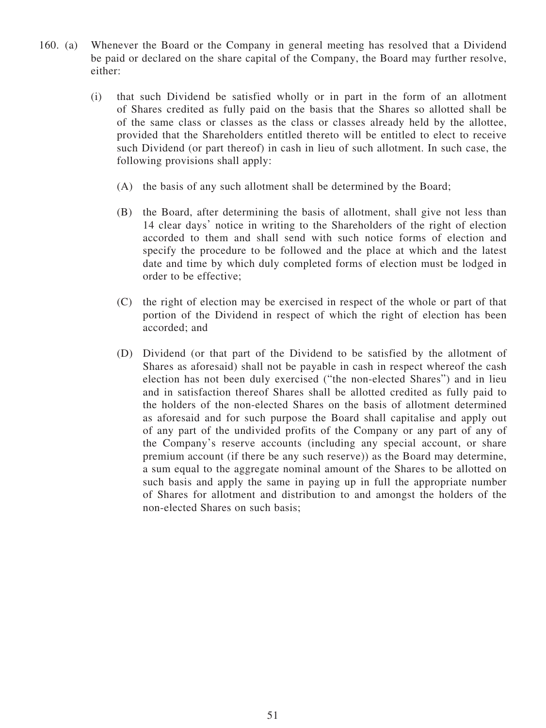160. (a) Whenever the Board or the Company in general meeting has resolved that a Dividend be paid or declared on the share capital of the Company, the Board may further resolve, either:

    (i) that such Dividend be satisfied wholly or in part in the form of an allotment of Shares credited as fully paid on the basis that the Shares so allotted shall be of the same class or classes as the class or classes already held by the allottee, provided that the Shareholders entitled thereto will be entitled to elect to receive such Dividend (or part thereof) in cash in lieu of such allotment. In such case, the following provisions shall apply:

        (A) the basis of any such allotment shall be determined by the Board;

        (B) the Board, after determining the basis of allotment, shall give not less than 14 clear days' notice in writing to the Shareholders of the right of election accorded to them and shall send with such notice forms of election and specify the procedure to be followed and the place at which and the latest date and time by which duly completed forms of election must be lodged in order to be effective;

        (C) the right of election may be exercised in respect of the whole or part of that portion of the Dividend in respect of which the right of election has been accorded; and

        (D) Dividend (or that part of the Dividend to be satisfied by the allotment of Shares as aforesaid) shall not be payable in cash in respect whereof the cash election has not been duly exercised ("the non-elected Shares") and in lieu and in satisfaction thereof Shares shall be allotted credited as fully paid to the holders of the non-elected Shares on the basis of allotment determined as aforesaid and for such purpose the Board shall capitalise and apply out of any part of the undivided profits of the Company or any part of any of the Company's reserve accounts (including any special account, or share premium account (if there be any such reserve)) as the Board may determine, a sum equal to the aggregate nominal amount of the Shares to be allotted on such basis and apply the same in paying up in full the appropriate number of Shares for allotment and distribution to and amongst the holders of the non-elected Shares on such basis;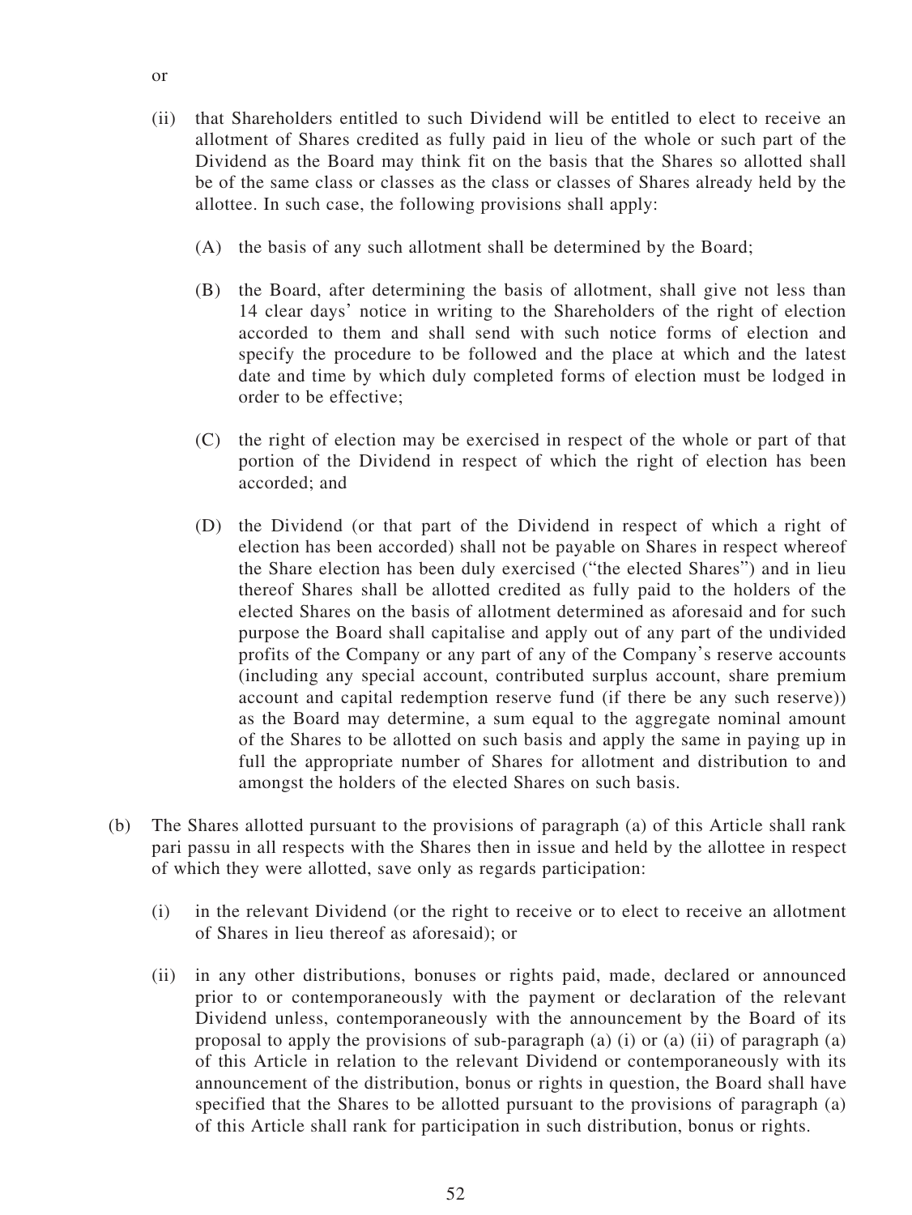or

(ii) that Shareholders entitled to such Dividend will be entitled to elect to receive an allotment of Shares credited as fully paid in lieu of the whole or such part of the Dividend as the Board may think fit on the basis that the Shares so allotted shall be of the same class or classes as the class or classes of Shares already held by the allottee. In such case, the following provisions shall apply:

   (A) the basis of any such allotment shall be determined by the Board;

   (B) the Board, after determining the basis of allotment, shall give not less than 14 clear days' notice in writing to the Shareholders of the right of election accorded to them and shall send with such notice forms of election and specify the procedure to be followed and the place at which and the latest date and time by which duly completed forms of election must be lodged in order to be effective;

   (C) the right of election may be exercised in respect of the whole or part of that portion of the Dividend in respect of which the right of election has been accorded; and

   (D) the Dividend (or that part of the Dividend in respect of which a right of election has been accorded) shall not be payable on Shares in respect whereof the Share election has been duly exercised ("the elected Shares") and in lieu thereof Shares shall be allotted credited as fully paid to the holders of the elected Shares on the basis of allotment determined as aforesaid and for such purpose the Board shall capitalise and apply out of any part of the undivided profits of the Company or any part of any of the Company's reserve accounts (including any special account, contributed surplus account, share premium account and capital redemption reserve fund (if there be any such reserve)) as the Board may determine, a sum equal to the aggregate nominal amount of the Shares to be allotted on such basis and apply the same in paying up in full the appropriate number of Shares for allotment and distribution to and amongst the holders of the elected Shares on such basis.

(b) The Shares allotted pursuant to the provisions of paragraph (a) of this Article shall rank pari passu in all respects with the Shares then in issue and held by the allottee in respect of which they were allotted, save only as regards participation:

   (i) in the relevant Dividend (or the right to receive or to elect to receive an allotment of Shares in lieu thereof as aforesaid); or

   (ii) in any other distributions, bonuses or rights paid, made, declared or announced prior to or contemporaneously with the payment or declaration of the relevant Dividend unless, contemporaneously with the announcement by the Board of its proposal to apply the provisions of sub-paragraph (a) (i) or (a) (ii) of paragraph (a) of this Article in relation to the relevant Dividend or contemporaneously with its announcement of the distribution, bonus or rights in question, the Board shall have specified that the Shares to be allotted pursuant to the provisions of paragraph (a) of this Article shall rank for participation in such distribution, bonus or rights.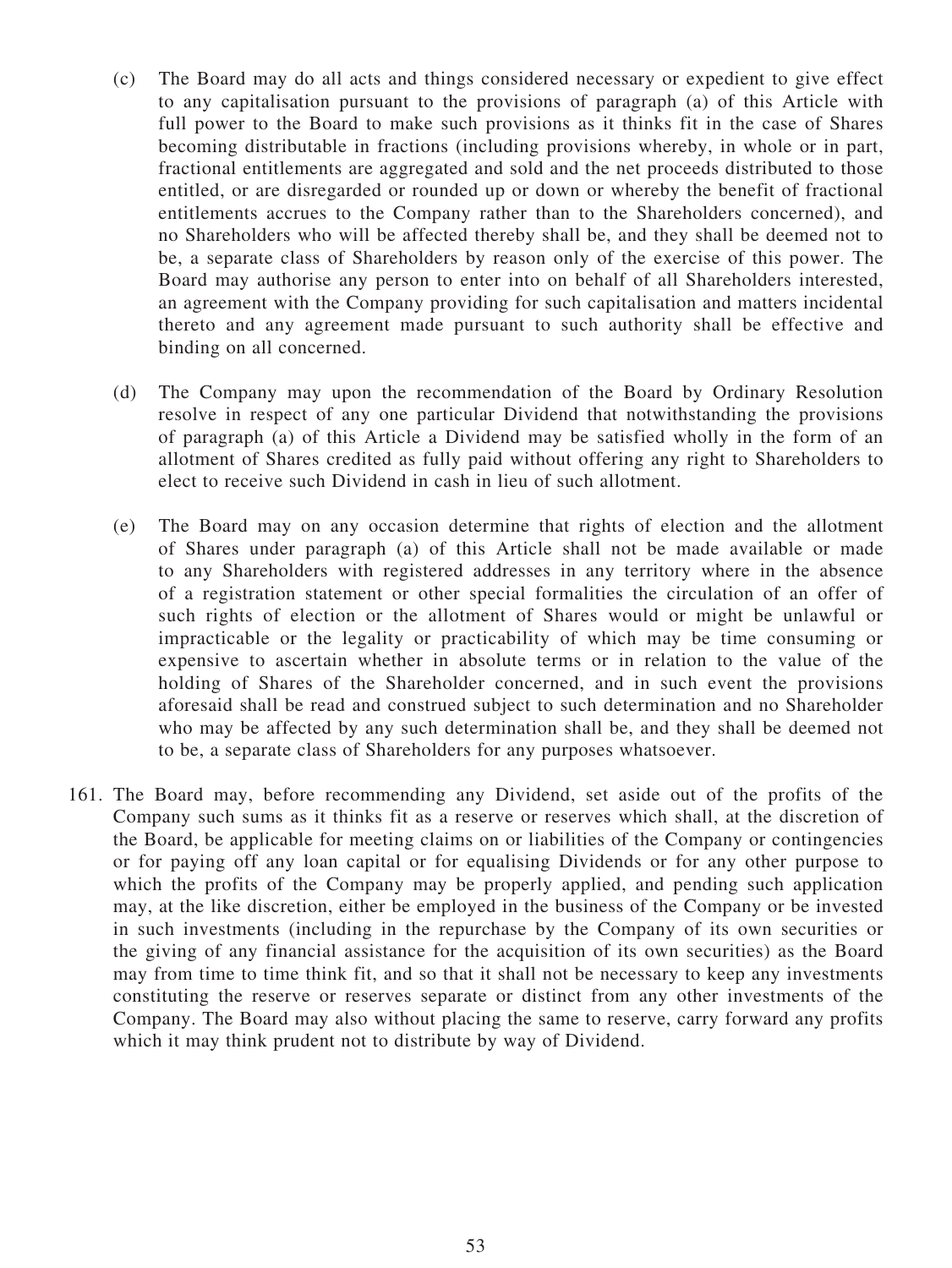(c) The Board may do all acts and things considered necessary or expedient to give effect to any capitalisation pursuant to the provisions of paragraph (a) of this Article with full power to the Board to make such provisions as it thinks fit in the case of Shares becoming distributable in fractions (including provisions whereby, in whole or in part, fractional entitlements are aggregated and sold and the net proceeds distributed to those entitled, or are disregarded or rounded up or down or whereby the benefit of fractional entitlements accrues to the Company rather than to the Shareholders concerned), and no Shareholders who will be affected thereby shall be, and they shall be deemed not to be, a separate class of Shareholders by reason only of the exercise of this power. The Board may authorise any person to enter into on behalf of all Shareholders interested, an agreement with the Company providing for such capitalisation and matters incidental thereto and any agreement made pursuant to such authority shall be effective and binding on all concerned.

(d) The Company may upon the recommendation of the Board by Ordinary Resolution resolve in respect of any one particular Dividend that notwithstanding the provisions of paragraph (a) of this Article a Dividend may be satisfied wholly in the form of an allotment of Shares credited as fully paid without offering any right to Shareholders to elect to receive such Dividend in cash in lieu of such allotment.

(e) The Board may on any occasion determine that rights of election and the allotment of Shares under paragraph (a) of this Article shall not be made available or made to any Shareholders with registered addresses in any territory where in the absence of a registration statement or other special formalities the circulation of an offer of such rights of election or the allotment of Shares would or might be unlawful or impracticable or the legality or practicability of which may be time consuming or expensive to ascertain whether in absolute terms or in relation to the value of the holding of Shares of the Shareholder concerned, and in such event the provisions aforesaid shall be read and construed subject to such determination and no Shareholder who may be affected by any such determination shall be, and they shall be deemed not to be, a separate class of Shareholders for any purposes whatsoever.

161. The Board may, before recommending any Dividend, set aside out of the profits of the Company such sums as it thinks fit as a reserve or reserves which shall, at the discretion of the Board, be applicable for meeting claims on or liabilities of the Company or contingencies or for paying off any loan capital or for equalising Dividends or for any other purpose to which the profits of the Company may be properly applied, and pending such application may, at the like discretion, either be employed in the business of the Company or be invested in such investments (including in the repurchase by the Company of its own securities or the giving of any financial assistance for the acquisition of its own securities) as the Board may from time to time think fit, and so that it shall not be necessary to keep any investments constituting the reserve or reserves separate or distinct from any other investments of the Company. The Board may also without placing the same to reserve, carry forward any profits which it may think prudent not to distribute by way of Dividend.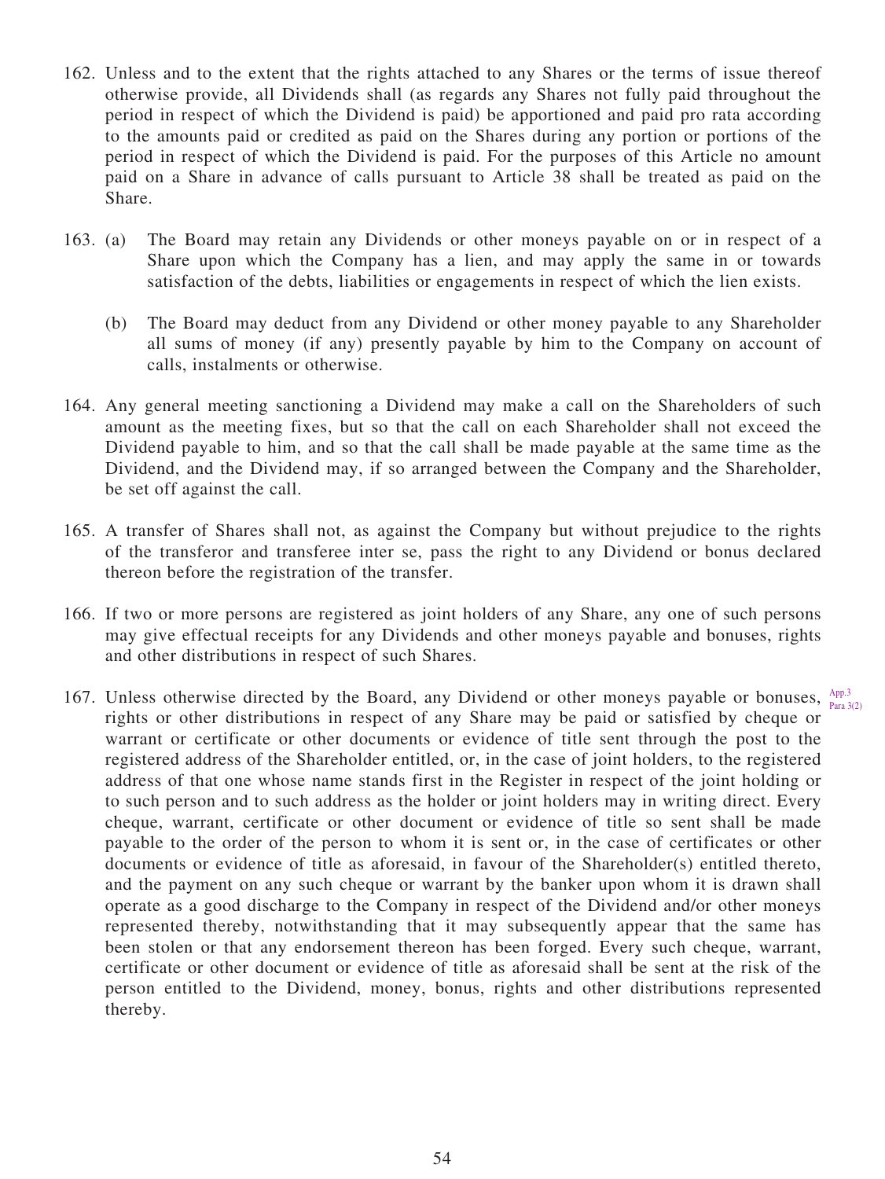162. Unless and to the extent that the rights attached to any Shares or the terms of issue thereof otherwise provide, all Dividends shall (as regards any Shares not fully paid throughout the period in respect of which the Dividend is paid) be apportioned and paid pro rata according to the amounts paid or credited as paid on the Shares during any portion or portions of the period in respect of which the Dividend is paid. For the purposes of this Article no amount paid on a Share in advance of calls pursuant to Article 38 shall be treated as paid on the Share.

163. (a) The Board may retain any Dividends or other moneys payable on or in respect of a Share upon which the Company has a lien, and may apply the same in or towards satisfaction of the debts, liabilities or engagements in respect of which the lien exists.

(b) The Board may deduct from any Dividend or other money payable to any Shareholder all sums of money (if any) presently payable by him to the Company on account of calls, instalments or otherwise.

164. Any general meeting sanctioning a Dividend may make a call on the Shareholders of such amount as the meeting fixes, but so that the call on each Shareholder shall not exceed the Dividend payable to him, and so that the call shall be made payable at the same time as the Dividend, and the Dividend may, if so arranged between the Company and the Shareholder, be set off against the call.

165. A transfer of Shares shall not, as against the Company but without prejudice to the rights of the transferor and transferee inter se, pass the right to any Dividend or bonus declared thereon before the registration of the transfer.

166. If two or more persons are registered as joint holders of any Share, any one of such persons may give effectual receipts for any Dividends and other moneys payable and bonuses, rights and other distributions in respect of such Shares.

167. Unless otherwise directed by the Board, any Dividend or other moneys payable or bonuses, rights or other distributions in respect of any Share may be paid or satisfied by cheque or warrant or certificate or other documents or evidence of title sent through the post to the registered address of the Shareholder entitled, or, in the case of joint holders, to the registered address of that one whose name stands first in the Register in respect of the joint holding or to such person and to such address as the holder or joint holders may in writing direct. Every cheque, warrant, certificate or other document or evidence of title so sent shall be made payable to the order of the person to whom it is sent or, in the case of certificates or other documents or evidence of title as aforesaid, in favour of the Shareholder(s) entitled thereto, and the payment on any such cheque or warrant by the banker upon whom it is drawn shall operate as a good discharge to the Company in respect of the Dividend and/or other moneys represented thereby, notwithstanding that it may subsequently appear that the same has been stolen or that any endorsement thereon has been forged. Every such cheque, warrant, certificate or other document or evidence of title as aforesaid shall be sent at the risk of the person entitled to the Dividend, money, bonus, rights and other distributions represented thereby.

App.3 Para 3(2)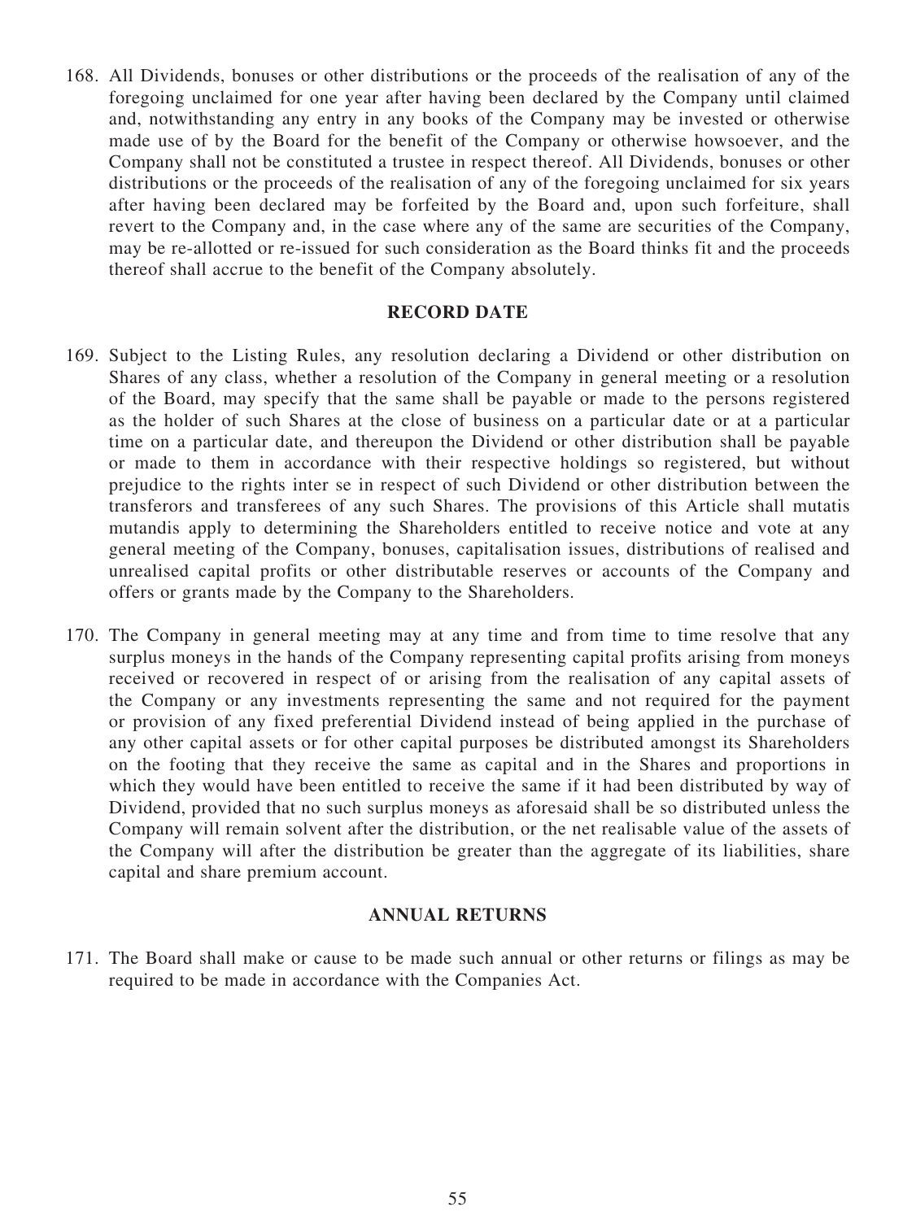168. All Dividends, bonuses or other distributions or the proceeds of the realisation of any of the foregoing unclaimed for one year after having been declared by the Company until claimed and, notwithstanding any entry in any books of the Company may be invested or otherwise made use of by the Board for the benefit of the Company or otherwise howsoever, and the Company shall not be constituted a trustee in respect thereof. All Dividends, bonuses or other distributions or the proceeds of the realisation of any of the foregoing unclaimed for six years after having been declared may be forfeited by the Board and, upon such forfeiture, shall revert to the Company and, in the case where any of the same are securities of the Company, may be re-allotted or re-issued for such consideration as the Board thinks fit and the proceeds thereof shall accrue to the benefit of the Company absolutely.

## RECORD DATE

169. Subject to the Listing Rules, any resolution declaring a Dividend or other distribution on Shares of any class, whether a resolution of the Company in general meeting or a resolution of the Board, may specify that the same shall be payable or made to the persons registered as the holder of such Shares at the close of business on a particular date or at a particular time on a particular date, and thereupon the Dividend or other distribution shall be payable or made to them in accordance with their respective holdings so registered, but without prejudice to the rights inter se in respect of such Dividend or other distribution between the transferors and transferees of any such Shares. The provisions of this Article shall mutatis mutandis apply to determining the Shareholders entitled to receive notice and vote at any general meeting of the Company, bonuses, capitalisation issues, distributions of realised and unrealised capital profits or other distributable reserves or accounts of the Company and offers or grants made by the Company to the Shareholders.

170. The Company in general meeting may at any time and from time to time resolve that any surplus moneys in the hands of the Company representing capital profits arising from moneys received or recovered in respect of or arising from the realisation of any capital assets of the Company or any investments representing the same and not required for the payment or provision of any fixed preferential Dividend instead of being applied in the purchase of any other capital assets or for other capital purposes be distributed amongst its Shareholders on the footing that they receive the same as capital and in the Shares and proportions in which they would have been entitled to receive the same if it had been distributed by way of Dividend, provided that no such surplus moneys as aforesaid shall be so distributed unless the Company will remain solvent after the distribution, or the net realisable value of the assets of the Company will after the distribution be greater than the aggregate of its liabilities, share capital and share premium account.

## ANNUAL RETURNS

171. The Board shall make or cause to be made such annual or other returns or filings as may be required to be made in accordance with the Companies Act.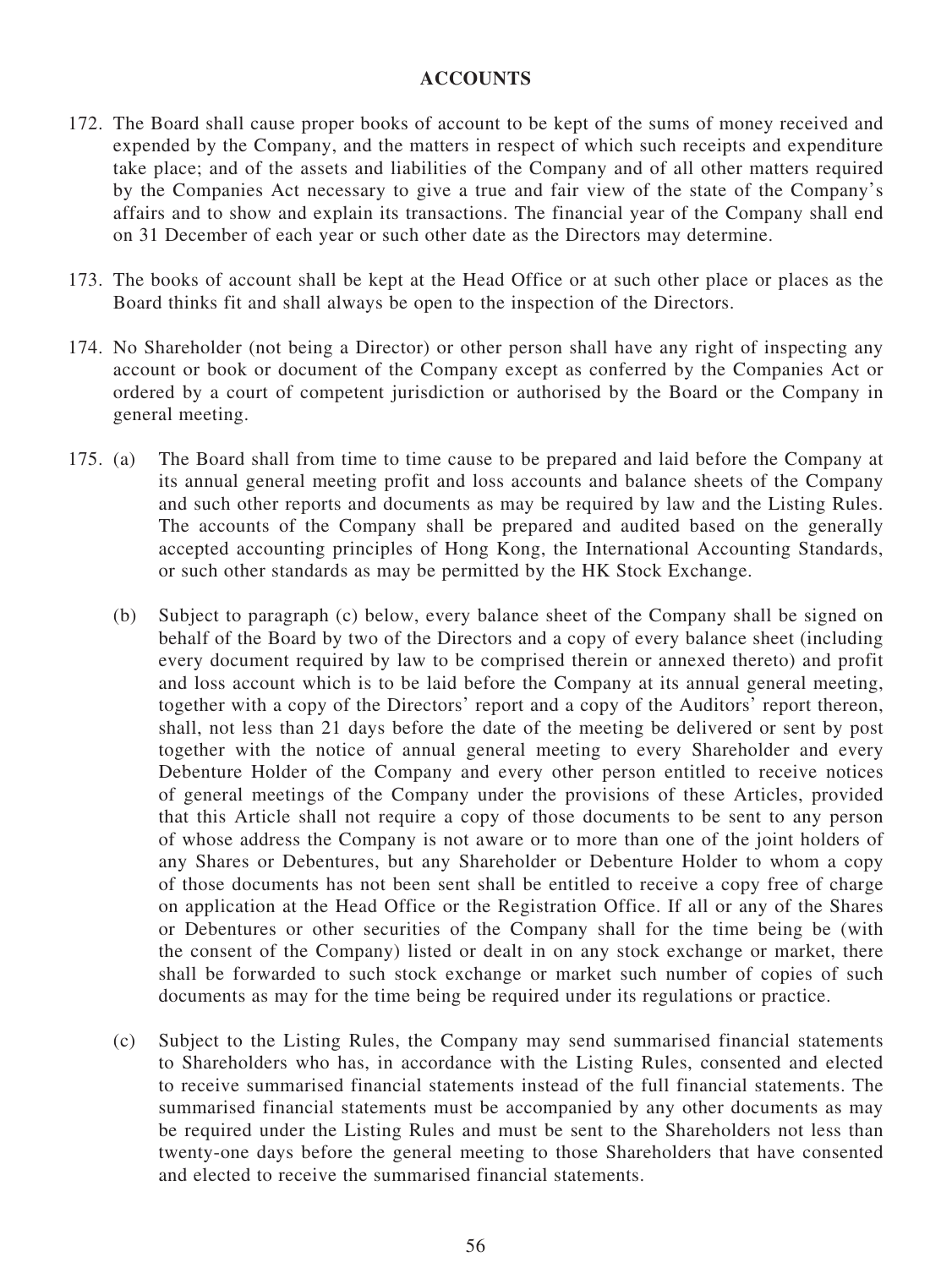## ACCOUNTS

172. The Board shall cause proper books of account to be kept of the sums of money received and expended by the Company, and the matters in respect of which such receipts and expenditure take place; and of the assets and liabilities of the Company and of all other matters required by the Companies Act necessary to give a true and fair view of the state of the Company's affairs and to show and explain its transactions. The financial year of the Company shall end on 31 December of each year or such other date as the Directors may determine.

173. The books of account shall be kept at the Head Office or at such other place or places as the Board thinks fit and shall always be open to the inspection of the Directors.

174. No Shareholder (not being a Director) or other person shall have any right of inspecting any account or book or document of the Company except as conferred by the Companies Act or ordered by a court of competent jurisdiction or authorised by the Board or the Company in general meeting.

175. (a) The Board shall from time to time cause to be prepared and laid before the Company at its annual general meeting profit and loss accounts and balance sheets of the Company and such other reports and documents as may be required by law and the Listing Rules. The accounts of the Company shall be prepared and audited based on the generally accepted accounting principles of Hong Kong, the International Accounting Standards, or such other standards as may be permitted by the HK Stock Exchange.

   (b) Subject to paragraph (c) below, every balance sheet of the Company shall be signed on behalf of the Board by two of the Directors and a copy of every balance sheet (including every document required by law to be comprised therein or annexed thereto) and profit and loss account which is to be laid before the Company at its annual general meeting, together with a copy of the Directors' report and a copy of the Auditors' report thereon, shall, not less than 21 days before the date of the meeting be delivered or sent by post together with the notice of annual general meeting to every Shareholder and every Debenture Holder of the Company and every other person entitled to receive notices of general meetings of the Company under the provisions of these Articles, provided that this Article shall not require a copy of those documents to be sent to any person of whose address the Company is not aware or to more than one of the joint holders of any Shares or Debentures, but any Shareholder or Debenture Holder to whom a copy of those documents has not been sent shall be entitled to receive a copy free of charge on application at the Head Office or the Registration Office. If all or any of the Shares or Debentures or other securities of the Company shall for the time being be (with the consent of the Company) listed or dealt in on any stock exchange or market, there shall be forwarded to such stock exchange or market such number of copies of such documents as may for the time being be required under its regulations or practice.

   (c) Subject to the Listing Rules, the Company may send summarised financial statements to Shareholders who has, in accordance with the Listing Rules, consented and elected to receive summarised financial statements instead of the full financial statements. The summarised financial statements must be accompanied by any other documents as may be required under the Listing Rules and must be sent to the Shareholders not less than twenty-one days before the general meeting to those Shareholders that have consented and elected to receive the summarised financial statements.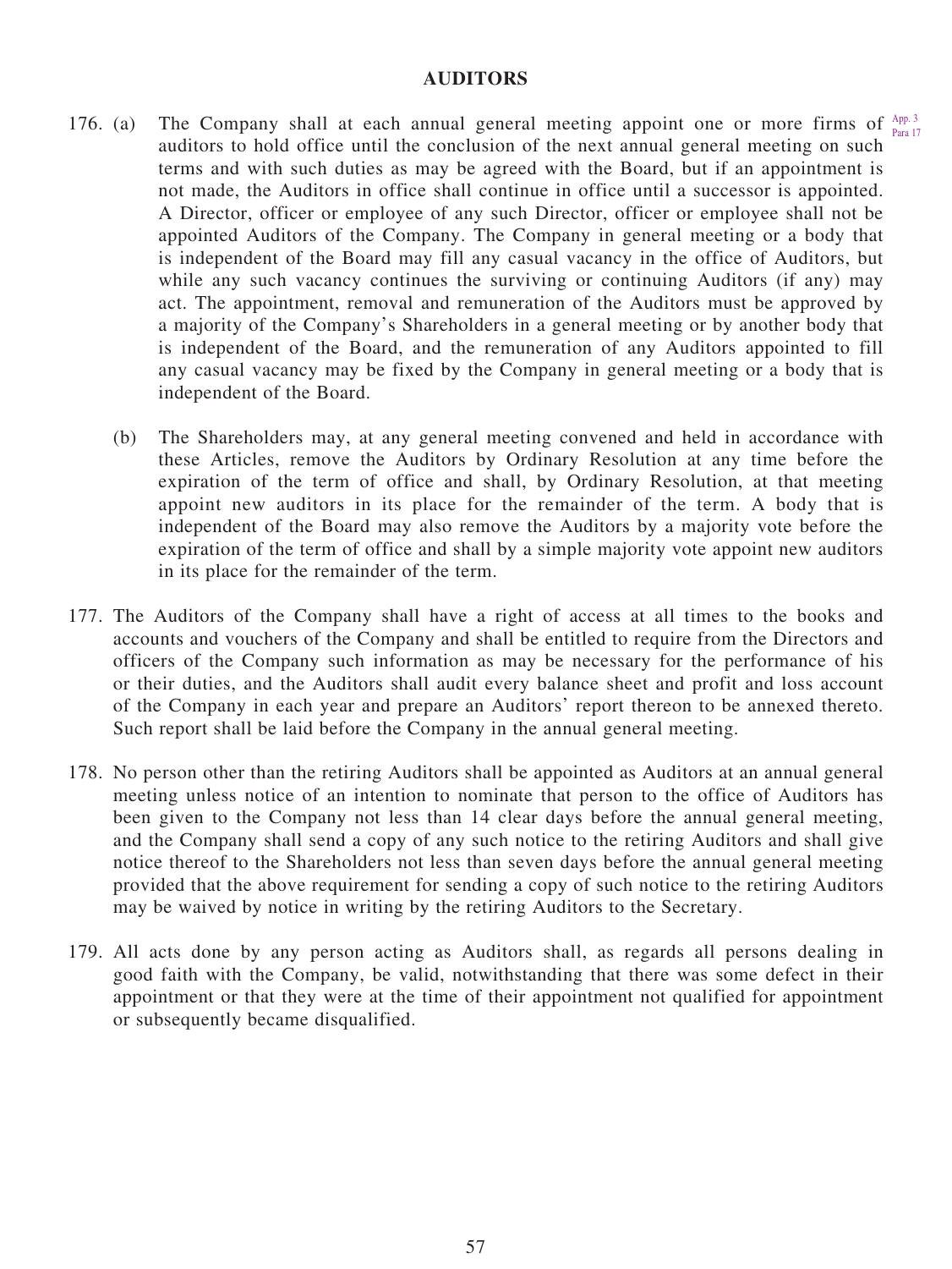## AUDITORS

176. (a) The Company shall at each annual general meeting appoint one or more firms of auditors to hold office until the conclusion of the next annual general meeting on such terms and with such duties as may be agreed with the Board, but if an appointment is not made, the Auditors in office shall continue in office until a successor is appointed. A Director, officer or employee of any such Director, officer or employee shall not be appointed Auditors of the Company. The Company in general meeting or a body that is independent of the Board may fill any casual vacancy in the office of Auditors, but while any such vacancy continues the surviving or continuing Auditors (if any) may act. The appointment, removal and remuneration of the Auditors must be approved by a majority of the Company's Shareholders in a general meeting or by another body that is independent of the Board, and the remuneration of any Auditors appointed to fill any casual vacancy may be fixed by the Company in general meeting or a body that is independent of the Board.

App. 3 Para 17

(b) The Shareholders may, at any general meeting convened and held in accordance with these Articles, remove the Auditors by Ordinary Resolution at any time before the expiration of the term of office and shall, by Ordinary Resolution, at that meeting appoint new auditors in its place for the remainder of the term. A body that is independent of the Board may also remove the Auditors by a majority vote before the expiration of the term of office and shall by a simple majority vote appoint new auditors in its place for the remainder of the term.

177. The Auditors of the Company shall have a right of access at all times to the books and accounts and vouchers of the Company and shall be entitled to require from the Directors and officers of the Company such information as may be necessary for the performance of his or their duties, and the Auditors shall audit every balance sheet and profit and loss account of the Company in each year and prepare an Auditors' report thereon to be annexed thereto. Such report shall be laid before the Company in the annual general meeting.

178. No person other than the retiring Auditors shall be appointed as Auditors at an annual general meeting unless notice of an intention to nominate that person to the office of Auditors has been given to the Company not less than 14 clear days before the annual general meeting, and the Company shall send a copy of any such notice to the retiring Auditors and shall give notice thereof to the Shareholders not less than seven days before the annual general meeting provided that the above requirement for sending a copy of such notice to the retiring Auditors may be waived by notice in writing by the retiring Auditors to the Secretary.

179. All acts done by any person acting as Auditors shall, as regards all persons dealing in good faith with the Company, be valid, notwithstanding that there was some defect in their appointment or that they were at the time of their appointment not qualified for appointment or subsequently became disqualified.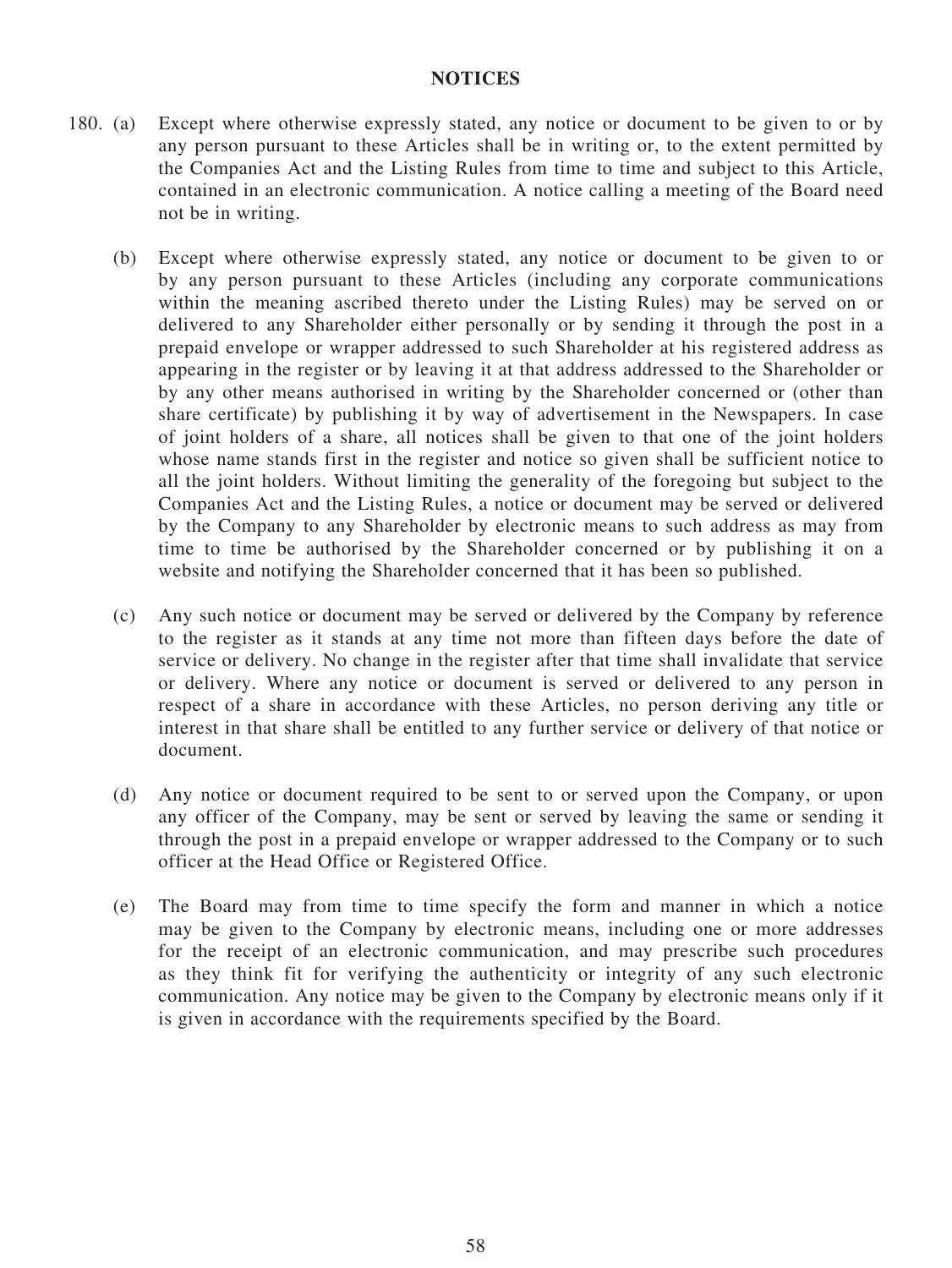## NOTICES

180. (a) Except where otherwise expressly stated, any notice or document to be given to or by any person pursuant to these Articles shall be in writing or, to the extent permitted by the Companies Act and the Listing Rules from time to time and subject to this Article, contained in an electronic communication. A notice calling a meeting of the Board need not be in writing.

(b) Except where otherwise expressly stated, any notice or document to be given to or by any person pursuant to these Articles (including any corporate communications within the meaning ascribed thereto under the Listing Rules) may be served on or delivered to any Shareholder either personally or by sending it through the post in a prepaid envelope or wrapper addressed to such Shareholder at his registered address as appearing in the register or by leaving it at that address addressed to the Shareholder or by any other means authorised in writing by the Shareholder concerned or (other than share certificate) by publishing it by way of advertisement in the Newspapers. In case of joint holders of a share, all notices shall be given to that one of the joint holders whose name stands first in the register and notice so given shall be sufficient notice to all the joint holders. Without limiting the generality of the foregoing but subject to the Companies Act and the Listing Rules, a notice or document may be served or delivered by the Company to any Shareholder by electronic means to such address as may from time to time be authorised by the Shareholder concerned or by publishing it on a website and notifying the Shareholder concerned that it has been so published.

(c) Any such notice or document may be served or delivered by the Company by reference to the register as it stands at any time not more than fifteen days before the date of service or delivery. No change in the register after that time shall invalidate that service or delivery. Where any notice or document is served or delivered to any person in respect of a share in accordance with these Articles, no person deriving any title or interest in that share shall be entitled to any further service or delivery of that notice or document.

(d) Any notice or document required to be sent to or served upon the Company, or upon any officer of the Company, may be sent or served by leaving the same or sending it through the post in a prepaid envelope or wrapper addressed to the Company or to such officer at the Head Office or Registered Office.

(e) The Board may from time to time specify the form and manner in which a notice may be given to the Company by electronic means, including one or more addresses for the receipt of an electronic communication, and may prescribe such procedures as they think fit for verifying the authenticity or integrity of any such electronic communication. Any notice may be given to the Company by electronic means only if it is given in accordance with the requirements specified by the Board.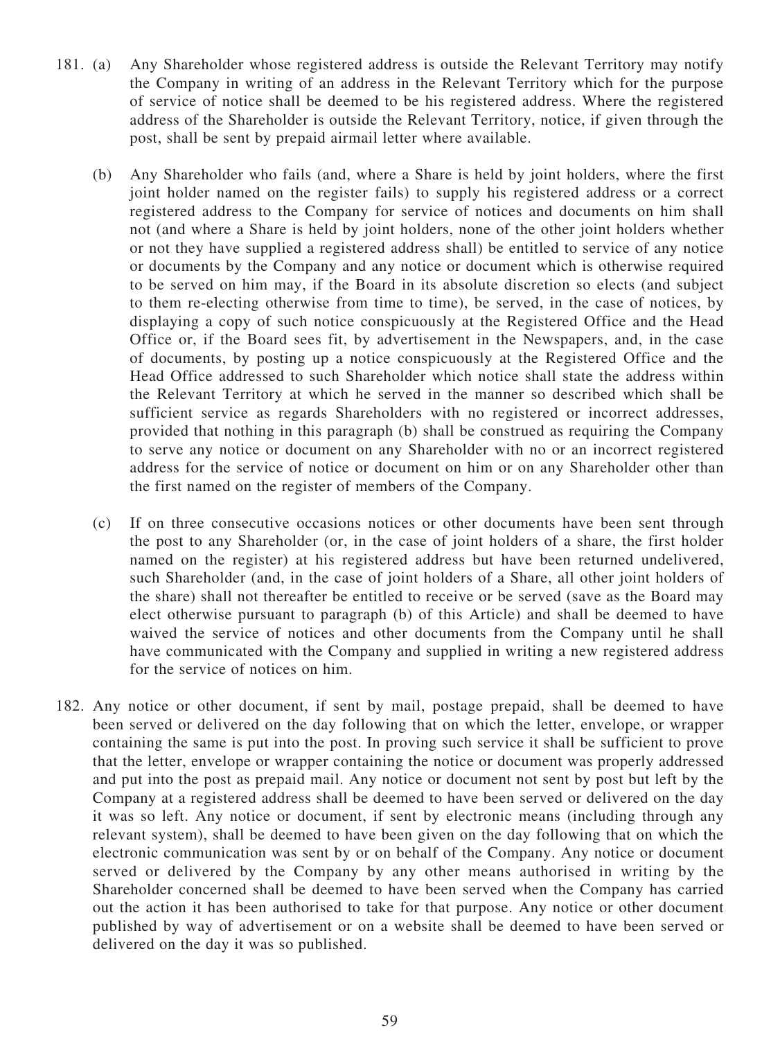181. (a) Any Shareholder whose registered address is outside the Relevant Territory may notify the Company in writing of an address in the Relevant Territory which for the purpose of service of notice shall be deemed to be his registered address. Where the registered address of the Shareholder is outside the Relevant Territory, notice, if given through the post, shall be sent by prepaid airmail letter where available.

(b) Any Shareholder who fails (and, where a Share is held by joint holders, where the first joint holder named on the register fails) to supply his registered address or a correct registered address to the Company for service of notices and documents on him shall not (and where a Share is held by joint holders, none of the other joint holders whether or not they have supplied a registered address shall) be entitled to service of any notice or documents by the Company and any notice or document which is otherwise required to be served on him may, if the Board in its absolute discretion so elects (and subject to them re-electing otherwise from time to time), be served, in the case of notices, by displaying a copy of such notice conspicuously at the Registered Office and the Head Office or, if the Board sees fit, by advertisement in the Newspapers, and, in the case of documents, by posting up a notice conspicuously at the Registered Office and the Head Office addressed to such Shareholder which notice shall state the address within the Relevant Territory at which he served in the manner so described which shall be sufficient service as regards Shareholders with no registered or incorrect addresses, provided that nothing in this paragraph (b) shall be construed as requiring the Company to serve any notice or document on any Shareholder with no or an incorrect registered address for the service of notice or document on him or on any Shareholder other than the first named on the register of members of the Company.

(c) If on three consecutive occasions notices or other documents have been sent through the post to any Shareholder (or, in the case of joint holders of a share, the first holder named on the register) at his registered address but have been returned undelivered, such Shareholder (and, in the case of joint holders of a Share, all other joint holders of the share) shall not thereafter be entitled to receive or be served (save as the Board may elect otherwise pursuant to paragraph (b) of this Article) and shall be deemed to have waived the service of notices and other documents from the Company until he shall have communicated with the Company and supplied in writing a new registered address for the service of notices on him.

182. Any notice or other document, if sent by mail, postage prepaid, shall be deemed to have been served or delivered on the day following that on which the letter, envelope, or wrapper containing the same is put into the post. In proving such service it shall be sufficient to prove that the letter, envelope or wrapper containing the notice or document was properly addressed and put into the post as prepaid mail. Any notice or document not sent by post but left by the Company at a registered address shall be deemed to have been served or delivered on the day it was so left. Any notice or document, if sent by electronic means (including through any relevant system), shall be deemed to have been given on the day following that on which the electronic communication was sent by or on behalf of the Company. Any notice or document served or delivered by the Company by any other means authorised in writing by the Shareholder concerned shall be deemed to have been served when the Company has carried out the action it has been authorised to take for that purpose. Any notice or other document published by way of advertisement or on a website shall be deemed to have been served or delivered on the day it was so published.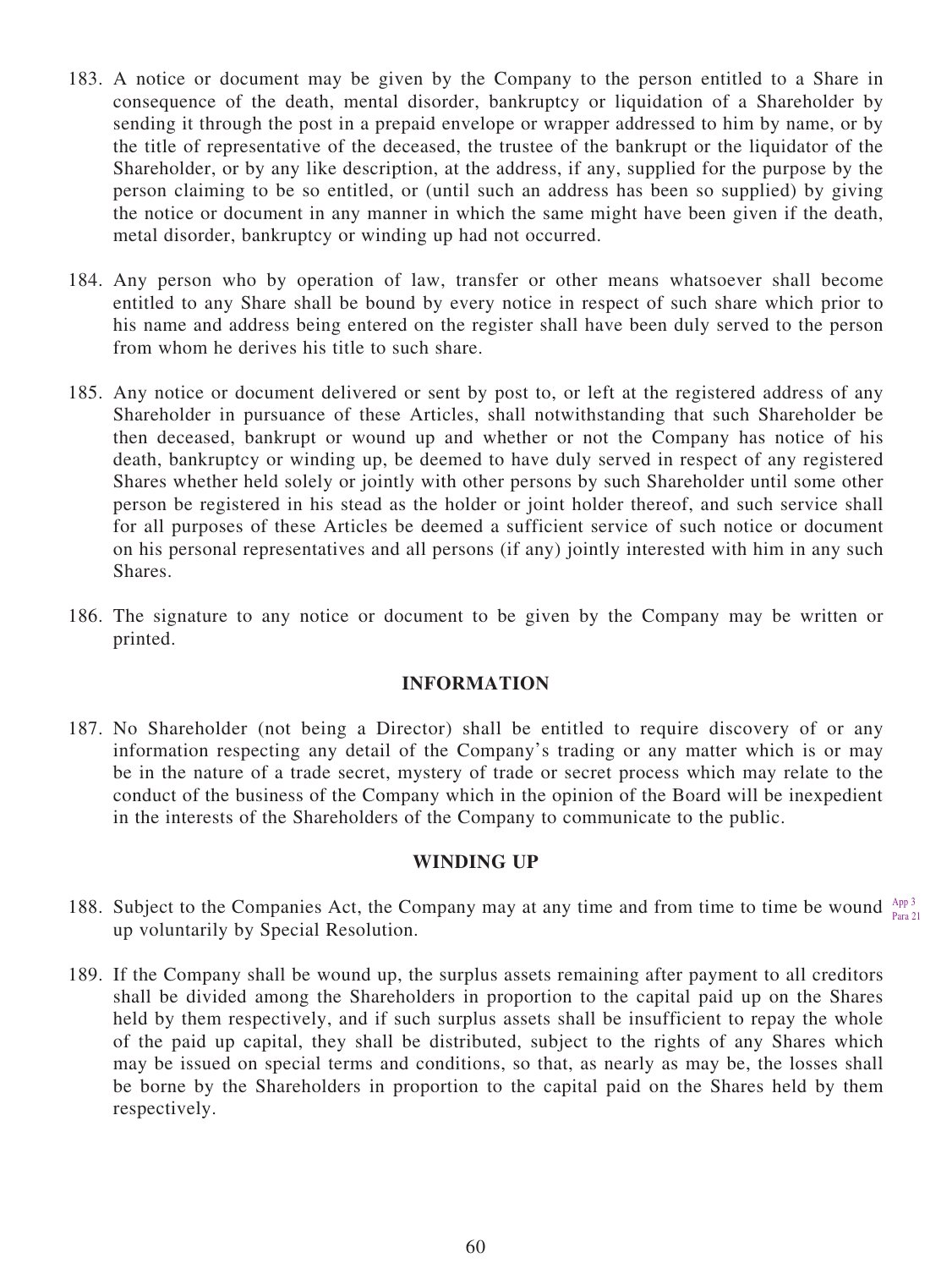183. A notice or document may be given by the Company to the person entitled to a Share in consequence of the death, mental disorder, bankruptcy or liquidation of a Shareholder by sending it through the post in a prepaid envelope or wrapper addressed to him by name, or by the title of representative of the deceased, the trustee of the bankrupt or the liquidator of the Shareholder, or by any like description, at the address, if any, supplied for the purpose by the person claiming to be so entitled, or (until such an address has been so supplied) by giving the notice or document in any manner in which the same might have been given if the death, metal disorder, bankruptcy or winding up had not occurred.

184. Any person who by operation of law, transfer or other means whatsoever shall become entitled to any Share shall be bound by every notice in respect of such share which prior to his name and address being entered on the register shall have been duly served to the person from whom he derives his title to such share.

185. Any notice or document delivered or sent by post to, or left at the registered address of any Shareholder in pursuance of these Articles, shall notwithstanding that such Shareholder be then deceased, bankrupt or wound up and whether or not the Company has notice of his death, bankruptcy or winding up, be deemed to have duly served in respect of any registered Shares whether held solely or jointly with other persons by such Shareholder until some other person be registered in his stead as the holder or joint holder thereof, and such service shall for all purposes of these Articles be deemed a sufficient service of such notice or document on his personal representatives and all persons (if any) jointly interested with him in any such Shares.

186. The signature to any notice or document to be given by the Company may be written or printed.

## INFORMATION

187. No Shareholder (not being a Director) shall be entitled to require discovery of or any information respecting any detail of the Company's trading or any matter which is or may be in the nature of a trade secret, mystery of trade or secret process which may relate to the conduct of the business of the Company which in the opinion of the Board will be inexpedient in the interests of the Shareholders of the Company to communicate to the public.

## WINDING UP

188. Subject to the Companies Act, the Company may at any time and from time to time be wound up voluntarily by Special Resolution. App 3 Para 21

189. If the Company shall be wound up, the surplus assets remaining after payment to all creditors shall be divided among the Shareholders in proportion to the capital paid up on the Shares held by them respectively, and if such surplus assets shall be insufficient to repay the whole of the paid up capital, they shall be distributed, subject to the rights of any Shares which may be issued on special terms and conditions, so that, as nearly as may be, the losses shall be borne by the Shareholders in proportion to the capital paid on the Shares held by them respectively.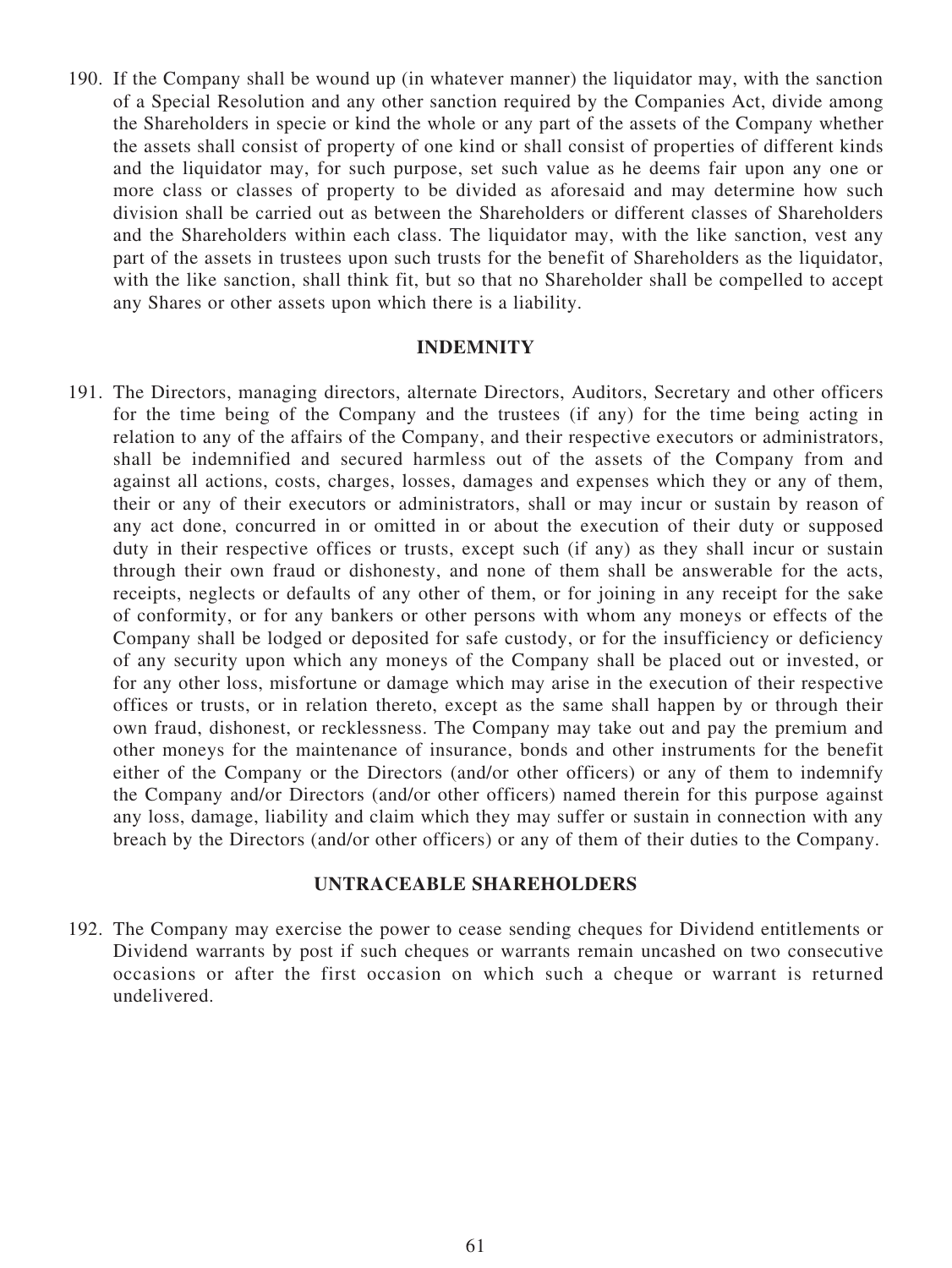190. If the Company shall be wound up (in whatever manner) the liquidator may, with the sanction of a Special Resolution and any other sanction required by the Companies Act, divide among the Shareholders in specie or kind the whole or any part of the assets of the Company whether the assets shall consist of property of one kind or shall consist of properties of different kinds and the liquidator may, for such purpose, set such value as he deems fair upon any one or more class or classes of property to be divided as aforesaid and may determine how such division shall be carried out as between the Shareholders or different classes of Shareholders and the Shareholders within each class. The liquidator may, with the like sanction, vest any part of the assets in trustees upon such trusts for the benefit of Shareholders as the liquidator, with the like sanction, shall think fit, but so that no Shareholder shall be compelled to accept any Shares or other assets upon which there is a liability.

## INDEMNITY

191. The Directors, managing directors, alternate Directors, Auditors, Secretary and other officers for the time being of the Company and the trustees (if any) for the time being acting in relation to any of the affairs of the Company, and their respective executors or administrators, shall be indemnified and secured harmless out of the assets of the Company from and against all actions, costs, charges, losses, damages and expenses which they or any of them, their or any of their executors or administrators, shall or may incur or sustain by reason of any act done, concurred in or omitted in or about the execution of their duty or supposed duty in their respective offices or trusts, except such (if any) as they shall incur or sustain through their own fraud or dishonesty, and none of them shall be answerable for the acts, receipts, neglects or defaults of any other of them, or for joining in any receipt for the sake of conformity, or for any bankers or other persons with whom any moneys or effects of the Company shall be lodged or deposited for safe custody, or for the insufficiency or deficiency of any security upon which any moneys of the Company shall be placed out or invested, or for any other loss, misfortune or damage which may arise in the execution of their respective offices or trusts, or in relation thereto, except as the same shall happen by or through their own fraud, dishonest, or recklessness. The Company may take out and pay the premium and other moneys for the maintenance of insurance, bonds and other instruments for the benefit either of the Company or the Directors (and/or other officers) or any of them to indemnify the Company and/or Directors (and/or other officers) named therein for this purpose against any loss, damage, liability and claim which they may suffer or sustain in connection with any breach by the Directors (and/or other officers) or any of them of their duties to the Company.

## UNTRACEABLE SHAREHOLDERS

192. The Company may exercise the power to cease sending cheques for Dividend entitlements or Dividend warrants by post if such cheques or warrants remain uncashed on two consecutive occasions or after the first occasion on which such a cheque or warrant is returned undelivered.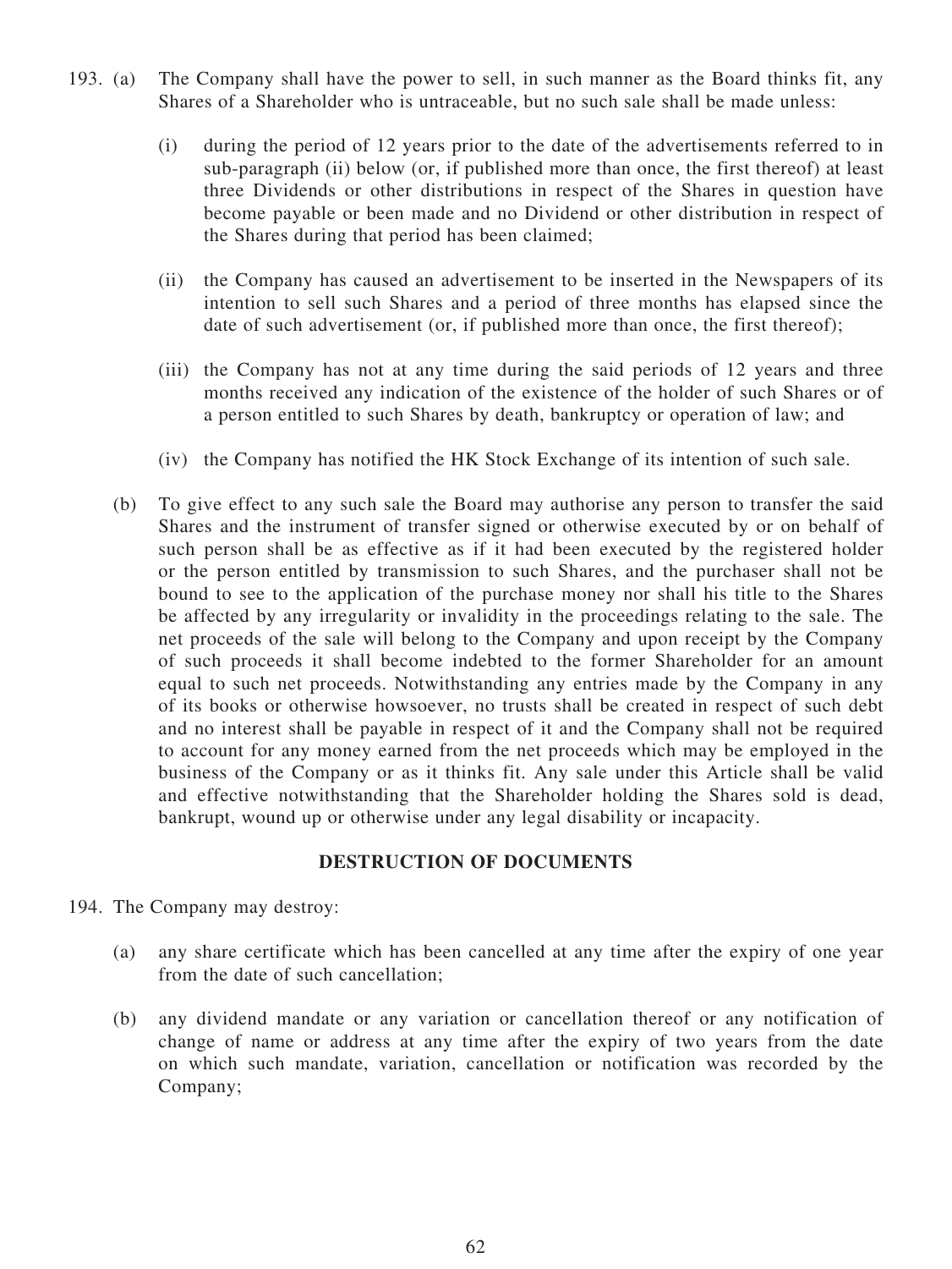193. (a) The Company shall have the power to sell, in such manner as the Board thinks fit, any Shares of a Shareholder who is untraceable, but no such sale shall be made unless:

   (i) during the period of 12 years prior to the date of the advertisements referred to in sub-paragraph (ii) below (or, if published more than once, the first thereof) at least three Dividends or other distributions in respect of the Shares in question have become payable or been made and no Dividend or other distribution in respect of the Shares during that period has been claimed;

   (ii) the Company has caused an advertisement to be inserted in the Newspapers of its intention to sell such Shares and a period of three months has elapsed since the date of such advertisement (or, if published more than once, the first thereof);

   (iii) the Company has not at any time during the said periods of 12 years and three months received any indication of the existence of the holder of such Shares or of a person entitled to such Shares by death, bankruptcy or operation of law; and

   (iv) the Company has notified the HK Stock Exchange of its intention of such sale.

(b) To give effect to any such sale the Board may authorise any person to transfer the said Shares and the instrument of transfer signed or otherwise executed by or on behalf of such person shall be as effective as if it had been executed by the registered holder or the person entitled by transmission to such Shares, and the purchaser shall not be bound to see to the application of the purchase money nor shall his title to the Shares be affected by any irregularity or invalidity in the proceedings relating to the sale. The net proceeds of the sale will belong to the Company and upon receipt by the Company of such proceeds it shall become indebted to the former Shareholder for an amount equal to such net proceeds. Notwithstanding any entries made by the Company in any of its books or otherwise howsoever, no trusts shall be created in respect of such debt and no interest shall be payable in respect of it and the Company shall not be required to account for any money earned from the net proceeds which may be employed in the business of the Company or as it thinks fit. Any sale under this Article shall be valid and effective notwithstanding that the Shareholder holding the Shares sold is dead, bankrupt, wound up or otherwise under any legal disability or incapacity.

## DESTRUCTION OF DOCUMENTS

194. The Company may destroy:

(a) any share certificate which has been cancelled at any time after the expiry of one year from the date of such cancellation;

(b) any dividend mandate or any variation or cancellation thereof or any notification of change of name or address at any time after the expiry of two years from the date on which such mandate, variation, cancellation or notification was recorded by the Company;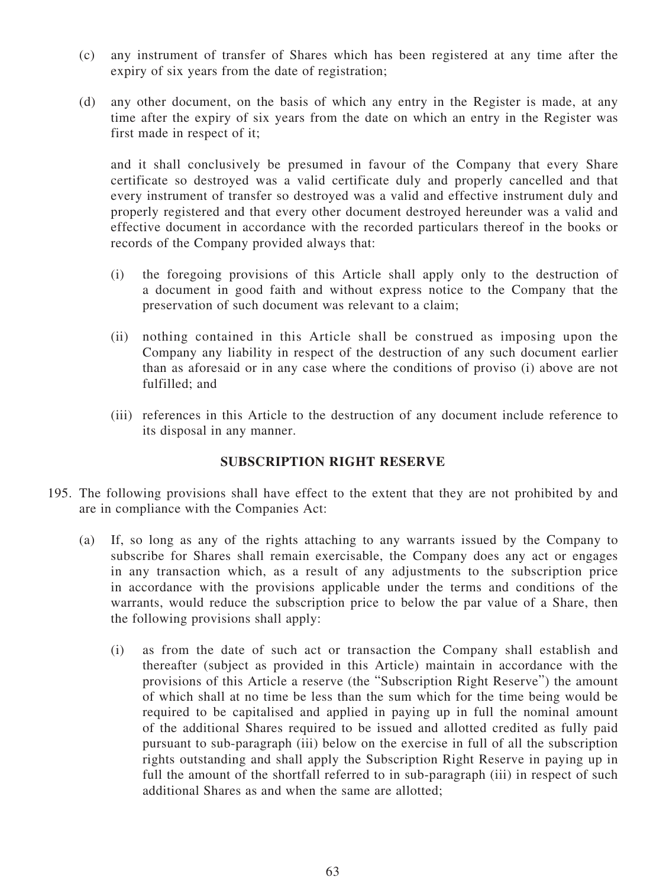(c) any instrument of transfer of Shares which has been registered at any time after the expiry of six years from the date of registration;

(d) any other document, on the basis of which any entry in the Register is made, at any time after the expiry of six years from the date on which an entry in the Register was first made in respect of it;

and it shall conclusively be presumed in favour of the Company that every Share certificate so destroyed was a valid certificate duly and properly cancelled and that every instrument of transfer so destroyed was a valid and effective instrument duly and properly registered and that every other document destroyed hereunder was a valid and effective document in accordance with the recorded particulars thereof in the books or records of the Company provided always that:

(i) the foregoing provisions of this Article shall apply only to the destruction of a document in good faith and without express notice to the Company that the preservation of such document was relevant to a claim;

(ii) nothing contained in this Article shall be construed as imposing upon the Company any liability in respect of the destruction of any such document earlier than as aforesaid or in any case where the conditions of proviso (i) above are not fulfilled; and

(iii) references in this Article to the destruction of any document include reference to its disposal in any manner.

## SUBSCRIPTION RIGHT RESERVE

195. The following provisions shall have effect to the extent that they are not prohibited by and are in compliance with the Companies Act:

(a) If, so long as any of the rights attaching to any warrants issued by the Company to subscribe for Shares shall remain exercisable, the Company does any act or engages in any transaction which, as a result of any adjustments to the subscription price in accordance with the provisions applicable under the terms and conditions of the warrants, would reduce the subscription price to below the par value of a Share, then the following provisions shall apply:

(i) as from the date of such act or transaction the Company shall establish and thereafter (subject as provided in this Article) maintain in accordance with the provisions of this Article a reserve (the "Subscription Right Reserve") the amount of which shall at no time be less than the sum which for the time being would be required to be capitalised and applied in paying up in full the nominal amount of the additional Shares required to be issued and allotted credited as fully paid pursuant to sub-paragraph (iii) below on the exercise in full of all the subscription rights outstanding and shall apply the Subscription Right Reserve in paying up in full the amount of the shortfall referred to in sub-paragraph (iii) in respect of such additional Shares as and when the same are allotted;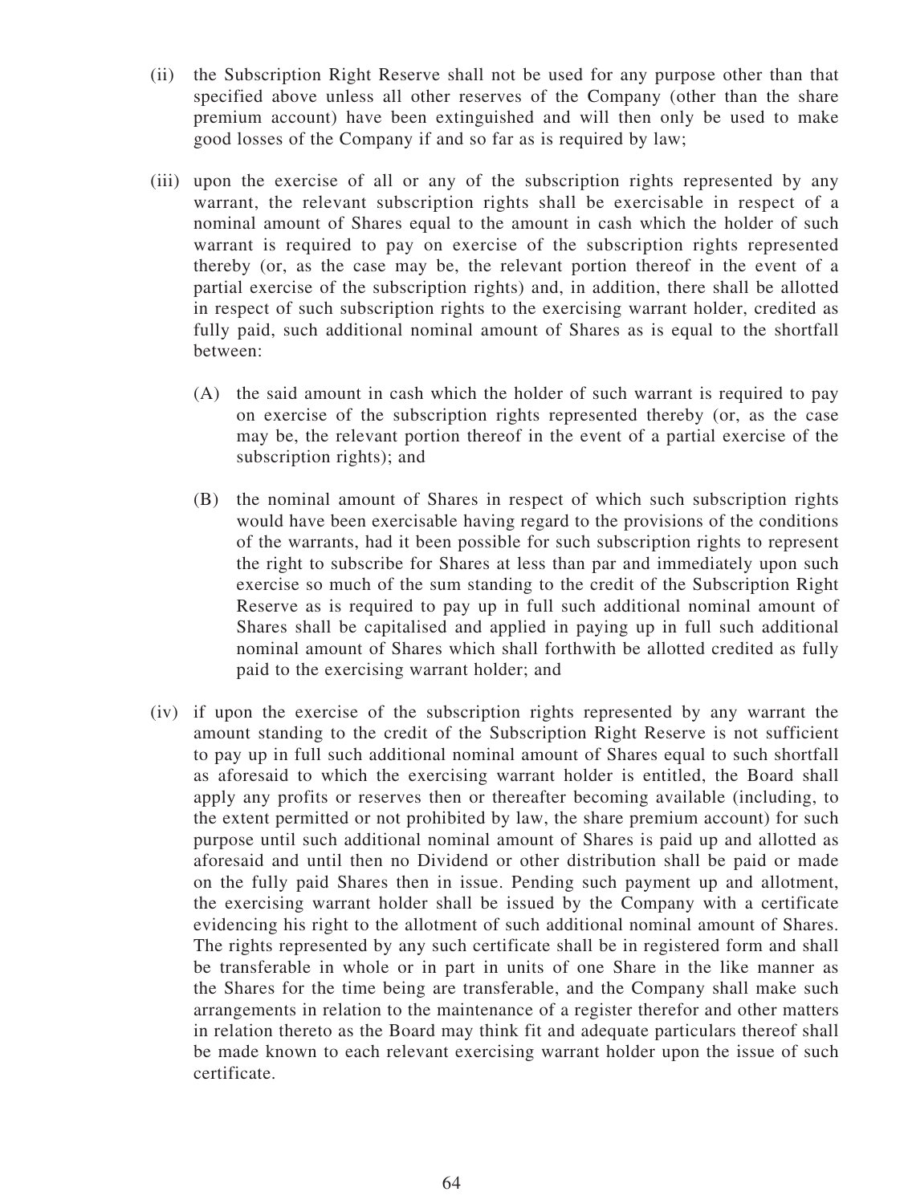(ii) the Subscription Right Reserve shall not be used for any purpose other than that specified above unless all other reserves of the Company (other than the share premium account) have been extinguished and will then only be used to make good losses of the Company if and so far as is required by law;

(iii) upon the exercise of all or any of the subscription rights represented by any warrant, the relevant subscription rights shall be exercisable in respect of a nominal amount of Shares equal to the amount in cash which the holder of such warrant is required to pay on exercise of the subscription rights represented thereby (or, as the case may be, the relevant portion thereof in the event of a partial exercise of the subscription rights) and, in addition, there shall be allotted in respect of such subscription rights to the exercising warrant holder, credited as fully paid, such additional nominal amount of Shares as is equal to the shortfall between:

   (A) the said amount in cash which the holder of such warrant is required to pay on exercise of the subscription rights represented thereby (or, as the case may be, the relevant portion thereof in the event of a partial exercise of the subscription rights); and

   (B) the nominal amount of Shares in respect of which such subscription rights would have been exercisable having regard to the provisions of the conditions of the warrants, had it been possible for such subscription rights to represent the right to subscribe for Shares at less than par and immediately upon such exercise so much of the sum standing to the credit of the Subscription Right Reserve as is required to pay up in full such additional nominal amount of Shares shall be capitalised and applied in paying up in full such additional nominal amount of Shares which shall forthwith be allotted credited as fully paid to the exercising warrant holder; and

(iv) if upon the exercise of the subscription rights represented by any warrant the amount standing to the credit of the Subscription Right Reserve is not sufficient to pay up in full such additional nominal amount of Shares equal to such shortfall as aforesaid to which the exercising warrant holder is entitled, the Board shall apply any profits or reserves then or thereafter becoming available (including, to the extent permitted or not prohibited by law, the share premium account) for such purpose until such additional nominal amount of Shares is paid up and allotted as aforesaid and until then no Dividend or other distribution shall be paid or made on the fully paid Shares then in issue. Pending such payment up and allotment, the exercising warrant holder shall be issued by the Company with a certificate evidencing his right to the allotment of such additional nominal amount of Shares. The rights represented by any such certificate shall be in registered form and shall be transferable in whole or in part in units of one Share in the like manner as the Shares for the time being are transferable, and the Company shall make such arrangements in relation to the maintenance of a register therefor and other matters in relation thereto as the Board may think fit and adequate particulars thereof shall be made known to each relevant exercising warrant holder upon the issue of such certificate.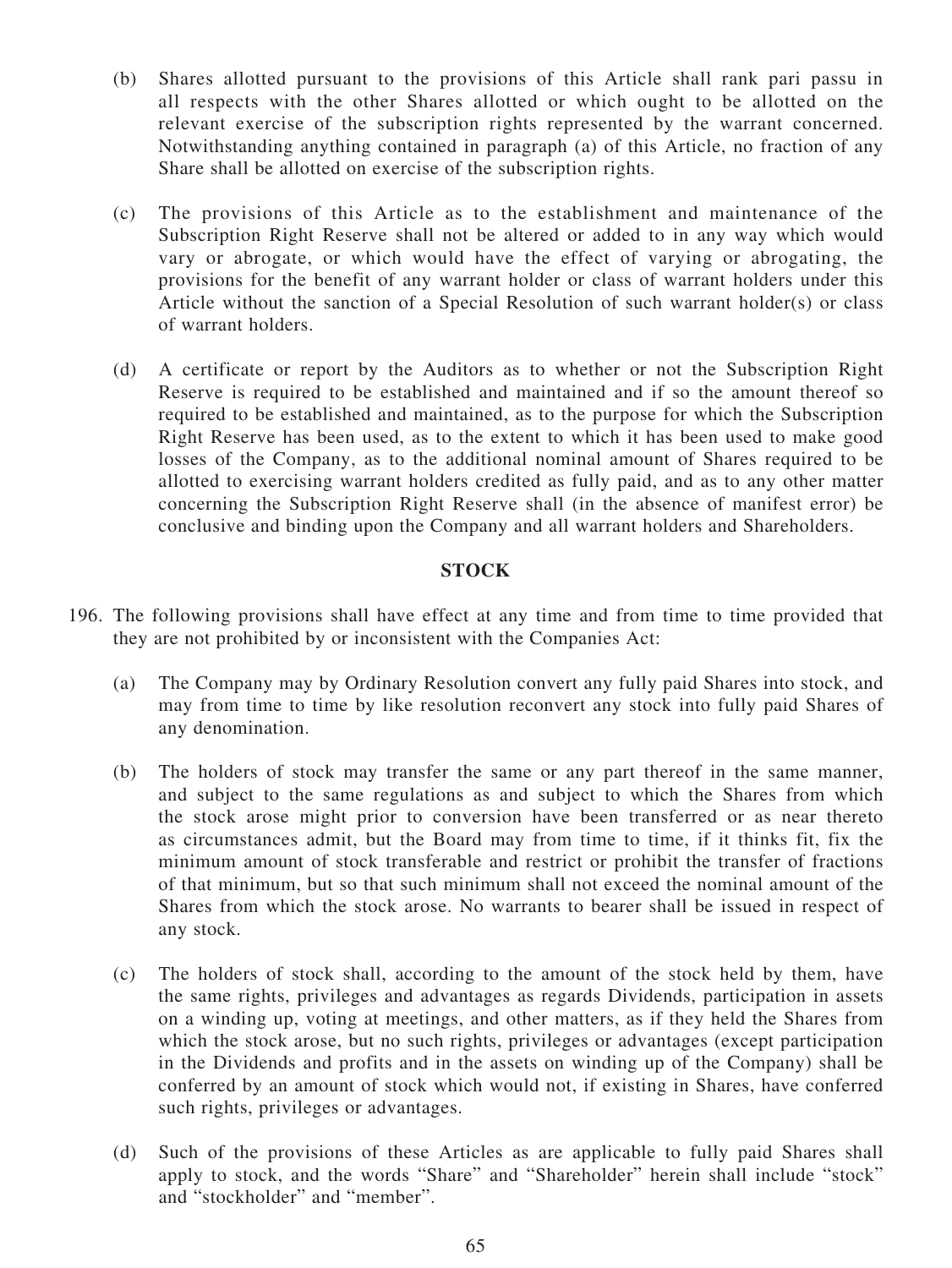(b) Shares allotted pursuant to the provisions of this Article shall rank pari passu in all respects with the other Shares allotted or which ought to be allotted on the relevant exercise of the subscription rights represented by the warrant concerned. Notwithstanding anything contained in paragraph (a) of this Article, no fraction of any Share shall be allotted on exercise of the subscription rights.

(c) The provisions of this Article as to the establishment and maintenance of the Subscription Right Reserve shall not be altered or added to in any way which would vary or abrogate, or which would have the effect of varying or abrogating, the provisions for the benefit of any warrant holder or class of warrant holders under this Article without the sanction of a Special Resolution of such warrant holder(s) or class of warrant holders.

(d) A certificate or report by the Auditors as to whether or not the Subscription Right Reserve is required to be established and maintained and if so the amount thereof so required to be established and maintained, as to the purpose for which the Subscription Right Reserve has been used, as to the extent to which it has been used to make good losses of the Company, as to the additional nominal amount of Shares required to be allotted to exercising warrant holders credited as fully paid, and as to any other matter concerning the Subscription Right Reserve shall (in the absence of manifest error) be conclusive and binding upon the Company and all warrant holders and Shareholders.

## STOCK

196. The following provisions shall have effect at any time and from time to time provided that they are not prohibited by or inconsistent with the Companies Act:

(a) The Company may by Ordinary Resolution convert any fully paid Shares into stock, and may from time to time by like resolution reconvert any stock into fully paid Shares of any denomination.

(b) The holders of stock may transfer the same or any part thereof in the same manner, and subject to the same regulations as and subject to which the Shares from which the stock arose might prior to conversion have been transferred or as near thereto as circumstances admit, but the Board may from time to time, if it thinks fit, fix the minimum amount of stock transferable and restrict or prohibit the transfer of fractions of that minimum, but so that such minimum shall not exceed the nominal amount of the Shares from which the stock arose. No warrants to bearer shall be issued in respect of any stock.

(c) The holders of stock shall, according to the amount of the stock held by them, have the same rights, privileges and advantages as regards Dividends, participation in assets on a winding up, voting at meetings, and other matters, as if they held the Shares from which the stock arose, but no such rights, privileges or advantages (except participation in the Dividends and profits and in the assets on winding up of the Company) shall be conferred by an amount of stock which would not, if existing in Shares, have conferred such rights, privileges or advantages.

(d) Such of the provisions of these Articles as are applicable to fully paid Shares shall apply to stock, and the words "Share" and "Shareholder" herein shall include "stock" and "stockholder" and "member".